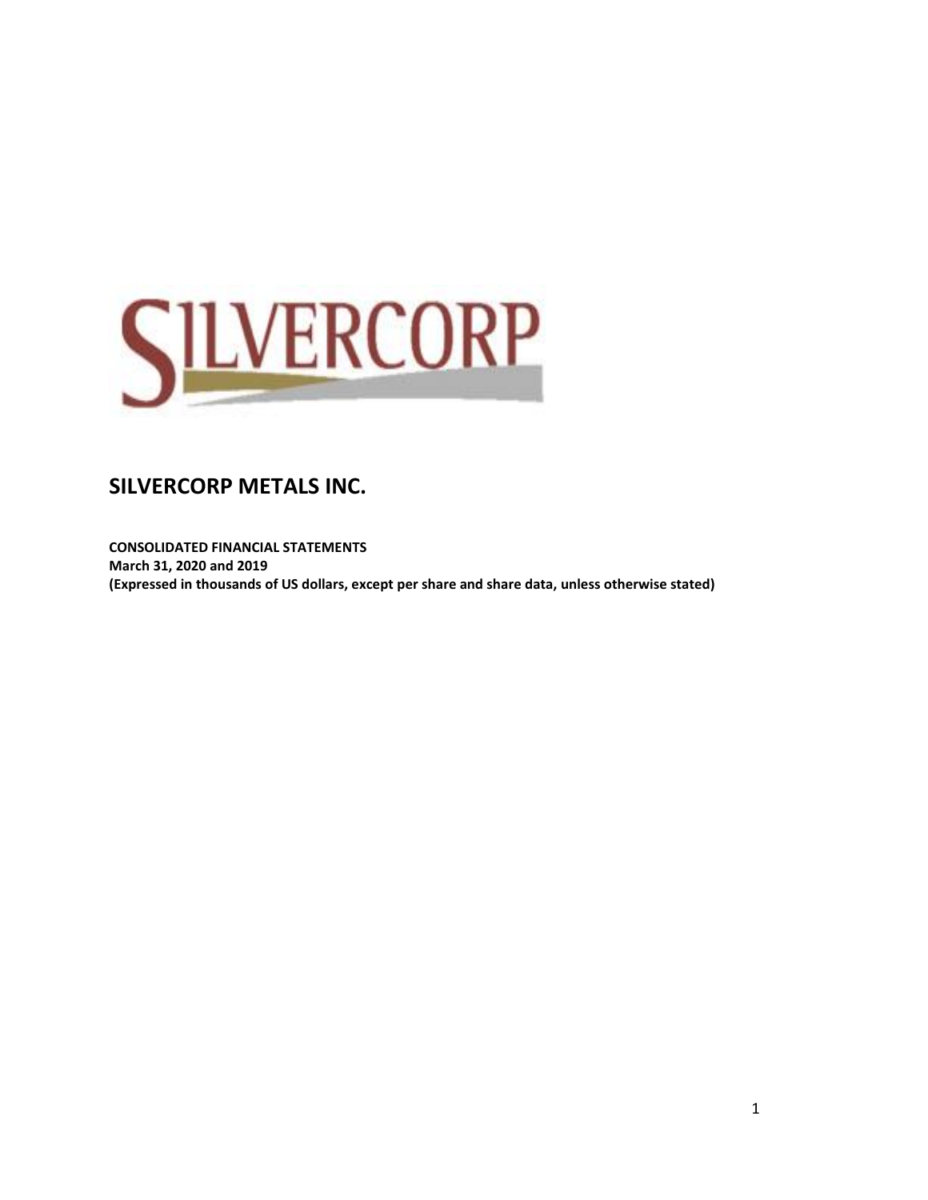# SILVERCORP METALS INC.

**CONSOLIDATED FINANCIAL STATEMENTS**
**March 31, 2020 and 2019**
**(Expressed in thousands of US dollars, except per share and share data, unless otherwise stated)**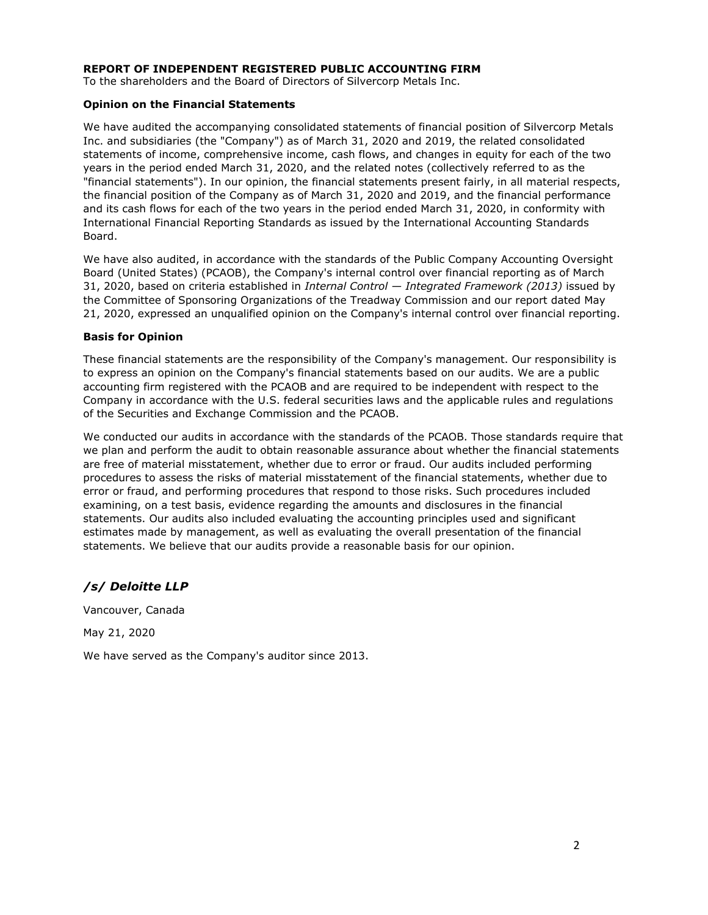## REPORT OF INDEPENDENT REGISTERED PUBLIC ACCOUNTING FIRM

To the shareholders and the Board of Directors of Silvercorp Metals Inc.

### Opinion on the Financial Statements

We have audited the accompanying consolidated statements of financial position of Silvercorp Metals Inc. and subsidiaries (the "Company") as of March 31, 2020 and 2019, the related consolidated statements of income, comprehensive income, cash flows, and changes in equity for each of the two years in the period ended March 31, 2020, and the related notes (collectively referred to as the "financial statements"). In our opinion, the financial statements present fairly, in all material respects, the financial position of the Company as of March 31, 2020 and 2019, and the financial performance and its cash flows for each of the two years in the period ended March 31, 2020, in conformity with International Financial Reporting Standards as issued by the International Accounting Standards Board.

We have also audited, in accordance with the standards of the Public Company Accounting Oversight Board (United States) (PCAOB), the Company's internal control over financial reporting as of March 31, 2020, based on criteria established in *Internal Control — Integrated Framework (2013)* issued by the Committee of Sponsoring Organizations of the Treadway Commission and our report dated May 21, 2020, expressed an unqualified opinion on the Company's internal control over financial reporting.

### Basis for Opinion

These financial statements are the responsibility of the Company's management. Our responsibility is to express an opinion on the Company's financial statements based on our audits. We are a public accounting firm registered with the PCAOB and are required to be independent with respect to the Company in accordance with the U.S. federal securities laws and the applicable rules and regulations of the Securities and Exchange Commission and the PCAOB.

We conducted our audits in accordance with the standards of the PCAOB. Those standards require that we plan and perform the audit to obtain reasonable assurance about whether the financial statements are free of material misstatement, whether due to error or fraud. Our audits included performing procedures to assess the risks of material misstatement of the financial statements, whether due to error or fraud, and performing procedures that respond to those risks. Such procedures included examining, on a test basis, evidence regarding the amounts and disclosures in the financial statements. Our audits also included evaluating the accounting principles used and significant estimates made by management, as well as evaluating the overall presentation of the financial statements. We believe that our audits provide a reasonable basis for our opinion.

***/s/ Deloitte LLP***

Vancouver, Canada

May 21, 2020

We have served as the Company's auditor since 2013.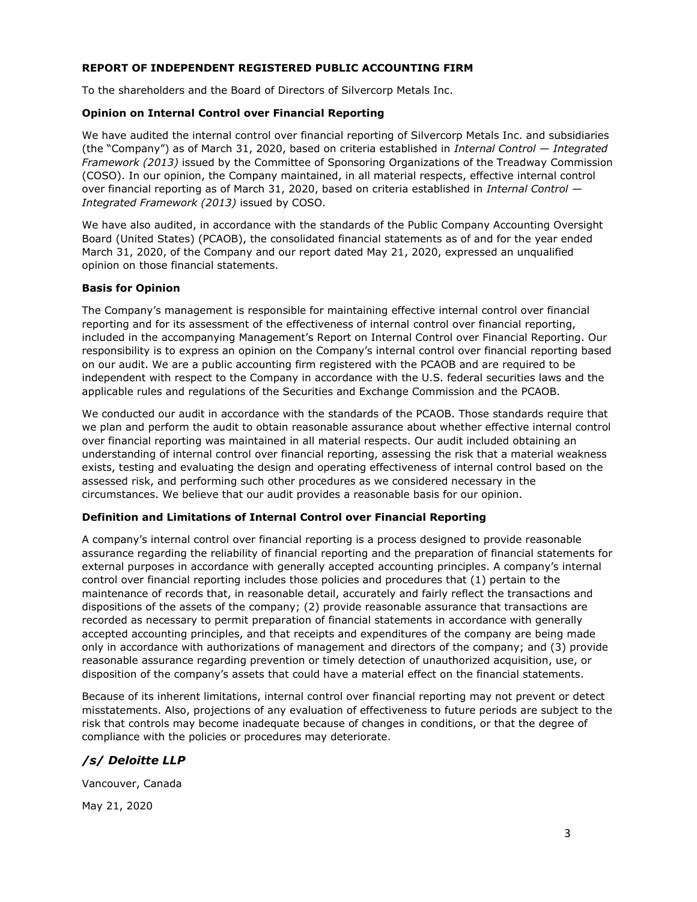**REPORT OF INDEPENDENT REGISTERED PUBLIC ACCOUNTING FIRM**

To the shareholders and the Board of Directors of Silvercorp Metals Inc.

**Opinion on Internal Control over Financial Reporting**

We have audited the internal control over financial reporting of Silvercorp Metals Inc. and subsidiaries (the "Company") as of March 31, 2020, based on criteria established in *Internal Control — Integrated Framework (2013)* issued by the Committee of Sponsoring Organizations of the Treadway Commission (COSO). In our opinion, the Company maintained, in all material respects, effective internal control over financial reporting as of March 31, 2020, based on criteria established in *Internal Control — Integrated Framework (2013)* issued by COSO.

We have also audited, in accordance with the standards of the Public Company Accounting Oversight Board (United States) (PCAOB), the consolidated financial statements as of and for the year ended March 31, 2020, of the Company and our report dated May 21, 2020, expressed an unqualified opinion on those financial statements.

**Basis for Opinion**

The Company's management is responsible for maintaining effective internal control over financial reporting and for its assessment of the effectiveness of internal control over financial reporting, included in the accompanying Management's Report on Internal Control over Financial Reporting. Our responsibility is to express an opinion on the Company's internal control over financial reporting based on our audit. We are a public accounting firm registered with the PCAOB and are required to be independent with respect to the Company in accordance with the U.S. federal securities laws and the applicable rules and regulations of the Securities and Exchange Commission and the PCAOB.

We conducted our audit in accordance with the standards of the PCAOB. Those standards require that we plan and perform the audit to obtain reasonable assurance about whether effective internal control over financial reporting was maintained in all material respects. Our audit included obtaining an understanding of internal control over financial reporting, assessing the risk that a material weakness exists, testing and evaluating the design and operating effectiveness of internal control based on the assessed risk, and performing such other procedures as we considered necessary in the circumstances. We believe that our audit provides a reasonable basis for our opinion.

**Definition and Limitations of Internal Control over Financial Reporting**

A company's internal control over financial reporting is a process designed to provide reasonable assurance regarding the reliability of financial reporting and the preparation of financial statements for external purposes in accordance with generally accepted accounting principles. A company's internal control over financial reporting includes those policies and procedures that (1) pertain to the maintenance of records that, in reasonable detail, accurately and fairly reflect the transactions and dispositions of the assets of the company; (2) provide reasonable assurance that transactions are recorded as necessary to permit preparation of financial statements in accordance with generally accepted accounting principles, and that receipts and expenditures of the company are being made only in accordance with authorizations of management and directors of the company; and (3) provide reasonable assurance regarding prevention or timely detection of unauthorized acquisition, use, or disposition of the company's assets that could have a material effect on the financial statements.

Because of its inherent limitations, internal control over financial reporting may not prevent or detect misstatements. Also, projections of any evaluation of effectiveness to future periods are subject to the risk that controls may become inadequate because of changes in conditions, or that the degree of compliance with the policies or procedures may deteriorate.

***/s/ Deloitte LLP***

Vancouver, Canada

May 21, 2020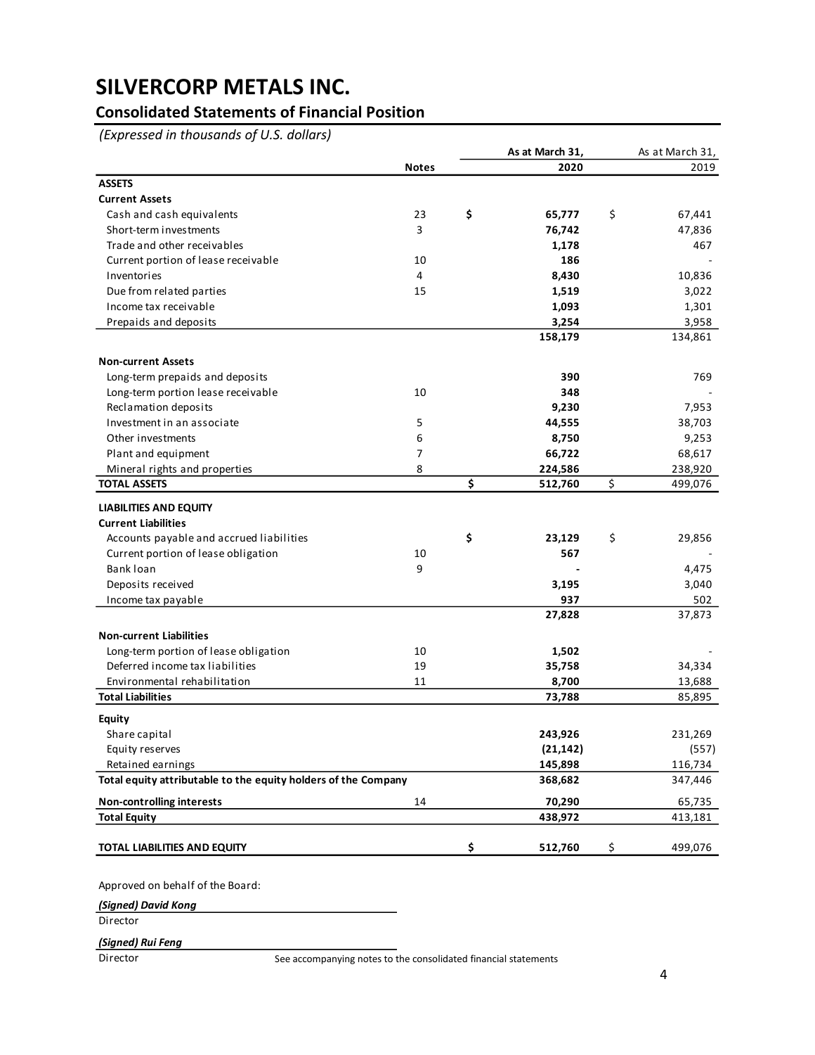# SILVERCORP METALS INC.

## Consolidated Statements of Financial Position

*(Expressed in thousands of U.S. dollars)*

| | Notes | As at March 31, 2020 | As at March 31, 2019 |
|---|---|---|---|
| **ASSETS** | | | |
| **Current Assets** | | | |
| Cash and cash equivalents | 23 | $ **65,777** | $ 67,441 |
| Short-term investments | 3 | **76,742** | 47,836 |
| Trade and other receivables | | **1,178** | 467 |
| Current portion of lease receivable | 10 | **186** | - |
| Inventories | 4 | **8,430** | 10,836 |
| Due from related parties | 15 | **1,519** | 3,022 |
| Income tax receivable | | **1,093** | 1,301 |
| Prepaids and deposits | | **3,254** | 3,958 |
| | | **158,179** | 134,861 |
| **Non-current Assets** | | | |
| Long-term prepaids and deposits | | **390** | 769 |
| Long-term portion lease receivable | 10 | **348** | - |
| Reclamation deposits | | **9,230** | 7,953 |
| Investment in an associate | 5 | **44,555** | 38,703 |
| Other investments | 6 | **8,750** | 9,253 |
| Plant and equipment | 7 | **66,722** | 68,617 |
| Mineral rights and properties | 8 | **224,586** | 238,920 |
| **TOTAL ASSETS** | | $ **512,760** | $ 499,076 |
| **LIABILITIES AND EQUITY** | | | |
| **Current Liabilities** | | | |
| Accounts payable and accrued liabilities | | $ **23,129** | $ 29,856 |
| Current portion of lease obligation | 10 | **567** | - |
| Bank loan | 9 | **-** | 4,475 |
| Deposits received | | **3,195** | 3,040 |
| Income tax payable | | **937** | 502 |
| | | **27,828** | 37,873 |
| **Non-current Liabilities** | | | |
| Long-term portion of lease obligation | 10 | **1,502** | - |
| Deferred income tax liabilities | 19 | **35,758** | 34,334 |
| Environmental rehabilitation | 11 | **8,700** | 13,688 |
| **Total Liabilities** | | **73,788** | 85,895 |
| **Equity** | | | |
| Share capital | | **243,926** | 231,269 |
| Equity reserves | | **(21,142)** | (557) |
| Retained earnings | | **145,898** | 116,734 |
| **Total equity attributable to the equity holders of the Company** | | **368,682** | 347,446 |
| **Non-controlling interests** | 14 | **70,290** | 65,735 |
| **Total Equity** | | **438,972** | 413,181 |
| **TOTAL LIABILITIES AND EQUITY** | | $ **512,760** | $ 499,076 |

Approved on behalf of the Board:

***(Signed) David Kong***
Director

***(Signed) Rui Feng***
Director

See accompanying notes to the consolidated financial statements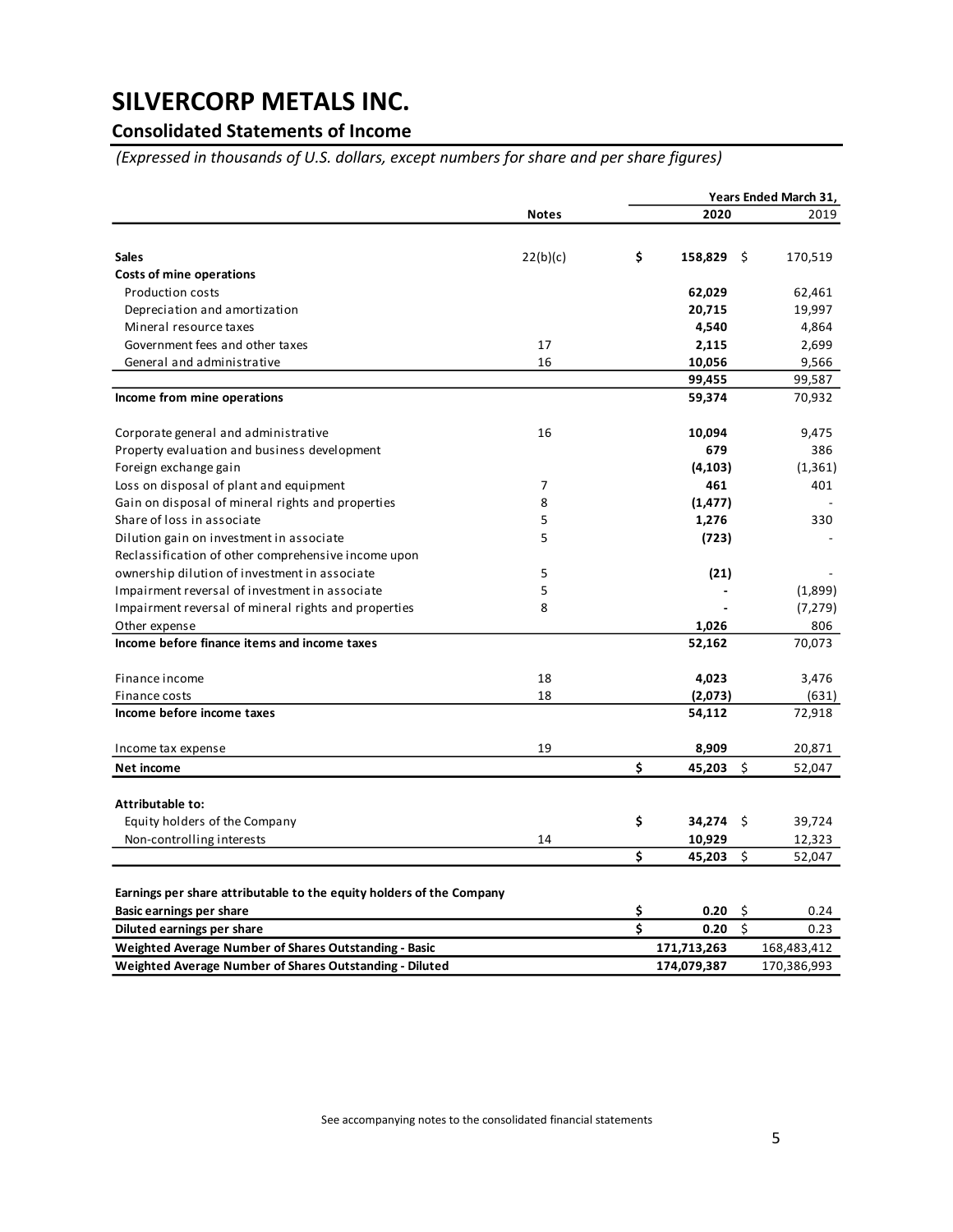# SILVERCORP METALS INC.

## Consolidated Statements of Income

*(Expressed in thousands of U.S. dollars, except numbers for share and per share figures)*

| | Notes | Years Ended March 31, 2020 | 2019 |
|---|---|---|---|
| **Sales** | 22(b)(c) | **$ 158,829** | $ 170,519 |
| **Costs of mine operations** | | | |
| Production costs | | **62,029** | 62,461 |
| Depreciation and amortization | | **20,715** | 19,997 |
| Mineral resource taxes | | **4,540** | 4,864 |
| Government fees and other taxes | 17 | **2,115** | 2,699 |
| General and administrative | 16 | **10,056** | 9,566 |
| | | **99,455** | 99,587 |
| **Income from mine operations** | | **59,374** | 70,932 |
| | | | |
| Corporate general and administrative | 16 | **10,094** | 9,475 |
| Property evaluation and business development | | **679** | 386 |
| Foreign exchange gain | | **(4,103)** | (1,361) |
| Loss on disposal of plant and equipment | 7 | **461** | 401 |
| Gain on disposal of mineral rights and properties | 8 | **(1,477)** | - |
| Share of loss in associate | 5 | **1,276** | 330 |
| Dilution gain on investment in associate | 5 | **(723)** | - |
| Reclassification of other comprehensive income upon ownership dilution of investment in associate | 5 | **(21)** | - |
| Impairment reversal of investment in associate | 5 | **-** | (1,899) |
| Impairment reversal of mineral rights and properties | 8 | **-** | (7,279) |
| Other expense | | **1,026** | 806 |
| **Income before finance items and income taxes** | | **52,162** | 70,073 |
| | | | |
| Finance income | 18 | **4,023** | 3,476 |
| Finance costs | 18 | **(2,073)** | (631) |
| **Income before income taxes** | | **54,112** | 72,918 |
| | | | |
| Income tax expense | 19 | **8,909** | 20,871 |
| **Net income** | | **$ 45,203** | $ 52,047 |
| | | | |
| **Attributable to:** | | | |
| Equity holders of the Company | | **$ 34,274** | $ 39,724 |
| Non-controlling interests | 14 | **10,929** | 12,323 |
| | | **$ 45,203** | $ 52,047 |
| | | | |
| **Earnings per share attributable to the equity holders of the Company** | | | |
| **Basic earnings per share** | | **$ 0.20** | $ 0.24 |
| **Diluted earnings per share** | | **$ 0.20** | $ 0.23 |
| **Weighted Average Number of Shares Outstanding - Basic** | | **171,713,263** | 168,483,412 |
| **Weighted Average Number of Shares Outstanding - Diluted** | | **174,079,387** | 170,386,993 |

See accompanying notes to the consolidated financial statements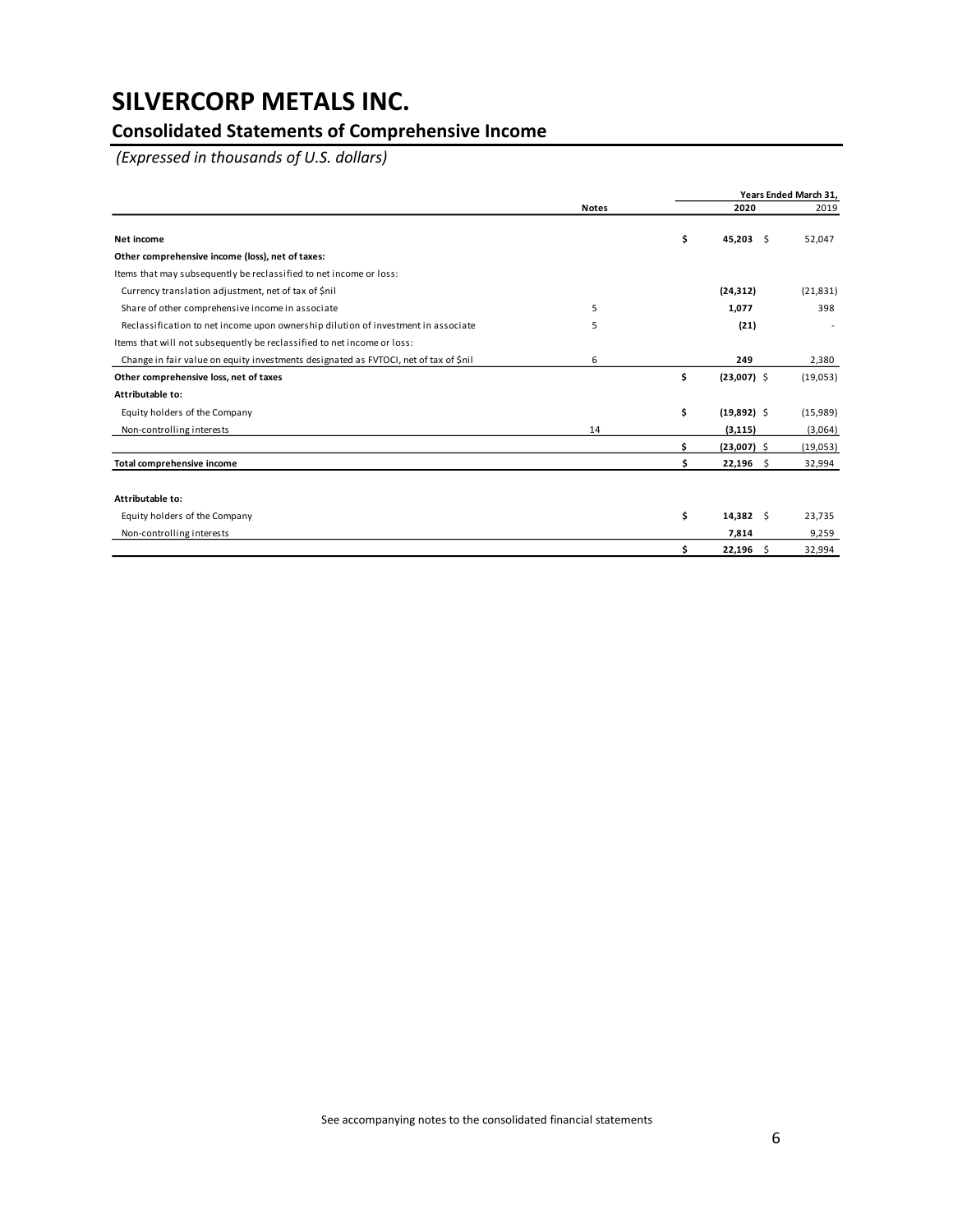# SILVERCORP METALS INC.

## Consolidated Statements of Comprehensive Income

*(Expressed in thousands of U.S. dollars)*

| | Notes | Years Ended March 31, 2020 | 2019 |
|---|---|---|---|
| **Net income** | | **$ 45,203** | $ 52,047 |
| **Other comprehensive income (loss), net of taxes:** | | | |
| Items that may subsequently be reclassified to net income or loss: | | | |
| Currency translation adjustment, net of tax of $nil | | **(24,312)** | (21,831) |
| Share of other comprehensive income in associate | 5 | **1,077** | 398 |
| Reclassification to net income upon ownership dilution of investment in associate | 5 | **(21)** | - |
| Items that will not subsequently be reclassified to net income or loss: | | | |
| Change in fair value on equity investments designated as FVTOCI, net of tax of $nil | 6 | **249** | 2,380 |
| **Other comprehensive loss, net of taxes** | | **$ (23,007)** | $ (19,053) |
| **Attributable to:** | | | |
| Equity holders of the Company | | **$ (19,892)** | $ (15,989) |
| Non-controlling interests | 14 | **(3,115)** | (3,064) |
| | | **$ (23,007)** | $ (19,053) |
| **Total comprehensive income** | | **$ 22,196** | $ 32,994 |
| | | | |
| **Attributable to:** | | | |
| Equity holders of the Company | | **$ 14,382** | $ 23,735 |
| Non-controlling interests | | **7,814** | 9,259 |
| | | **$ 22,196** | $ 32,994 |

See accompanying notes to the consolidated financial statements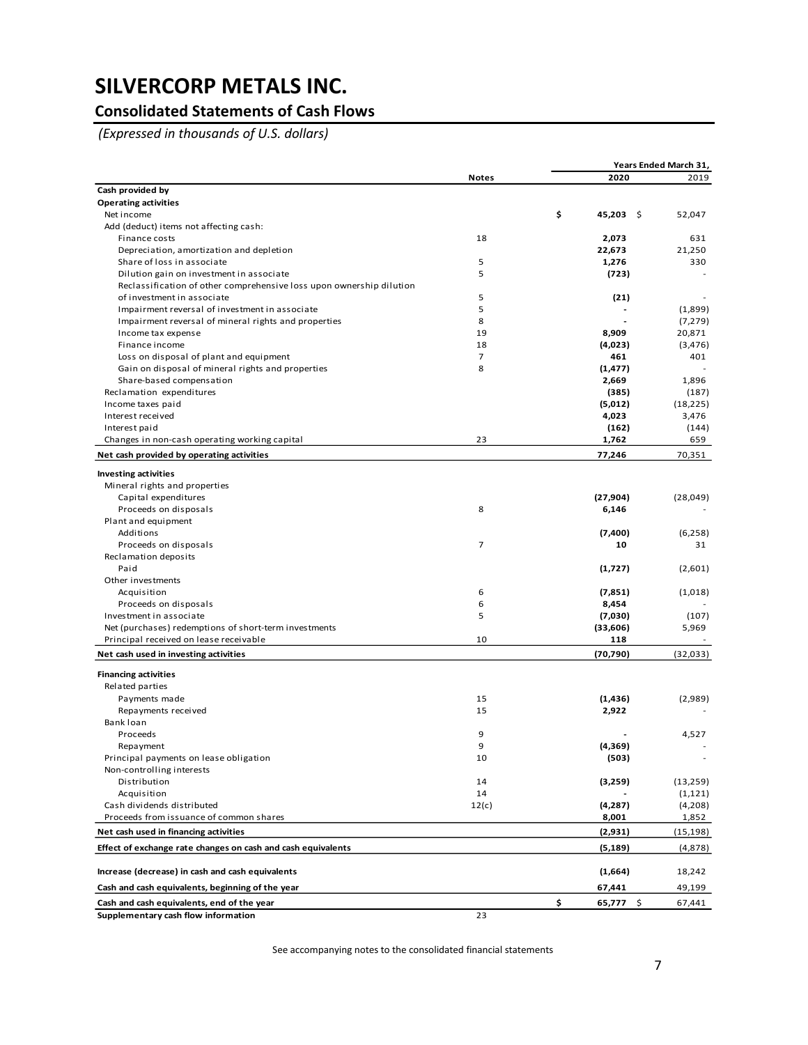# SILVERCORP METALS INC.

## Consolidated Statements of Cash Flows

*(Expressed in thousands of U.S. dollars)*

| | Notes | Years Ended March 31, 2020 | 2019 |
|---|---|---|---|
| **Cash provided by** | | | |
| **Operating activities** | | | |
| Net income | | **$ 45,203** | $ 52,047 |
| Add (deduct) items not affecting cash: | | | |
| Finance costs | 18 | **2,073** | 631 |
| Depreciation, amortization and depletion | | **22,673** | 21,250 |
| Share of loss in associate | 5 | **1,276** | 330 |
| Dilution gain on investment in associate | 5 | **(723)** | - |
| Reclassification of other comprehensive loss upon ownership dilution of investment in associate | 5 | **(21)** | - |
| Impairment reversal of investment in associate | 5 | **-** | (1,899) |
| Impairment reversal of mineral rights and properties | 8 | **-** | (7,279) |
| Income tax expense | 19 | **8,909** | 20,871 |
| Finance income | 18 | **(4,023)** | (3,476) |
| Loss on disposal of plant and equipment | 7 | **461** | 401 |
| Gain on disposal of mineral rights and properties | 8 | **(1,477)** | - |
| Share-based compensation | | **2,669** | 1,896 |
| Reclamation expenditures | | **(385)** | (187) |
| Income taxes paid | | **(5,012)** | (18,225) |
| Interest received | | **4,023** | 3,476 |
| Interest paid | | **(162)** | (144) |
| Changes in non-cash operating working capital | 23 | **1,762** | 659 |
| **Net cash provided by operating activities** | | **77,246** | 70,351 |
| **Investing activities** | | | |
| Mineral rights and properties | | | |
| Capital expenditures | | **(27,904)** | (28,049) |
| Proceeds on disposals | 8 | **6,146** | - |
| Plant and equipment | | | |
| Additions | | **(7,400)** | (6,258) |
| Proceeds on disposals | 7 | **10** | 31 |
| Reclamation deposits | | | |
| Paid | | **(1,727)** | (2,601) |
| Other investments | | | |
| Acquisition | 6 | **(7,851)** | (1,018) |
| Proceeds on disposals | 6 | **8,454** | - |
| Investment in associate | 5 | **(7,030)** | (107) |
| Net (purchases) redemptions of short-term investments | | **(33,606)** | 5,969 |
| Principal received on lease receivable | 10 | **118** | - |
| **Net cash used in investing activities** | | **(70,790)** | (32,033) |
| **Financing activities** | | | |
| Related parties | | | |
| Payments made | 15 | **(1,436)** | (2,989) |
| Repayments received | 15 | **2,922** | - |
| Bank loan | | | |
| Proceeds | 9 | **-** | 4,527 |
| Repayment | 9 | **(4,369)** | - |
| Principal payments on lease obligation | 10 | **(503)** | - |
| Non-controlling interests | | | |
| Distribution | 14 | **(3,259)** | (13,259) |
| Acquisition | 14 | **-** | (1,121) |
| Cash dividends distributed | 12(c) | **(4,287)** | (4,208) |
| Proceeds from issuance of common shares | | **8,001** | 1,852 |
| **Net cash used in financing activities** | | **(2,931)** | (15,198) |
| **Effect of exchange rate changes on cash and cash equivalents** | | **(5,189)** | (4,878) |
| **Increase (decrease) in cash and cash equivalents** | | **(1,664)** | 18,242 |
| **Cash and cash equivalents, beginning of the year** | | **67,441** | 49,199 |
| **Cash and cash equivalents, end of the year** | | **$ 65,777** | $ 67,441 |
| **Supplementary cash flow information** | 23 | | |

See accompanying notes to the consolidated financial statements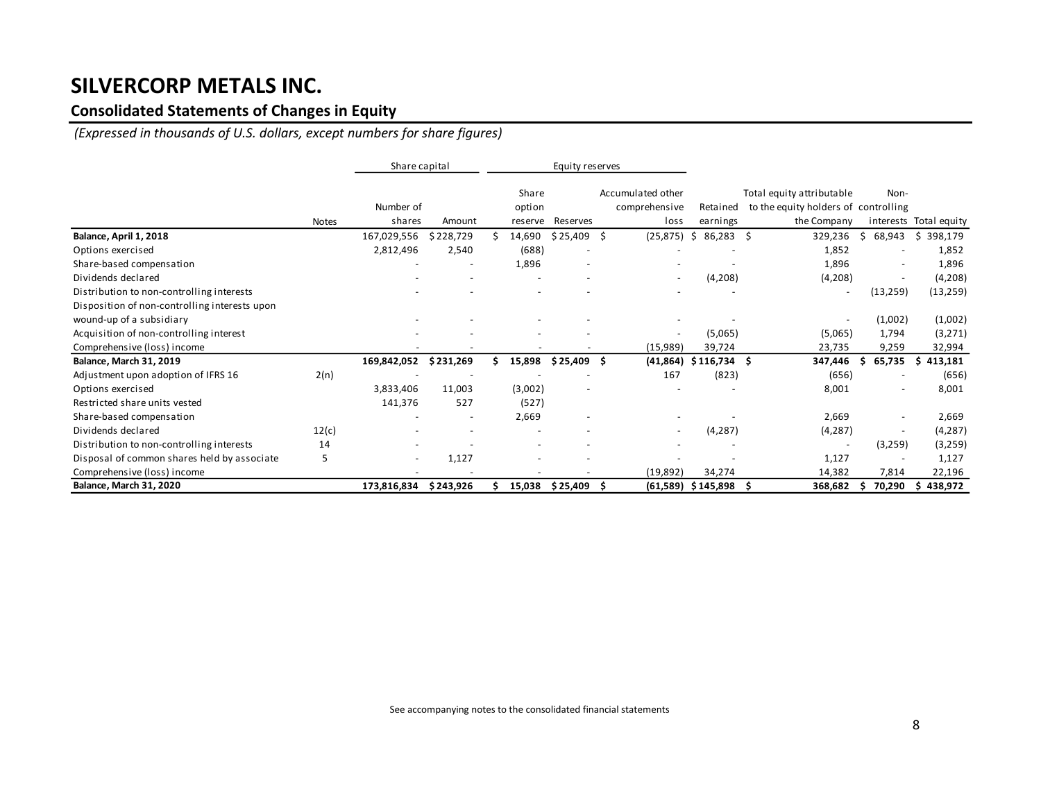# SILVERCORP METALS INC.

## Consolidated Statements of Changes in Equity

*(Expressed in thousands of U.S. dollars, except numbers for share figures)*

| | | Share capital | | Equity reserves | | | | | | |
|---|---|---|---|---|---|---|---|---|---|---|
| | Notes | Number of shares | Amount | Share option reserve | Reserves | Accumulated other comprehensive loss | Retained earnings | Total equity attributable to the equity holders of the Company | Non-controlling interests | Total equity |
| **Balance, April 1, 2018** | | 167,029,556 | $ 228,729 | $ 14,690 | $ 25,409 | $ (25,875) | $ 86,283 | $ 329,236 | $ 68,943 | $ 398,179 |
| Options exercised | | 2,812,496 | 2,540 | (688) | - | - | - | 1,852 | - | 1,852 |
| Share-based compensation | | - | - | 1,896 | - | - | - | 1,896 | - | 1,896 |
| Dividends declared | | - | - | - | - | - | (4,208) | (4,208) | - | (4,208) |
| Distribution to non-controlling interests | | - | - | - | - | - | - | - | (13,259) | (13,259) |
| Disposition of non-controlling interests upon wound-up of a subsidiary | | - | - | - | - | - | - | - | (1,002) | (1,002) |
| Acquisition of non-controlling interest | | - | - | - | - | - | (5,065) | (5,065) | 1,794 | (3,271) |
| Comprehensive (loss) income | | - | - | - | - | (15,989) | 39,724 | 23,735 | 9,259 | 32,994 |
| **Balance, March 31, 2019** | | **169,842,052** | **$ 231,269** | **$ 15,898** | **$ 25,409** | **$ (41,864)** | **$ 116,734** | **$ 347,446** | **$ 65,735** | **$ 413,181** |
| Adjustment upon adoption of IFRS 16 | 2(n) | - | - | - | - | 167 | (823) | (656) | - | (656) |
| Options exercised | | 3,833,406 | 11,003 | (3,002) | - | - | - | 8,001 | - | 8,001 |
| Restricted share units vested | | 141,376 | 527 | (527) | | | | | | |
| Share-based compensation | | - | - | 2,669 | - | - | - | 2,669 | - | 2,669 |
| Dividends declared | 12(c) | - | - | - | - | - | (4,287) | (4,287) | - | (4,287) |
| Distribution to non-controlling interests | 14 | - | - | - | - | - | - | - | (3,259) | (3,259) |
| Disposal of common shares held by associate | 5 | - | 1,127 | - | - | - | - | 1,127 | - | 1,127 |
| Comprehensive (loss) income | | - | - | - | - | (19,892) | 34,274 | 14,382 | 7,814 | 22,196 |
| **Balance, March 31, 2020** | | **173,816,834** | **$ 243,926** | **$ 15,038** | **$ 25,409** | **$ (61,589)** | **$ 145,898** | **$ 368,682** | **$ 70,290** | **$ 438,972** |

See accompanying notes to the consolidated financial statements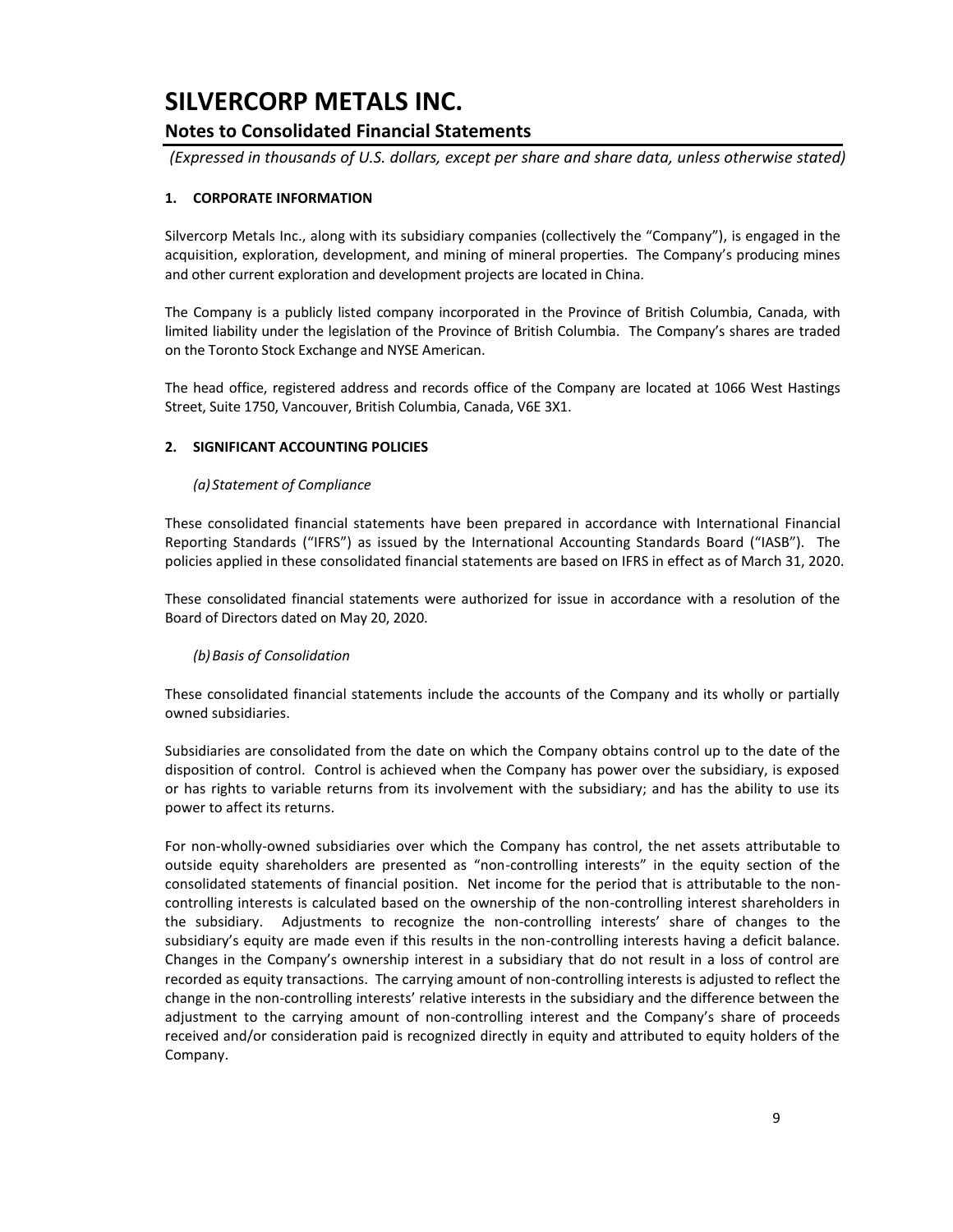# SILVERCORP METALS INC.

## Notes to Consolidated Financial Statements

*(Expressed in thousands of U.S. dollars, except per share and share data, unless otherwise stated)*

### 1. CORPORATE INFORMATION

Silvercorp Metals Inc., along with its subsidiary companies (collectively the "Company"), is engaged in the acquisition, exploration, development, and mining of mineral properties. The Company's producing mines and other current exploration and development projects are located in China.

The Company is a publicly listed company incorporated in the Province of British Columbia, Canada, with limited liability under the legislation of the Province of British Columbia. The Company's shares are traded on the Toronto Stock Exchange and NYSE American.

The head office, registered address and records office of the Company are located at 1066 West Hastings Street, Suite 1750, Vancouver, British Columbia, Canada, V6E 3X1.

### 2. SIGNIFICANT ACCOUNTING POLICIES

*(a) Statement of Compliance*

These consolidated financial statements have been prepared in accordance with International Financial Reporting Standards ("IFRS") as issued by the International Accounting Standards Board ("IASB"). The policies applied in these consolidated financial statements are based on IFRS in effect as of March 31, 2020.

These consolidated financial statements were authorized for issue in accordance with a resolution of the Board of Directors dated on May 20, 2020.

*(b) Basis of Consolidation*

These consolidated financial statements include the accounts of the Company and its wholly or partially owned subsidiaries.

Subsidiaries are consolidated from the date on which the Company obtains control up to the date of the disposition of control. Control is achieved when the Company has power over the subsidiary, is exposed or has rights to variable returns from its involvement with the subsidiary; and has the ability to use its power to affect its returns.

For non-wholly-owned subsidiaries over which the Company has control, the net assets attributable to outside equity shareholders are presented as "non-controlling interests" in the equity section of the consolidated statements of financial position. Net income for the period that is attributable to the non-controlling interests is calculated based on the ownership of the non-controlling interest shareholders in the subsidiary. Adjustments to recognize the non-controlling interests' share of changes to the subsidiary's equity are made even if this results in the non-controlling interests having a deficit balance. Changes in the Company's ownership interest in a subsidiary that do not result in a loss of control are recorded as equity transactions. The carrying amount of non-controlling interests is adjusted to reflect the change in the non-controlling interests' relative interests in the subsidiary and the difference between the adjustment to the carrying amount of non-controlling interest and the Company's share of proceeds received and/or consideration paid is recognized directly in equity and attributed to equity holders of the Company.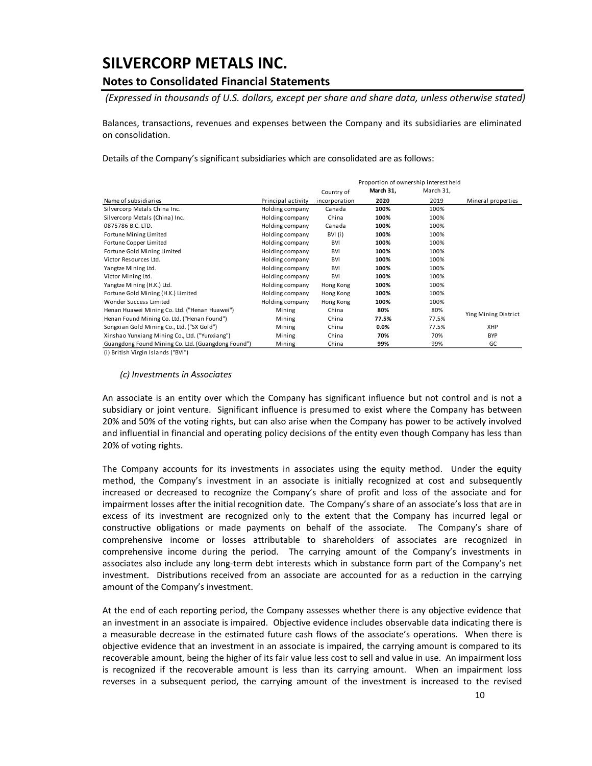# SILVERCORP METALS INC.

## Notes to Consolidated Financial Statements

*(Expressed in thousands of U.S. dollars, except per share and share data, unless otherwise stated)*

Balances, transactions, revenues and expenses between the Company and its subsidiaries are eliminated on consolidation.

Details of the Company's significant subsidiaries which are consolidated are as follows:

| | | | Proportion of ownership interest held | | |
|---|---|---|---|---|---|
| Name of subsidiaries | Principal activity | Country of incorporation | **March 31, 2020** | March 31, 2019 | Mineral properties |
| Silvercorp Metals China Inc. | Holding company | Canada | **100%** | 100% | |
| Silvercorp Metals (China) Inc. | Holding company | China | **100%** | 100% | |
| 0875786 B.C. LTD. | Holding company | Canada | **100%** | 100% | |
| Fortune Mining Limited | Holding company | BVI (i) | **100%** | 100% | |
| Fortune Copper Limited | Holding company | BVI | **100%** | 100% | |
| Fortune Gold Mining Limited | Holding company | BVI | **100%** | 100% | |
| Victor Resources Ltd. | Holding company | BVI | **100%** | 100% | |
| Yangtze Mining Ltd. | Holding company | BVI | **100%** | 100% | |
| Victor Mining Ltd. | Holding company | BVI | **100%** | 100% | |
| Yangtze Mining (H.K.) Ltd. | Holding company | Hong Kong | **100%** | 100% | |
| Fortune Gold Mining (H.K.) Limited | Holding company | Hong Kong | **100%** | 100% | |
| Wonder Success Limited | Holding company | Hong Kong | **100%** | 100% | |
| Henan Huawei Mining Co. Ltd. ("Henan Huawei") | Mining | China | **80%** | 80% | Ying Mining District |
| Henan Found Mining Co. Ltd. ("Henan Found") | Mining | China | **77.5%** | 77.5% | |
| Songxian Gold Mining Co., Ltd. ("SX Gold") | Mining | China | **0.0%** | 77.5% | XHP |
| Xinshao Yunxiang Mining Co., Ltd. ("Yunxiang") | Mining | China | **70%** | 70% | BYP |
| Guangdong Found Mining Co. Ltd. (Guangdong Found") | Mining | China | **99%** | 99% | GC |

(i) British Virgin Islands ("BVI")

### *(c) Investments in Associates*

An associate is an entity over which the Company has significant influence but not control and is not a subsidiary or joint venture. Significant influence is presumed to exist where the Company has between 20% and 50% of the voting rights, but can also arise when the Company has power to be actively involved and influential in financial and operating policy decisions of the entity even though Company has less than 20% of voting rights.

The Company accounts for its investments in associates using the equity method. Under the equity method, the Company's investment in an associate is initially recognized at cost and subsequently increased or decreased to recognize the Company's share of profit and loss of the associate and for impairment losses after the initial recognition date. The Company's share of an associate's loss that are in excess of its investment are recognized only to the extent that the Company has incurred legal or constructive obligations or made payments on behalf of the associate. The Company's share of comprehensive income or losses attributable to shareholders of associates are recognized in comprehensive income during the period. The carrying amount of the Company's investments in associates also include any long-term debt interests which in substance form part of the Company's net investment. Distributions received from an associate are accounted for as a reduction in the carrying amount of the Company's investment.

At the end of each reporting period, the Company assesses whether there is any objective evidence that an investment in an associate is impaired. Objective evidence includes observable data indicating there is a measurable decrease in the estimated future cash flows of the associate's operations. When there is objective evidence that an investment in an associate is impaired, the carrying amount is compared to its recoverable amount, being the higher of its fair value less cost to sell and value in use. An impairment loss is recognized if the recoverable amount is less than its carrying amount. When an impairment loss reverses in a subsequent period, the carrying amount of the investment is increased to the revised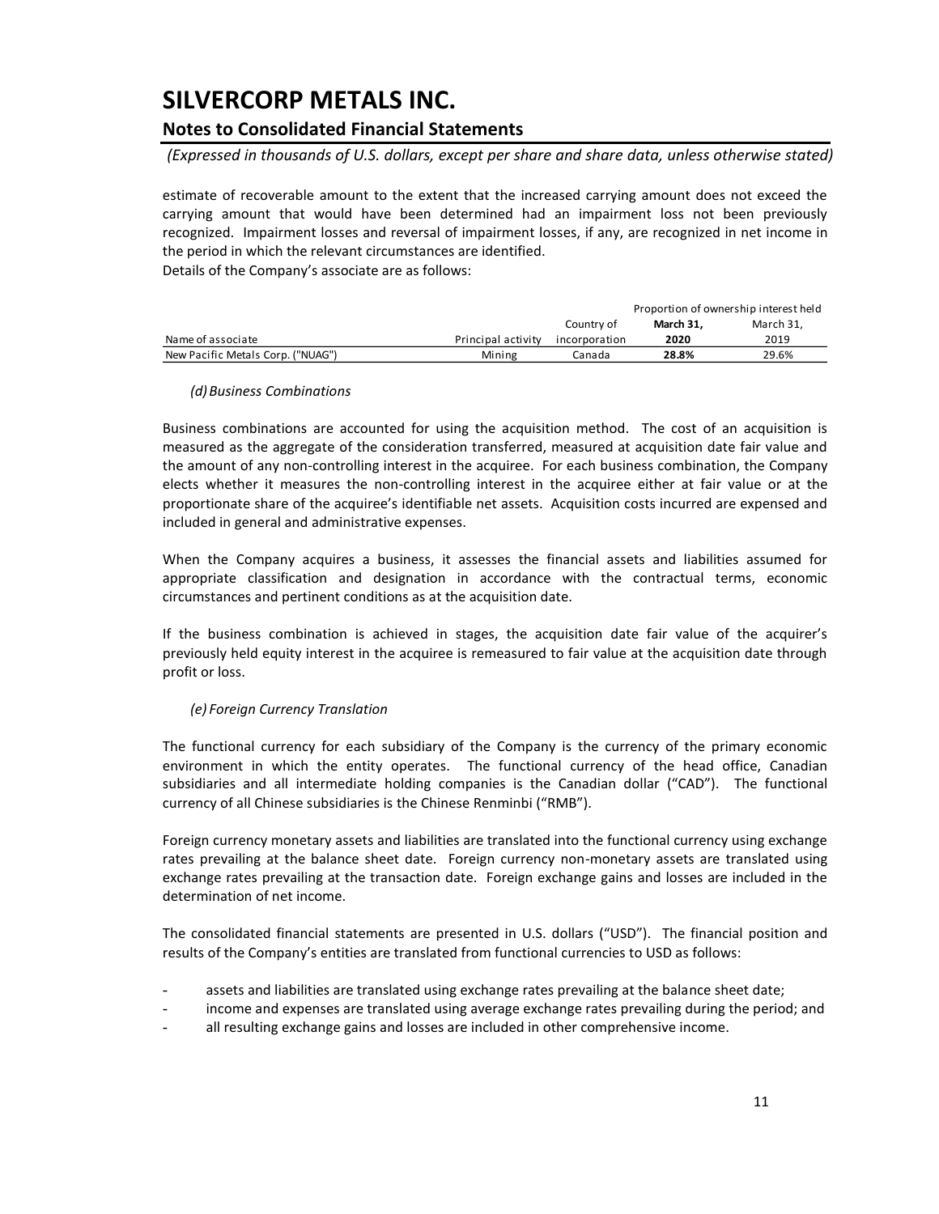estimate of recoverable amount to the extent that the increased carrying amount does not exceed the carrying amount that would have been determined had an impairment loss not been previously recognized. Impairment losses and reversal of impairment losses, if any, are recognized in net income in the period in which the relevant circumstances are identified.

Details of the Company's associate are as follows:

| | | | Proportion of ownership interest held | |
|---|---|---|---|---|
| Name of associate | Principal activity | Country of incorporation | **March 31, 2020** | March 31, 2019 |
| New Pacific Metals Corp. ("NUAG") | Mining | Canada | **28.8%** | 29.6% |

*(d) Business Combinations*

Business combinations are accounted for using the acquisition method. The cost of an acquisition is measured as the aggregate of the consideration transferred, measured at acquisition date fair value and the amount of any non-controlling interest in the acquiree. For each business combination, the Company elects whether it measures the non-controlling interest in the acquiree either at fair value or at the proportionate share of the acquiree's identifiable net assets. Acquisition costs incurred are expensed and included in general and administrative expenses.

When the Company acquires a business, it assesses the financial assets and liabilities assumed for appropriate classification and designation in accordance with the contractual terms, economic circumstances and pertinent conditions as at the acquisition date.

If the business combination is achieved in stages, the acquisition date fair value of the acquirer's previously held equity interest in the acquiree is remeasured to fair value at the acquisition date through profit or loss.

*(e) Foreign Currency Translation*

The functional currency for each subsidiary of the Company is the currency of the primary economic environment in which the entity operates. The functional currency of the head office, Canadian subsidiaries and all intermediate holding companies is the Canadian dollar ("CAD"). The functional currency of all Chinese subsidiaries is the Chinese Renminbi ("RMB").

Foreign currency monetary assets and liabilities are translated into the functional currency using exchange rates prevailing at the balance sheet date. Foreign currency non-monetary assets are translated using exchange rates prevailing at the transaction date. Foreign exchange gains and losses are included in the determination of net income.

The consolidated financial statements are presented in U.S. dollars ("USD"). The financial position and results of the Company's entities are translated from functional currencies to USD as follows:

- assets and liabilities are translated using exchange rates prevailing at the balance sheet date;
- income and expenses are translated using average exchange rates prevailing during the period; and
- all resulting exchange gains and losses are included in other comprehensive income.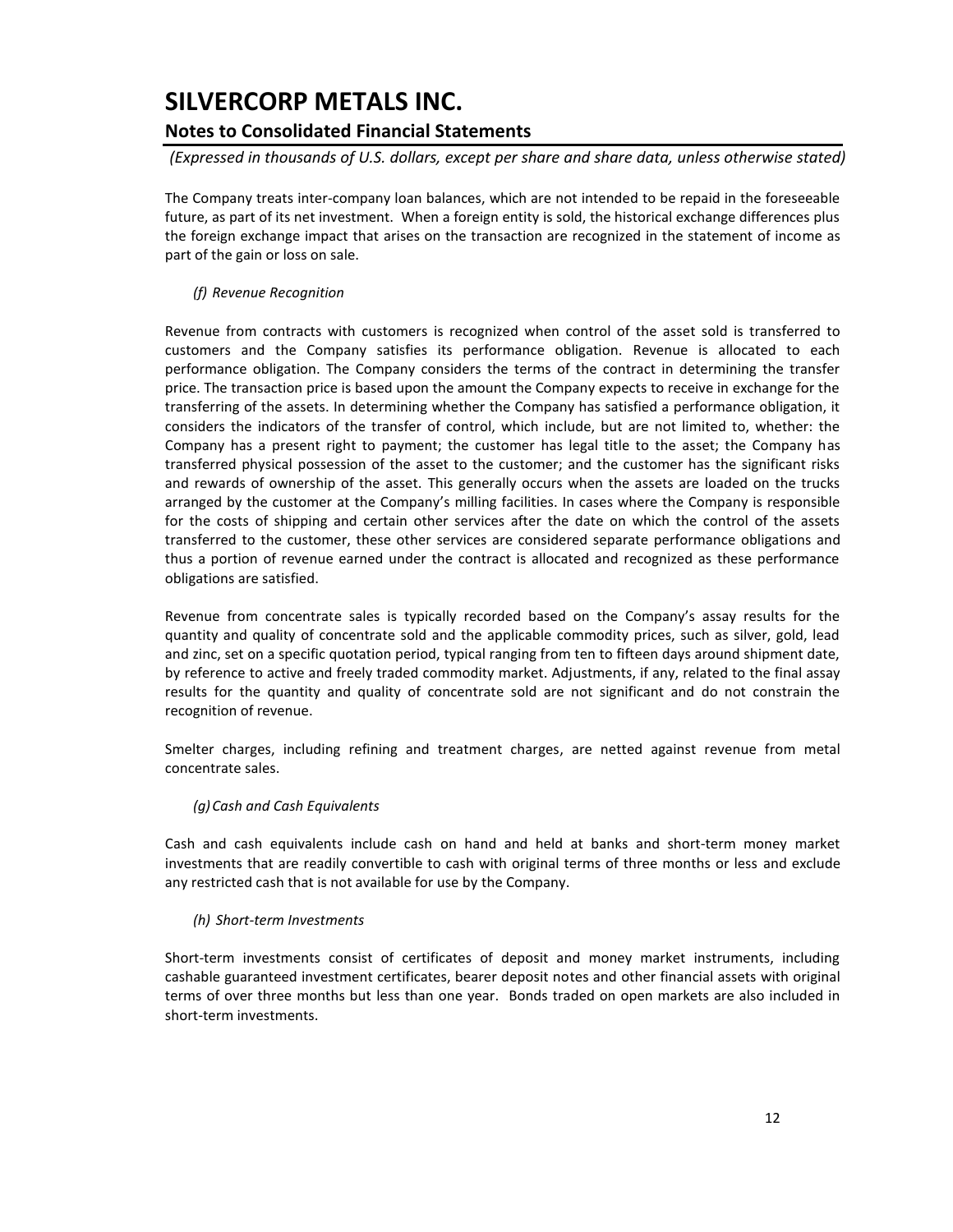The Company treats inter-company loan balances, which are not intended to be repaid in the foreseeable future, as part of its net investment. When a foreign entity is sold, the historical exchange differences plus the foreign exchange impact that arises on the transaction are recognized in the statement of income as part of the gain or loss on sale.

*(f) Revenue Recognition*

Revenue from contracts with customers is recognized when control of the asset sold is transferred to customers and the Company satisfies its performance obligation. Revenue is allocated to each performance obligation. The Company considers the terms of the contract in determining the transfer price. The transaction price is based upon the amount the Company expects to receive in exchange for the transferring of the assets. In determining whether the Company has satisfied a performance obligation, it considers the indicators of the transfer of control, which include, but are not limited to, whether: the Company has a present right to payment; the customer has legal title to the asset; the Company has transferred physical possession of the asset to the customer; and the customer has the significant risks and rewards of ownership of the asset. This generally occurs when the assets are loaded on the trucks arranged by the customer at the Company's milling facilities. In cases where the Company is responsible for the costs of shipping and certain other services after the date on which the control of the assets transferred to the customer, these other services are considered separate performance obligations and thus a portion of revenue earned under the contract is allocated and recognized as these performance obligations are satisfied.

Revenue from concentrate sales is typically recorded based on the Company's assay results for the quantity and quality of concentrate sold and the applicable commodity prices, such as silver, gold, lead and zinc, set on a specific quotation period, typical ranging from ten to fifteen days around shipment date, by reference to active and freely traded commodity market. Adjustments, if any, related to the final assay results for the quantity and quality of concentrate sold are not significant and do not constrain the recognition of revenue.

Smelter charges, including refining and treatment charges, are netted against revenue from metal concentrate sales.

*(g) Cash and Cash Equivalents*

Cash and cash equivalents include cash on hand and held at banks and short-term money market investments that are readily convertible to cash with original terms of three months or less and exclude any restricted cash that is not available for use by the Company.

*(h) Short-term Investments*

Short-term investments consist of certificates of deposit and money market instruments, including cashable guaranteed investment certificates, bearer deposit notes and other financial assets with original terms of over three months but less than one year. Bonds traded on open markets are also included in short-term investments.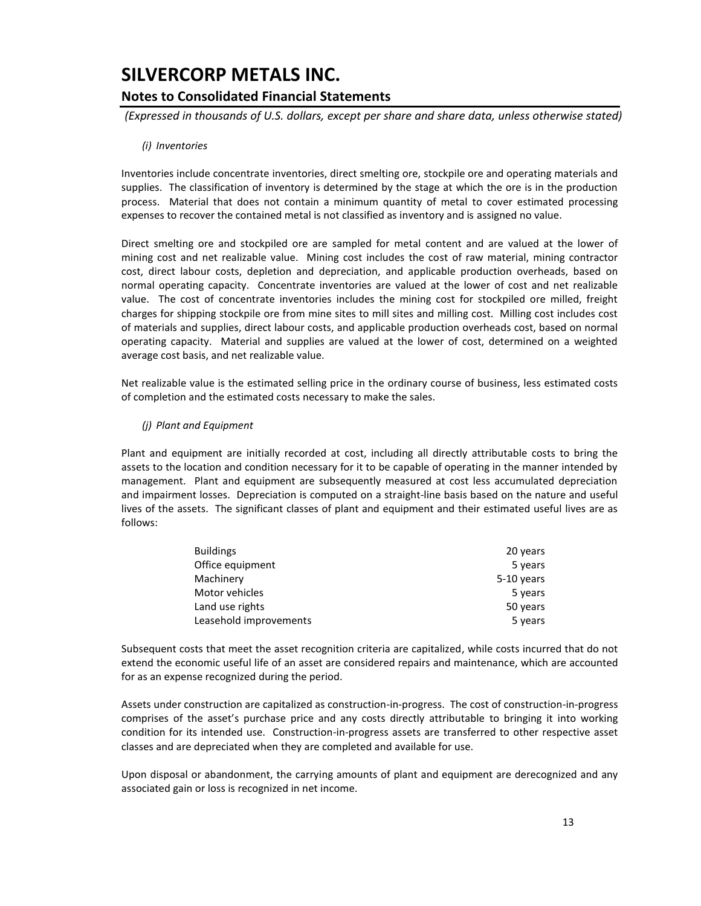*(i) Inventories*

Inventories include concentrate inventories, direct smelting ore, stockpile ore and operating materials and supplies. The classification of inventory is determined by the stage at which the ore is in the production process. Material that does not contain a minimum quantity of metal to cover estimated processing expenses to recover the contained metal is not classified as inventory and is assigned no value.

Direct smelting ore and stockpiled ore are sampled for metal content and are valued at the lower of mining cost and net realizable value. Mining cost includes the cost of raw material, mining contractor cost, direct labour costs, depletion and depreciation, and applicable production overheads, based on normal operating capacity. Concentrate inventories are valued at the lower of cost and net realizable value. The cost of concentrate inventories includes the mining cost for stockpiled ore milled, freight charges for shipping stockpile ore from mine sites to mill sites and milling cost. Milling cost includes cost of materials and supplies, direct labour costs, and applicable production overheads cost, based on normal operating capacity. Material and supplies are valued at the lower of cost, determined on a weighted average cost basis, and net realizable value.

Net realizable value is the estimated selling price in the ordinary course of business, less estimated costs of completion and the estimated costs necessary to make the sales.

*(j) Plant and Equipment*

Plant and equipment are initially recorded at cost, including all directly attributable costs to bring the assets to the location and condition necessary for it to be capable of operating in the manner intended by management. Plant and equipment are subsequently measured at cost less accumulated depreciation and impairment losses. Depreciation is computed on a straight-line basis based on the nature and useful lives of the assets. The significant classes of plant and equipment and their estimated useful lives are as follows:

| | |
|---|---|
| Buildings | 20 years |
| Office equipment | 5 years |
| Machinery | 5-10 years |
| Motor vehicles | 5 years |
| Land use rights | 50 years |
| Leasehold improvements | 5 years |

Subsequent costs that meet the asset recognition criteria are capitalized, while costs incurred that do not extend the economic useful life of an asset are considered repairs and maintenance, which are accounted for as an expense recognized during the period.

Assets under construction are capitalized as construction-in-progress. The cost of construction-in-progress comprises of the asset's purchase price and any costs directly attributable to bringing it into working condition for its intended use. Construction-in-progress assets are transferred to other respective asset classes and are depreciated when they are completed and available for use.

Upon disposal or abandonment, the carrying amounts of plant and equipment are derecognized and any associated gain or loss is recognized in net income.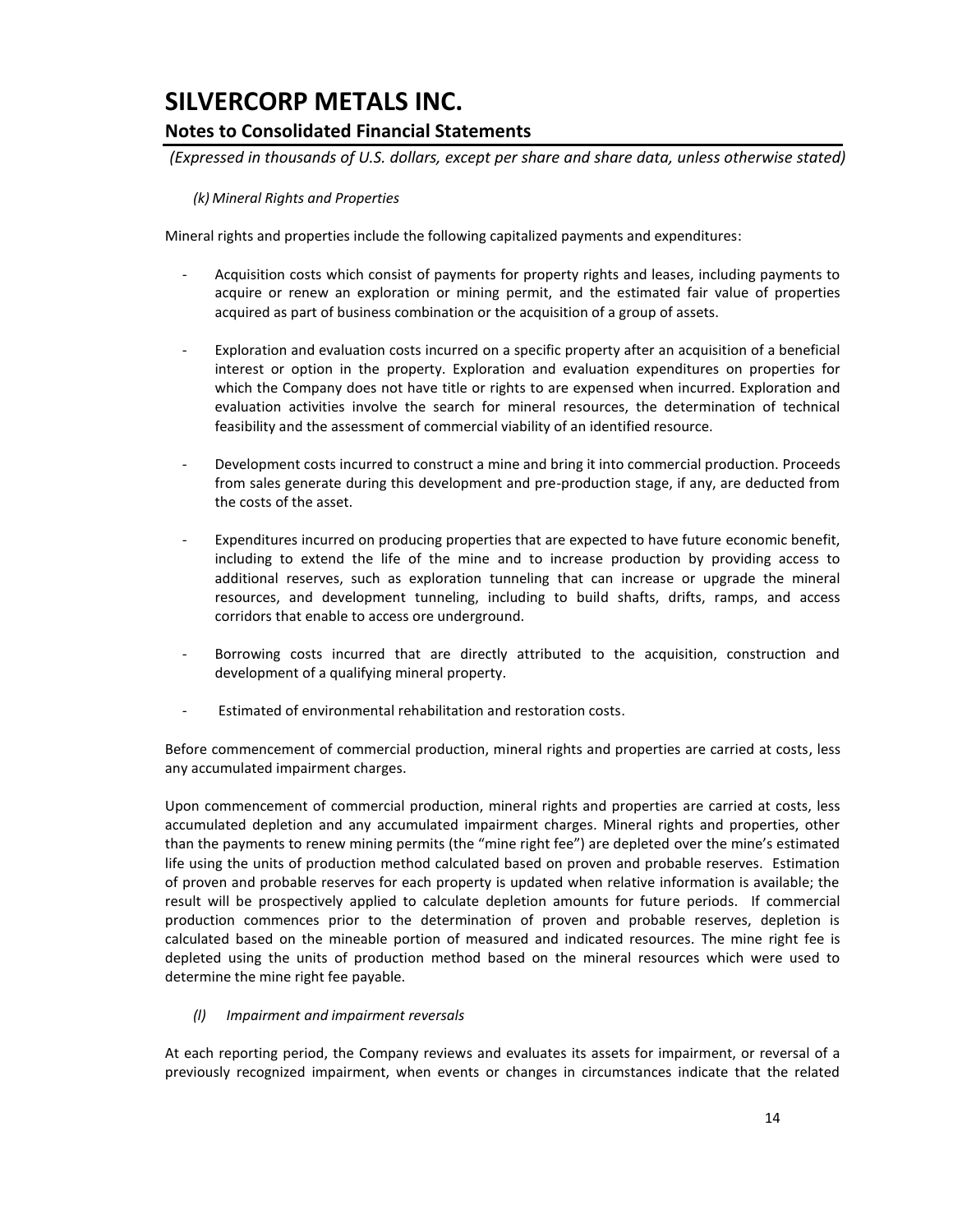*(k) Mineral Rights and Properties*

Mineral rights and properties include the following capitalized payments and expenditures:

- Acquisition costs which consist of payments for property rights and leases, including payments to acquire or renew an exploration or mining permit, and the estimated fair value of properties acquired as part of business combination or the acquisition of a group of assets.

- Exploration and evaluation costs incurred on a specific property after an acquisition of a beneficial interest or option in the property. Exploration and evaluation expenditures on properties for which the Company does not have title or rights to are expensed when incurred. Exploration and evaluation activities involve the search for mineral resources, the determination of technical feasibility and the assessment of commercial viability of an identified resource.

- Development costs incurred to construct a mine and bring it into commercial production. Proceeds from sales generate during this development and pre-production stage, if any, are deducted from the costs of the asset.

- Expenditures incurred on producing properties that are expected to have future economic benefit, including to extend the life of the mine and to increase production by providing access to additional reserves, such as exploration tunneling that can increase or upgrade the mineral resources, and development tunneling, including to build shafts, drifts, ramps, and access corridors that enable to access ore underground.

- Borrowing costs incurred that are directly attributed to the acquisition, construction and development of a qualifying mineral property.

- Estimated of environmental rehabilitation and restoration costs.

Before commencement of commercial production, mineral rights and properties are carried at costs, less any accumulated impairment charges.

Upon commencement of commercial production, mineral rights and properties are carried at costs, less accumulated depletion and any accumulated impairment charges. Mineral rights and properties, other than the payments to renew mining permits (the "mine right fee") are depleted over the mine's estimated life using the units of production method calculated based on proven and probable reserves. Estimation of proven and probable reserves for each property is updated when relative information is available; the result will be prospectively applied to calculate depletion amounts for future periods. If commercial production commences prior to the determination of proven and probable reserves, depletion is calculated based on the mineable portion of measured and indicated resources. The mine right fee is depleted using the units of production method based on the mineral resources which were used to determine the mine right fee payable.

*(l) Impairment and impairment reversals*

At each reporting period, the Company reviews and evaluates its assets for impairment, or reversal of a previously recognized impairment, when events or changes in circumstances indicate that the related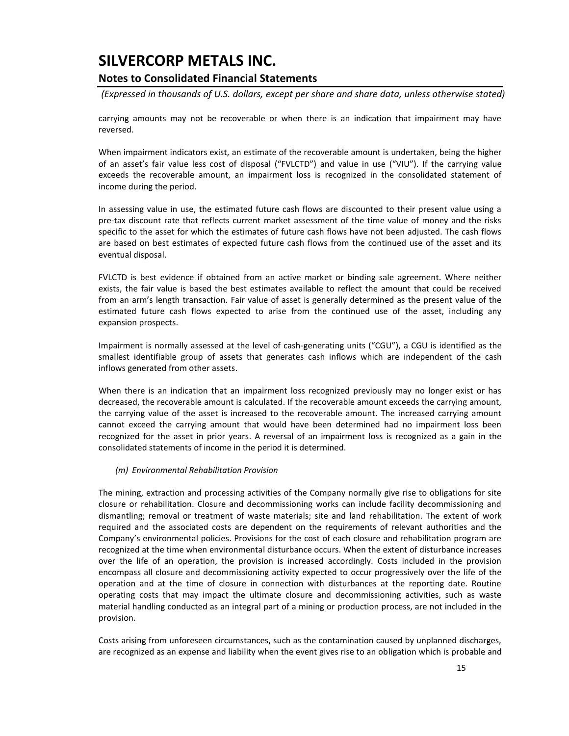carrying amounts may not be recoverable or when there is an indication that impairment may have reversed.

When impairment indicators exist, an estimate of the recoverable amount is undertaken, being the higher of an asset's fair value less cost of disposal ("FVLCTD") and value in use ("VIU"). If the carrying value exceeds the recoverable amount, an impairment loss is recognized in the consolidated statement of income during the period.

In assessing value in use, the estimated future cash flows are discounted to their present value using a pre-tax discount rate that reflects current market assessment of the time value of money and the risks specific to the asset for which the estimates of future cash flows have not been adjusted. The cash flows are based on best estimates of expected future cash flows from the continued use of the asset and its eventual disposal.

FVLCTD is best evidence if obtained from an active market or binding sale agreement. Where neither exists, the fair value is based the best estimates available to reflect the amount that could be received from an arm's length transaction. Fair value of asset is generally determined as the present value of the estimated future cash flows expected to arise from the continued use of the asset, including any expansion prospects.

Impairment is normally assessed at the level of cash-generating units ("CGU"), a CGU is identified as the smallest identifiable group of assets that generates cash inflows which are independent of the cash inflows generated from other assets.

When there is an indication that an impairment loss recognized previously may no longer exist or has decreased, the recoverable amount is calculated. If the recoverable amount exceeds the carrying amount, the carrying value of the asset is increased to the recoverable amount. The increased carrying amount cannot exceed the carrying amount that would have been determined had no impairment loss been recognized for the asset in prior years. A reversal of an impairment loss is recognized as a gain in the consolidated statements of income in the period it is determined.

*(m) Environmental Rehabilitation Provision*

The mining, extraction and processing activities of the Company normally give rise to obligations for site closure or rehabilitation. Closure and decommissioning works can include facility decommissioning and dismantling; removal or treatment of waste materials; site and land rehabilitation. The extent of work required and the associated costs are dependent on the requirements of relevant authorities and the Company's environmental policies. Provisions for the cost of each closure and rehabilitation program are recognized at the time when environmental disturbance occurs. When the extent of disturbance increases over the life of an operation, the provision is increased accordingly. Costs included in the provision encompass all closure and decommissioning activity expected to occur progressively over the life of the operation and at the time of closure in connection with disturbances at the reporting date. Routine operating costs that may impact the ultimate closure and decommissioning activities, such as waste material handling conducted as an integral part of a mining or production process, are not included in the provision.

Costs arising from unforeseen circumstances, such as the contamination caused by unplanned discharges, are recognized as an expense and liability when the event gives rise to an obligation which is probable and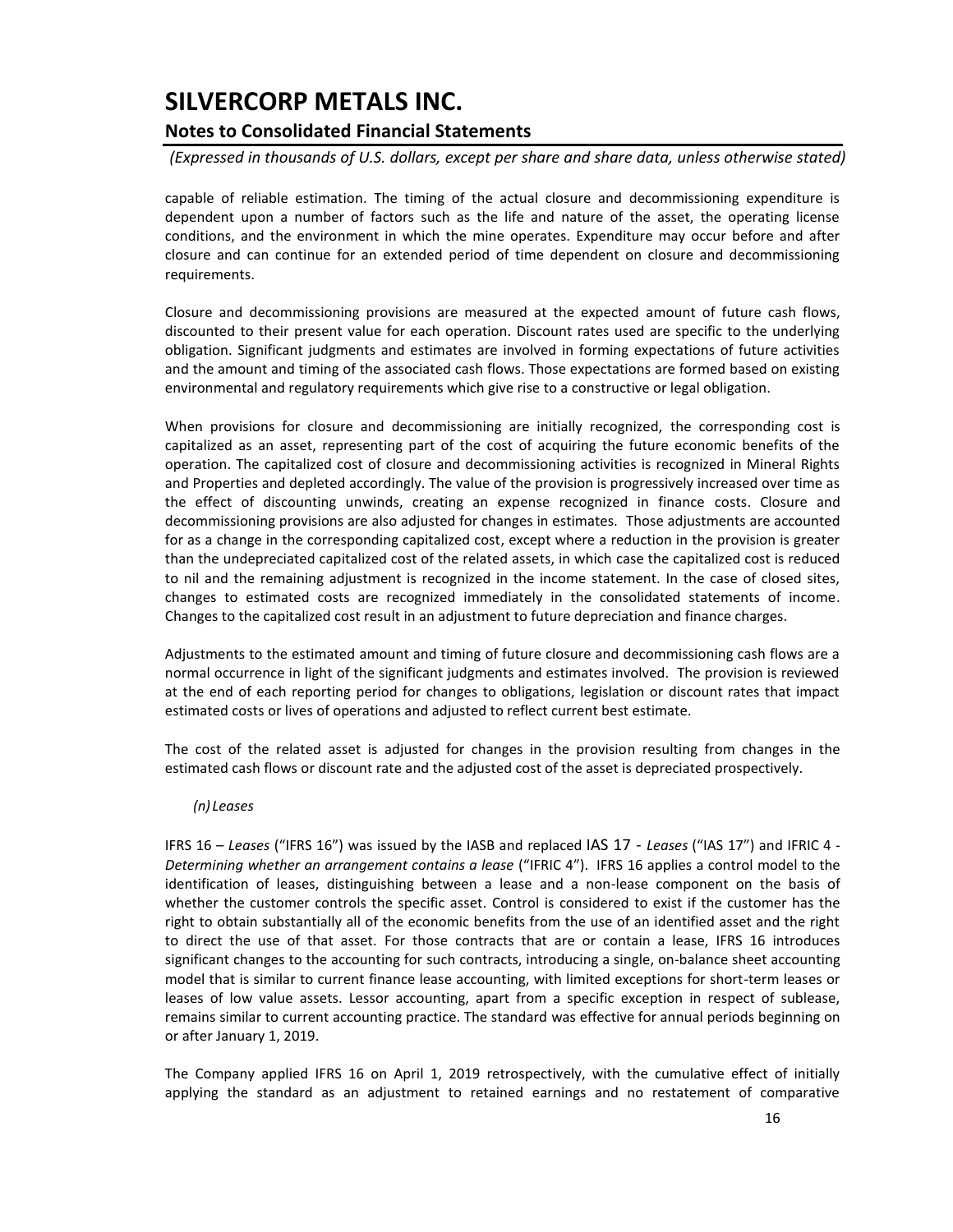capable of reliable estimation. The timing of the actual closure and decommissioning expenditure is dependent upon a number of factors such as the life and nature of the asset, the operating license conditions, and the environment in which the mine operates. Expenditure may occur before and after closure and can continue for an extended period of time dependent on closure and decommissioning requirements.

Closure and decommissioning provisions are measured at the expected amount of future cash flows, discounted to their present value for each operation. Discount rates used are specific to the underlying obligation. Significant judgments and estimates are involved in forming expectations of future activities and the amount and timing of the associated cash flows. Those expectations are formed based on existing environmental and regulatory requirements which give rise to a constructive or legal obligation.

When provisions for closure and decommissioning are initially recognized, the corresponding cost is capitalized as an asset, representing part of the cost of acquiring the future economic benefits of the operation. The capitalized cost of closure and decommissioning activities is recognized in Mineral Rights and Properties and depleted accordingly. The value of the provision is progressively increased over time as the effect of discounting unwinds, creating an expense recognized in finance costs. Closure and decommissioning provisions are also adjusted for changes in estimates. Those adjustments are accounted for as a change in the corresponding capitalized cost, except where a reduction in the provision is greater than the undepreciated capitalized cost of the related assets, in which case the capitalized cost is reduced to nil and the remaining adjustment is recognized in the income statement. In the case of closed sites, changes to estimated costs are recognized immediately in the consolidated statements of income. Changes to the capitalized cost result in an adjustment to future depreciation and finance charges.

Adjustments to the estimated amount and timing of future closure and decommissioning cash flows are a normal occurrence in light of the significant judgments and estimates involved. The provision is reviewed at the end of each reporting period for changes to obligations, legislation or discount rates that impact estimated costs or lives of operations and adjusted to reflect current best estimate.

The cost of the related asset is adjusted for changes in the provision resulting from changes in the estimated cash flows or discount rate and the adjusted cost of the asset is depreciated prospectively.

*(n) Leases*

IFRS 16 – *Leases* ("IFRS 16") was issued by the IASB and replaced IAS 17 - *Leases* ("IAS 17") and IFRIC 4 - *Determining whether an arrangement contains a lease* ("IFRIC 4"). IFRS 16 applies a control model to the identification of leases, distinguishing between a lease and a non-lease component on the basis of whether the customer controls the specific asset. Control is considered to exist if the customer has the right to obtain substantially all of the economic benefits from the use of an identified asset and the right to direct the use of that asset. For those contracts that are or contain a lease, IFRS 16 introduces significant changes to the accounting for such contracts, introducing a single, on-balance sheet accounting model that is similar to current finance lease accounting, with limited exceptions for short-term leases or leases of low value assets. Lessor accounting, apart from a specific exception in respect of sublease, remains similar to current accounting practice. The standard was effective for annual periods beginning on or after January 1, 2019.

The Company applied IFRS 16 on April 1, 2019 retrospectively, with the cumulative effect of initially applying the standard as an adjustment to retained earnings and no restatement of comparative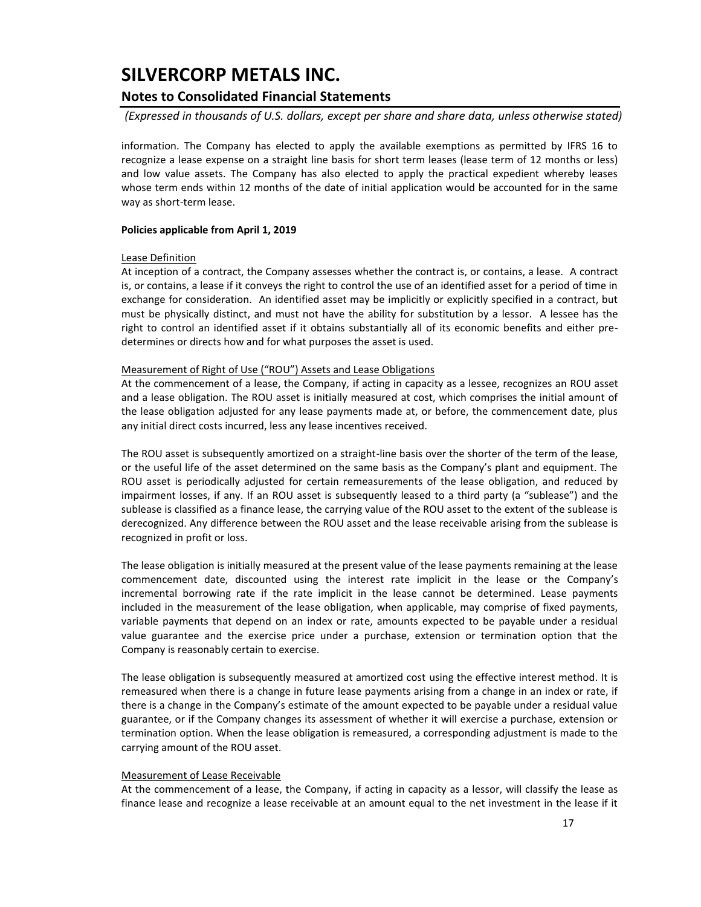information. The Company has elected to apply the available exemptions as permitted by IFRS 16 to recognize a lease expense on a straight line basis for short term leases (lease term of 12 months or less) and low value assets. The Company has also elected to apply the practical expedient whereby leases whose term ends within 12 months of the date of initial application would be accounted for in the same way as short-term lease.

**Policies applicable from April 1, 2019**

Lease Definition

At inception of a contract, the Company assesses whether the contract is, or contains, a lease. A contract is, or contains, a lease if it conveys the right to control the use of an identified asset for a period of time in exchange for consideration. An identified asset may be implicitly or explicitly specified in a contract, but must be physically distinct, and must not have the ability for substitution by a lessor. A lessee has the right to control an identified asset if it obtains substantially all of its economic benefits and either pre-determines or directs how and for what purposes the asset is used.

Measurement of Right of Use ("ROU") Assets and Lease Obligations

At the commencement of a lease, the Company, if acting in capacity as a lessee, recognizes an ROU asset and a lease obligation. The ROU asset is initially measured at cost, which comprises the initial amount of the lease obligation adjusted for any lease payments made at, or before, the commencement date, plus any initial direct costs incurred, less any lease incentives received.

The ROU asset is subsequently amortized on a straight-line basis over the shorter of the term of the lease, or the useful life of the asset determined on the same basis as the Company's plant and equipment. The ROU asset is periodically adjusted for certain remeasurements of the lease obligation, and reduced by impairment losses, if any. If an ROU asset is subsequently leased to a third party (a "sublease") and the sublease is classified as a finance lease, the carrying value of the ROU asset to the extent of the sublease is derecognized. Any difference between the ROU asset and the lease receivable arising from the sublease is recognized in profit or loss.

The lease obligation is initially measured at the present value of the lease payments remaining at the lease commencement date, discounted using the interest rate implicit in the lease or the Company's incremental borrowing rate if the rate implicit in the lease cannot be determined. Lease payments included in the measurement of the lease obligation, when applicable, may comprise of fixed payments, variable payments that depend on an index or rate, amounts expected to be payable under a residual value guarantee and the exercise price under a purchase, extension or termination option that the Company is reasonably certain to exercise.

The lease obligation is subsequently measured at amortized cost using the effective interest method. It is remeasured when there is a change in future lease payments arising from a change in an index or rate, if there is a change in the Company's estimate of the amount expected to be payable under a residual value guarantee, or if the Company changes its assessment of whether it will exercise a purchase, extension or termination option. When the lease obligation is remeasured, a corresponding adjustment is made to the carrying amount of the ROU asset.

Measurement of Lease Receivable

At the commencement of a lease, the Company, if acting in capacity as a lessor, will classify the lease as finance lease and recognize a lease receivable at an amount equal to the net investment in the lease if it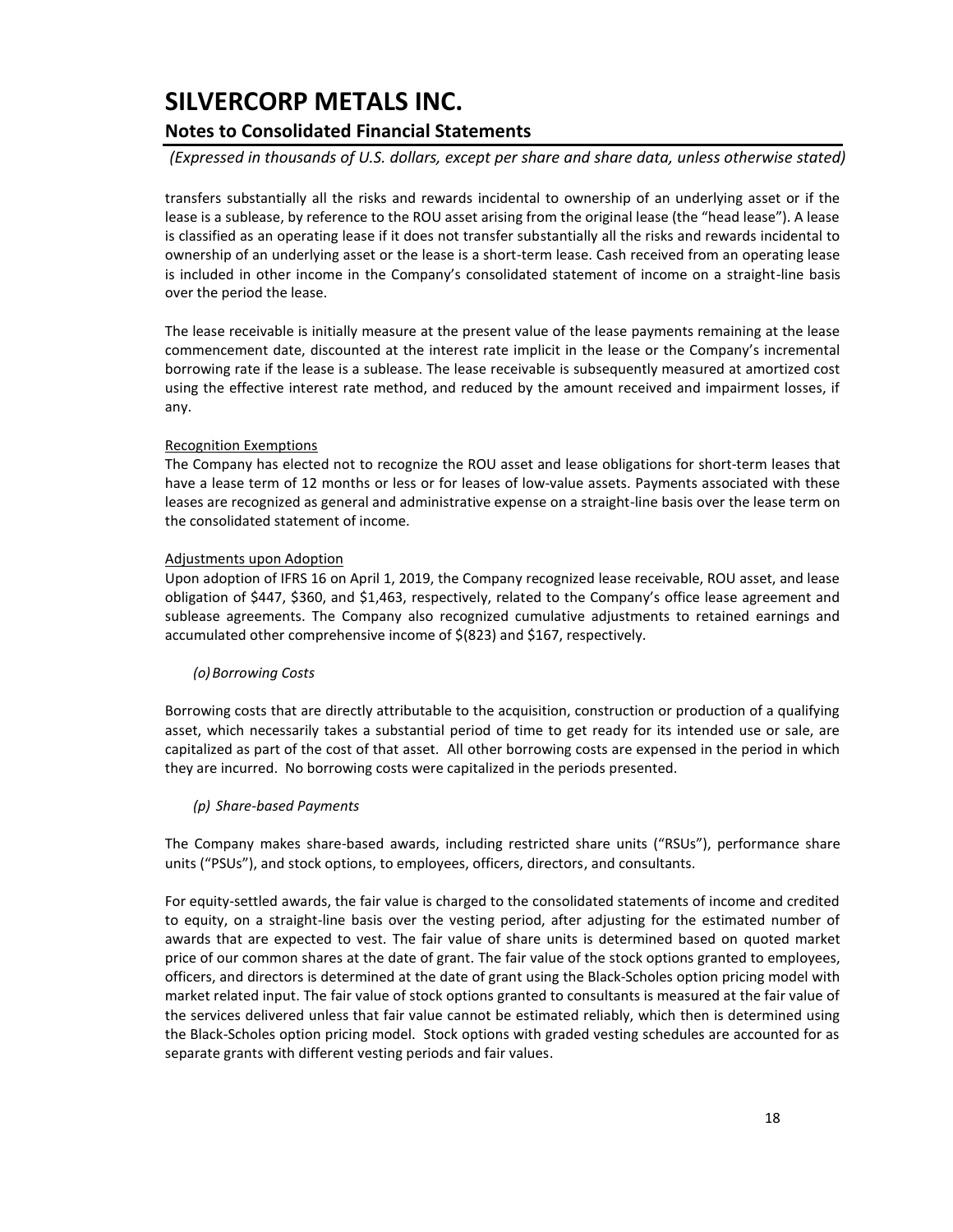transfers substantially all the risks and rewards incidental to ownership of an underlying asset or if the lease is a sublease, by reference to the ROU asset arising from the original lease (the "head lease"). A lease is classified as an operating lease if it does not transfer substantially all the risks and rewards incidental to ownership of an underlying asset or the lease is a short-term lease. Cash received from an operating lease is included in other income in the Company's consolidated statement of income on a straight-line basis over the period the lease.

The lease receivable is initially measure at the present value of the lease payments remaining at the lease commencement date, discounted at the interest rate implicit in the lease or the Company's incremental borrowing rate if the lease is a sublease. The lease receivable is subsequently measured at amortized cost using the effective interest rate method, and reduced by the amount received and impairment losses, if any.

Recognition Exemptions

The Company has elected not to recognize the ROU asset and lease obligations for short-term leases that have a lease term of 12 months or less or for leases of low-value assets. Payments associated with these leases are recognized as general and administrative expense on a straight-line basis over the lease term on the consolidated statement of income.

Adjustments upon Adoption

Upon adoption of IFRS 16 on April 1, 2019, the Company recognized lease receivable, ROU asset, and lease obligation of $447, $360, and $1,463, respectively, related to the Company's office lease agreement and sublease agreements. The Company also recognized cumulative adjustments to retained earnings and accumulated other comprehensive income of $(823) and $167, respectively.

*(o) Borrowing Costs*

Borrowing costs that are directly attributable to the acquisition, construction or production of a qualifying asset, which necessarily takes a substantial period of time to get ready for its intended use or sale, are capitalized as part of the cost of that asset. All other borrowing costs are expensed in the period in which they are incurred. No borrowing costs were capitalized in the periods presented.

*(p) Share-based Payments*

The Company makes share-based awards, including restricted share units ("RSUs"), performance share units ("PSUs"), and stock options, to employees, officers, directors, and consultants.

For equity-settled awards, the fair value is charged to the consolidated statements of income and credited to equity, on a straight-line basis over the vesting period, after adjusting for the estimated number of awards that are expected to vest. The fair value of share units is determined based on quoted market price of our common shares at the date of grant. The fair value of the stock options granted to employees, officers, and directors is determined at the date of grant using the Black-Scholes option pricing model with market related input. The fair value of stock options granted to consultants is measured at the fair value of the services delivered unless that fair value cannot be estimated reliably, which then is determined using the Black-Scholes option pricing model. Stock options with graded vesting schedules are accounted for as separate grants with different vesting periods and fair values.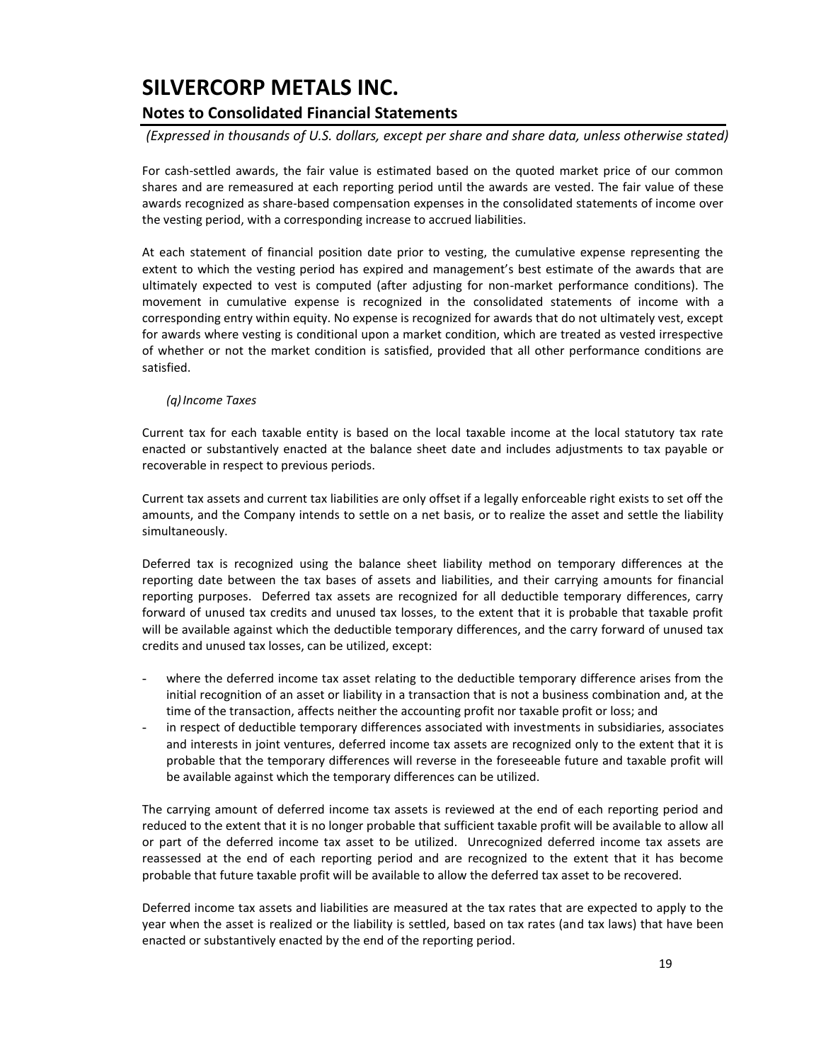For cash-settled awards, the fair value is estimated based on the quoted market price of our common shares and are remeasured at each reporting period until the awards are vested. The fair value of these awards recognized as share-based compensation expenses in the consolidated statements of income over the vesting period, with a corresponding increase to accrued liabilities.

At each statement of financial position date prior to vesting, the cumulative expense representing the extent to which the vesting period has expired and management's best estimate of the awards that are ultimately expected to vest is computed (after adjusting for non-market performance conditions). The movement in cumulative expense is recognized in the consolidated statements of income with a corresponding entry within equity. No expense is recognized for awards that do not ultimately vest, except for awards where vesting is conditional upon a market condition, which are treated as vested irrespective of whether or not the market condition is satisfied, provided that all other performance conditions are satisfied.

*(q) Income Taxes*

Current tax for each taxable entity is based on the local taxable income at the local statutory tax rate enacted or substantively enacted at the balance sheet date and includes adjustments to tax payable or recoverable in respect to previous periods.

Current tax assets and current tax liabilities are only offset if a legally enforceable right exists to set off the amounts, and the Company intends to settle on a net basis, or to realize the asset and settle the liability simultaneously.

Deferred tax is recognized using the balance sheet liability method on temporary differences at the reporting date between the tax bases of assets and liabilities, and their carrying amounts for financial reporting purposes. Deferred tax assets are recognized for all deductible temporary differences, carry forward of unused tax credits and unused tax losses, to the extent that it is probable that taxable profit will be available against which the deductible temporary differences, and the carry forward of unused tax credits and unused tax losses, can be utilized, except:

- where the deferred income tax asset relating to the deductible temporary difference arises from the initial recognition of an asset or liability in a transaction that is not a business combination and, at the time of the transaction, affects neither the accounting profit nor taxable profit or loss; and
- in respect of deductible temporary differences associated with investments in subsidiaries, associates and interests in joint ventures, deferred income tax assets are recognized only to the extent that it is probable that the temporary differences will reverse in the foreseeable future and taxable profit will be available against which the temporary differences can be utilized.

The carrying amount of deferred income tax assets is reviewed at the end of each reporting period and reduced to the extent that it is no longer probable that sufficient taxable profit will be available to allow all or part of the deferred income tax asset to be utilized. Unrecognized deferred income tax assets are reassessed at the end of each reporting period and are recognized to the extent that it has become probable that future taxable profit will be available to allow the deferred tax asset to be recovered.

Deferred income tax assets and liabilities are measured at the tax rates that are expected to apply to the year when the asset is realized or the liability is settled, based on tax rates (and tax laws) that have been enacted or substantively enacted by the end of the reporting period.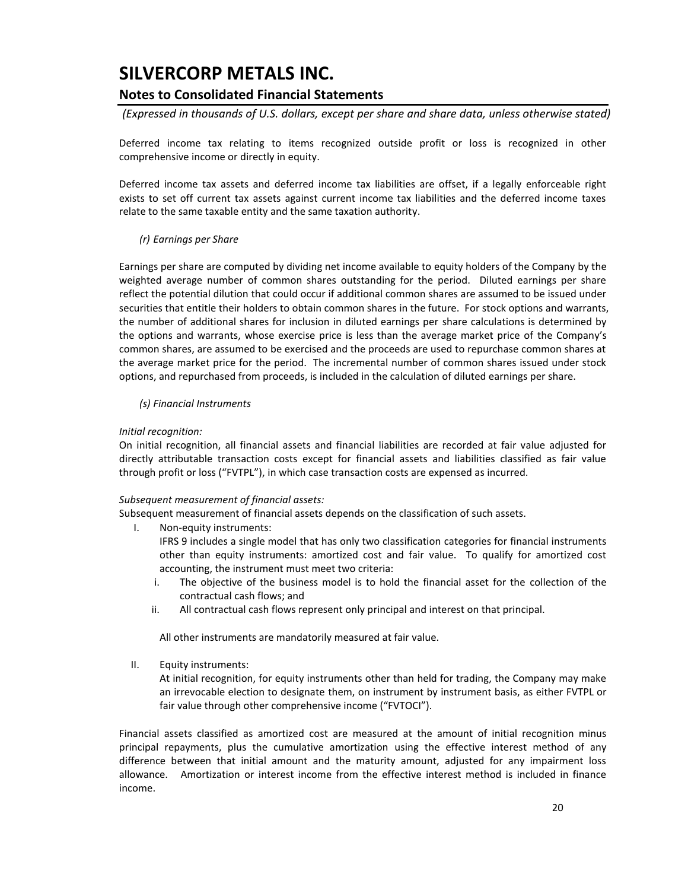Deferred income tax relating to items recognized outside profit or loss is recognized in other comprehensive income or directly in equity.

Deferred income tax assets and deferred income tax liabilities are offset, if a legally enforceable right exists to set off current tax assets against current income tax liabilities and the deferred income taxes relate to the same taxable entity and the same taxation authority.

*(r) Earnings per Share*

Earnings per share are computed by dividing net income available to equity holders of the Company by the weighted average number of common shares outstanding for the period. Diluted earnings per share reflect the potential dilution that could occur if additional common shares are assumed to be issued under securities that entitle their holders to obtain common shares in the future. For stock options and warrants, the number of additional shares for inclusion in diluted earnings per share calculations is determined by the options and warrants, whose exercise price is less than the average market price of the Company's common shares, are assumed to be exercised and the proceeds are used to repurchase common shares at the average market price for the period. The incremental number of common shares issued under stock options, and repurchased from proceeds, is included in the calculation of diluted earnings per share.

*(s) Financial Instruments*

*Initial recognition:*
On initial recognition, all financial assets and financial liabilities are recorded at fair value adjusted for directly attributable transaction costs except for financial assets and liabilities classified as fair value through profit or loss ("FVTPL"), in which case transaction costs are expensed as incurred.

*Subsequent measurement of financial assets:*
Subsequent measurement of financial assets depends on the classification of such assets.

I. Non-equity instruments:
   IFRS 9 includes a single model that has only two classification categories for financial instruments other than equity instruments: amortized cost and fair value. To qualify for amortized cost accounting, the instrument must meet two criteria:
   i. The objective of the business model is to hold the financial asset for the collection of the contractual cash flows; and
   ii. All contractual cash flows represent only principal and interest on that principal.

   All other instruments are mandatorily measured at fair value.

II. Equity instruments:
   At initial recognition, for equity instruments other than held for trading, the Company may make an irrevocable election to designate them, on instrument by instrument basis, as either FVTPL or fair value through other comprehensive income ("FVTOCI").

Financial assets classified as amortized cost are measured at the amount of initial recognition minus principal repayments, plus the cumulative amortization using the effective interest method of any difference between that initial amount and the maturity amount, adjusted for any impairment loss allowance. Amortization or interest income from the effective interest method is included in finance income.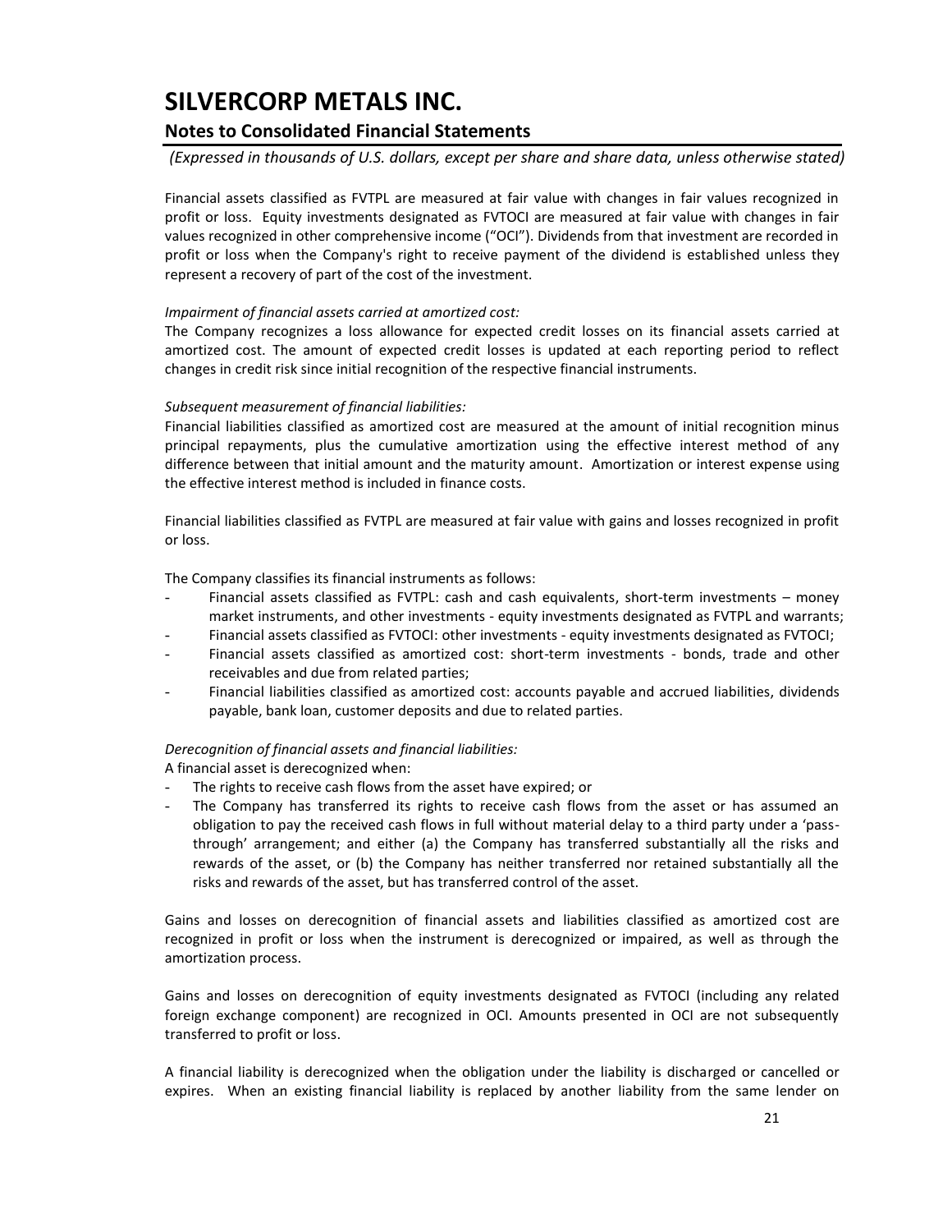Financial assets classified as FVTPL are measured at fair value with changes in fair values recognized in profit or loss. Equity investments designated as FVTOCI are measured at fair value with changes in fair values recognized in other comprehensive income ("OCI"). Dividends from that investment are recorded in profit or loss when the Company's right to receive payment of the dividend is established unless they represent a recovery of part of the cost of the investment.

*Impairment of financial assets carried at amortized cost:*

The Company recognizes a loss allowance for expected credit losses on its financial assets carried at amortized cost. The amount of expected credit losses is updated at each reporting period to reflect changes in credit risk since initial recognition of the respective financial instruments.

*Subsequent measurement of financial liabilities:*

Financial liabilities classified as amortized cost are measured at the amount of initial recognition minus principal repayments, plus the cumulative amortization using the effective interest method of any difference between that initial amount and the maturity amount. Amortization or interest expense using the effective interest method is included in finance costs.

Financial liabilities classified as FVTPL are measured at fair value with gains and losses recognized in profit or loss.

The Company classifies its financial instruments as follows:

- Financial assets classified as FVTPL: cash and cash equivalents, short-term investments – money market instruments, and other investments - equity investments designated as FVTPL and warrants;
- Financial assets classified as FVTOCI: other investments - equity investments designated as FVTOCI;
- Financial assets classified as amortized cost: short-term investments - bonds, trade and other receivables and due from related parties;
- Financial liabilities classified as amortized cost: accounts payable and accrued liabilities, dividends payable, bank loan, customer deposits and due to related parties.

*Derecognition of financial assets and financial liabilities:*

A financial asset is derecognized when:

- The rights to receive cash flows from the asset have expired; or
- The Company has transferred its rights to receive cash flows from the asset or has assumed an obligation to pay the received cash flows in full without material delay to a third party under a 'pass-through' arrangement; and either (a) the Company has transferred substantially all the risks and rewards of the asset, or (b) the Company has neither transferred nor retained substantially all the risks and rewards of the asset, but has transferred control of the asset.

Gains and losses on derecognition of financial assets and liabilities classified as amortized cost are recognized in profit or loss when the instrument is derecognized or impaired, as well as through the amortization process.

Gains and losses on derecognition of equity investments designated as FVTOCI (including any related foreign exchange component) are recognized in OCI. Amounts presented in OCI are not subsequently transferred to profit or loss.

A financial liability is derecognized when the obligation under the liability is discharged or cancelled or expires. When an existing financial liability is replaced by another liability from the same lender on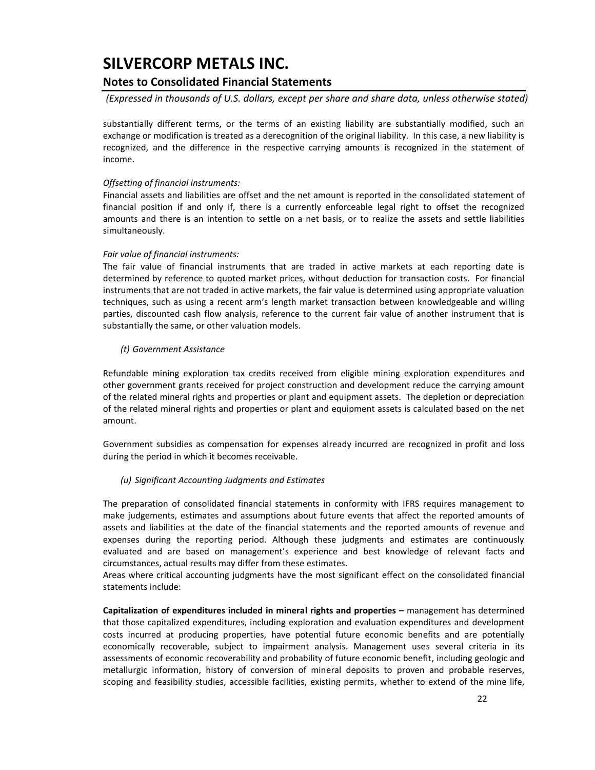substantially different terms, or the terms of an existing liability are substantially modified, such an exchange or modification is treated as a derecognition of the original liability. In this case, a new liability is recognized, and the difference in the respective carrying amounts is recognized in the statement of income.

*Offsetting of financial instruments:*

Financial assets and liabilities are offset and the net amount is reported in the consolidated statement of financial position if and only if, there is a currently enforceable legal right to offset the recognized amounts and there is an intention to settle on a net basis, or to realize the assets and settle liabilities simultaneously.

*Fair value of financial instruments:*

The fair value of financial instruments that are traded in active markets at each reporting date is determined by reference to quoted market prices, without deduction for transaction costs. For financial instruments that are not traded in active markets, the fair value is determined using appropriate valuation techniques, such as using a recent arm's length market transaction between knowledgeable and willing parties, discounted cash flow analysis, reference to the current fair value of another instrument that is substantially the same, or other valuation models.

*(t) Government Assistance*

Refundable mining exploration tax credits received from eligible mining exploration expenditures and other government grants received for project construction and development reduce the carrying amount of the related mineral rights and properties or plant and equipment assets. The depletion or depreciation of the related mineral rights and properties or plant and equipment assets is calculated based on the net amount.

Government subsidies as compensation for expenses already incurred are recognized in profit and loss during the period in which it becomes receivable.

*(u) Significant Accounting Judgments and Estimates*

The preparation of consolidated financial statements in conformity with IFRS requires management to make judgements, estimates and assumptions about future events that affect the reported amounts of assets and liabilities at the date of the financial statements and the reported amounts of revenue and expenses during the reporting period. Although these judgments and estimates are continuously evaluated and are based on management's experience and best knowledge of relevant facts and circumstances, actual results may differ from these estimates.

Areas where critical accounting judgments have the most significant effect on the consolidated financial statements include:

**Capitalization of expenditures included in mineral rights and properties –** management has determined that those capitalized expenditures, including exploration and evaluation expenditures and development costs incurred at producing properties, have potential future economic benefits and are potentially economically recoverable, subject to impairment analysis. Management uses several criteria in its assessments of economic recoverability and probability of future economic benefit, including geologic and metallurgic information, history of conversion of mineral deposits to proven and probable reserves, scoping and feasibility studies, accessible facilities, existing permits, whether to extend of the mine life,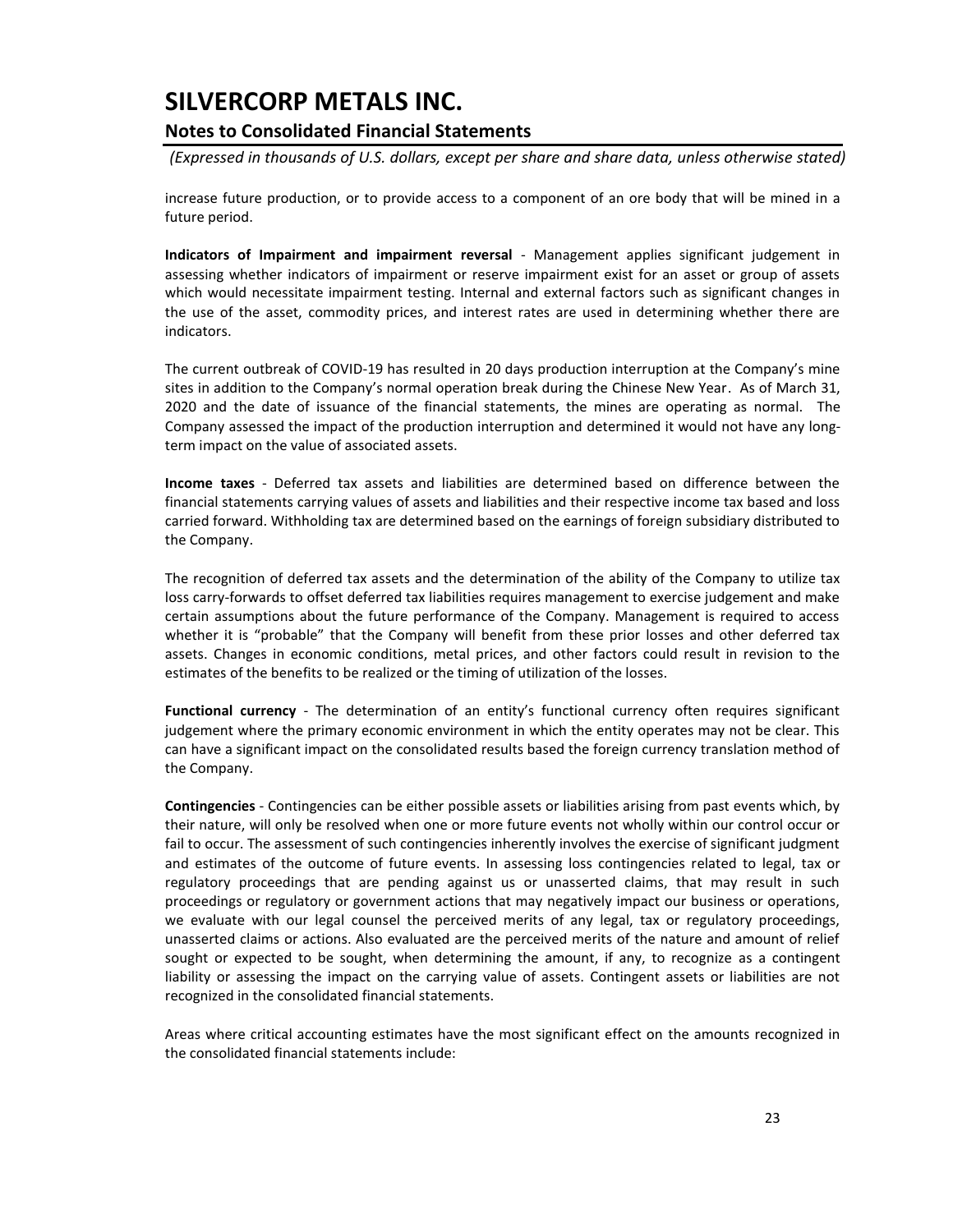increase future production, or to provide access to a component of an ore body that will be mined in a future period.

**Indicators of Impairment and impairment reversal** - Management applies significant judgement in assessing whether indicators of impairment or reserve impairment exist for an asset or group of assets which would necessitate impairment testing. Internal and external factors such as significant changes in the use of the asset, commodity prices, and interest rates are used in determining whether there are indicators.

The current outbreak of COVID-19 has resulted in 20 days production interruption at the Company's mine sites in addition to the Company's normal operation break during the Chinese New Year. As of March 31, 2020 and the date of issuance of the financial statements, the mines are operating as normal. The Company assessed the impact of the production interruption and determined it would not have any long-term impact on the value of associated assets.

**Income taxes** - Deferred tax assets and liabilities are determined based on difference between the financial statements carrying values of assets and liabilities and their respective income tax based and loss carried forward. Withholding tax are determined based on the earnings of foreign subsidiary distributed to the Company.

The recognition of deferred tax assets and the determination of the ability of the Company to utilize tax loss carry-forwards to offset deferred tax liabilities requires management to exercise judgement and make certain assumptions about the future performance of the Company. Management is required to access whether it is "probable" that the Company will benefit from these prior losses and other deferred tax assets. Changes in economic conditions, metal prices, and other factors could result in revision to the estimates of the benefits to be realized or the timing of utilization of the losses.

**Functional currency** - The determination of an entity's functional currency often requires significant judgement where the primary economic environment in which the entity operates may not be clear. This can have a significant impact on the consolidated results based the foreign currency translation method of the Company.

**Contingencies** - Contingencies can be either possible assets or liabilities arising from past events which, by their nature, will only be resolved when one or more future events not wholly within our control occur or fail to occur. The assessment of such contingencies inherently involves the exercise of significant judgment and estimates of the outcome of future events. In assessing loss contingencies related to legal, tax or regulatory proceedings that are pending against us or unasserted claims, that may result in such proceedings or regulatory or government actions that may negatively impact our business or operations, we evaluate with our legal counsel the perceived merits of any legal, tax or regulatory proceedings, unasserted claims or actions. Also evaluated are the perceived merits of the nature and amount of relief sought or expected to be sought, when determining the amount, if any, to recognize as a contingent liability or assessing the impact on the carrying value of assets. Contingent assets or liabilities are not recognized in the consolidated financial statements.

Areas where critical accounting estimates have the most significant effect on the amounts recognized in the consolidated financial statements include: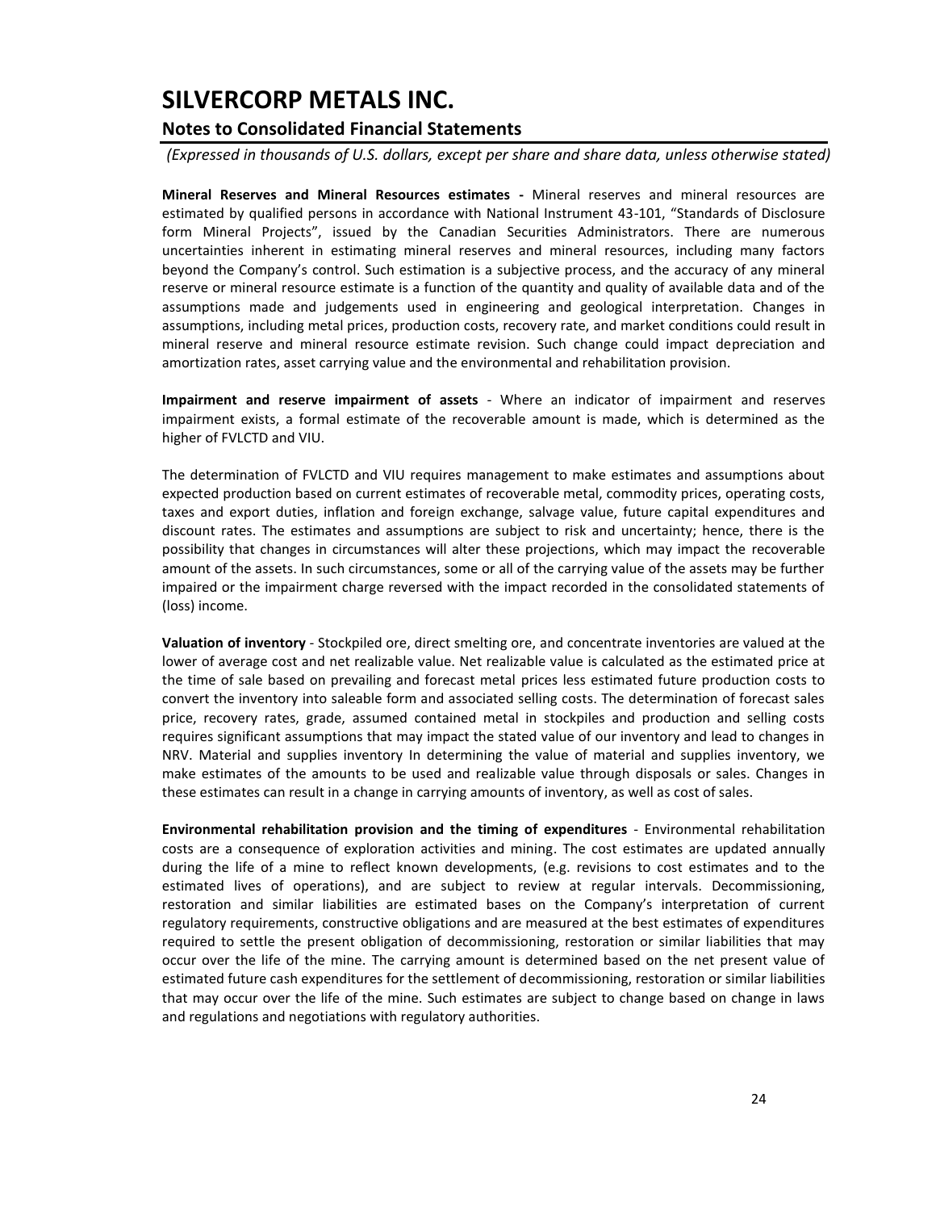**Mineral Reserves and Mineral Resources estimates -** Mineral reserves and mineral resources are estimated by qualified persons in accordance with National Instrument 43-101, "Standards of Disclosure form Mineral Projects", issued by the Canadian Securities Administrators. There are numerous uncertainties inherent in estimating mineral reserves and mineral resources, including many factors beyond the Company's control. Such estimation is a subjective process, and the accuracy of any mineral reserve or mineral resource estimate is a function of the quantity and quality of available data and of the assumptions made and judgements used in engineering and geological interpretation. Changes in assumptions, including metal prices, production costs, recovery rate, and market conditions could result in mineral reserve and mineral resource estimate revision. Such change could impact depreciation and amortization rates, asset carrying value and the environmental and rehabilitation provision.

**Impairment and reserve impairment of assets** - Where an indicator of impairment and reserves impairment exists, a formal estimate of the recoverable amount is made, which is determined as the higher of FVLCTD and VIU.

The determination of FVLCTD and VIU requires management to make estimates and assumptions about expected production based on current estimates of recoverable metal, commodity prices, operating costs, taxes and export duties, inflation and foreign exchange, salvage value, future capital expenditures and discount rates. The estimates and assumptions are subject to risk and uncertainty; hence, there is the possibility that changes in circumstances will alter these projections, which may impact the recoverable amount of the assets. In such circumstances, some or all of the carrying value of the assets may be further impaired or the impairment charge reversed with the impact recorded in the consolidated statements of (loss) income.

**Valuation of inventory** - Stockpiled ore, direct smelting ore, and concentrate inventories are valued at the lower of average cost and net realizable value. Net realizable value is calculated as the estimated price at the time of sale based on prevailing and forecast metal prices less estimated future production costs to convert the inventory into saleable form and associated selling costs. The determination of forecast sales price, recovery rates, grade, assumed contained metal in stockpiles and production and selling costs requires significant assumptions that may impact the stated value of our inventory and lead to changes in NRV. Material and supplies inventory In determining the value of material and supplies inventory, we make estimates of the amounts to be used and realizable value through disposals or sales. Changes in these estimates can result in a change in carrying amounts of inventory, as well as cost of sales.

**Environmental rehabilitation provision and the timing of expenditures** - Environmental rehabilitation costs are a consequence of exploration activities and mining. The cost estimates are updated annually during the life of a mine to reflect known developments, (e.g. revisions to cost estimates and to the estimated lives of operations), and are subject to review at regular intervals. Decommissioning, restoration and similar liabilities are estimated bases on the Company's interpretation of current regulatory requirements, constructive obligations and are measured at the best estimates of expenditures required to settle the present obligation of decommissioning, restoration or similar liabilities that may occur over the life of the mine. The carrying amount is determined based on the net present value of estimated future cash expenditures for the settlement of decommissioning, restoration or similar liabilities that may occur over the life of the mine. Such estimates are subject to change based on change in laws and regulations and negotiations with regulatory authorities.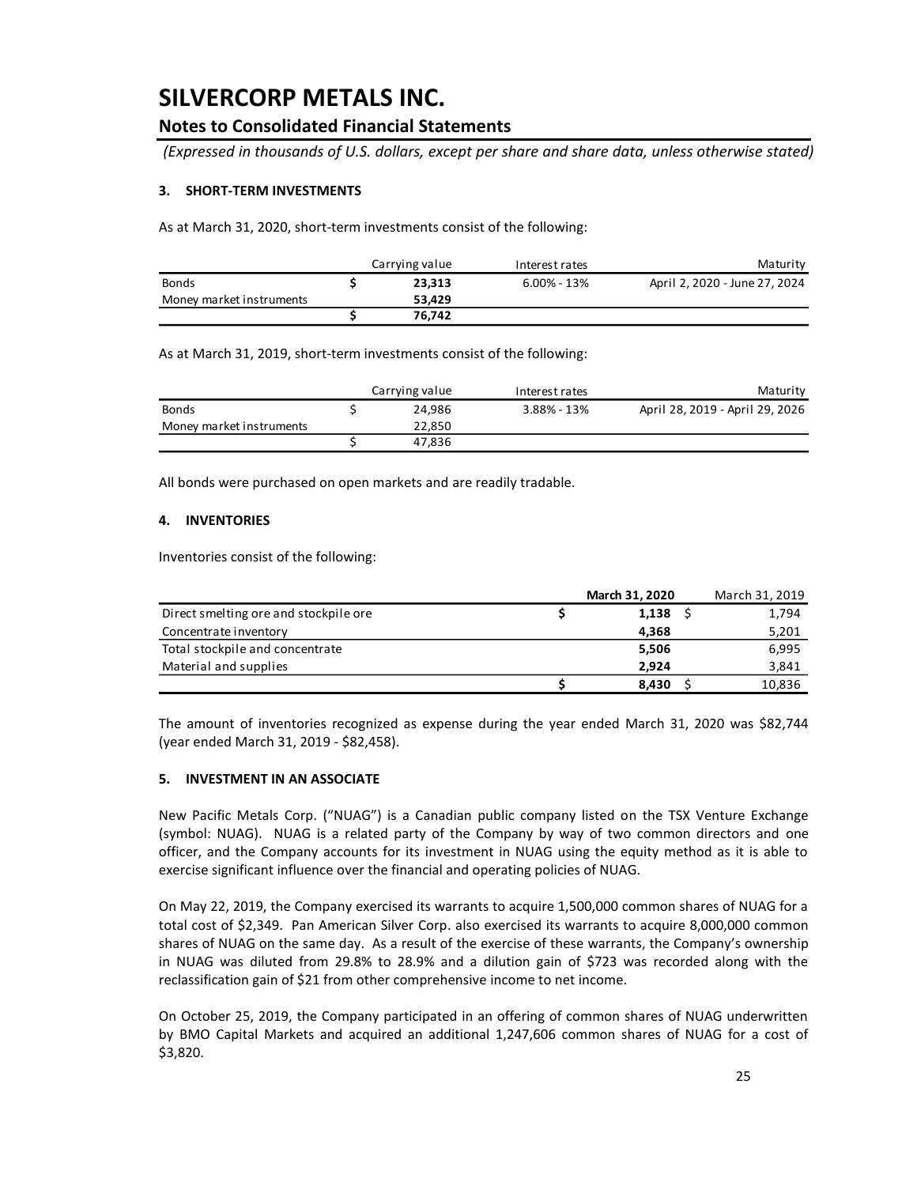# SILVERCORP METALS INC.

## Notes to Consolidated Financial Statements

*(Expressed in thousands of U.S. dollars, except per share and share data, unless otherwise stated)*

### 3. SHORT-TERM INVESTMENTS

As at March 31, 2020, short-term investments consist of the following:

| | Carrying value | Interest rates | Maturity |
|---|---|---|---|
| Bonds | **$ 23,313** | 6.00% - 13% | April 2, 2020 - June 27, 2024 |
| Money market instruments | **53,429** | | |
| | **$ 76,742** | | |

As at March 31, 2019, short-term investments consist of the following:

| | Carrying value | Interest rates | Maturity |
|---|---|---|---|
| Bonds | $ 24,986 | 3.88% - 13% | April 28, 2019 - April 29, 2026 |
| Money market instruments | 22,850 | | |
| | $ 47,836 | | |

All bonds were purchased on open markets and are readily tradable.

### 4. INVENTORIES

Inventories consist of the following:

| | **March 31, 2020** | March 31, 2019 |
|---|---|---|
| Direct smelting ore and stockpile ore | **$ 1,138** | $ 1,794 |
| Concentrate inventory | **4,368** | 5,201 |
| Total stockpile and concentrate | **5,506** | 6,995 |
| Material and supplies | **2,924** | 3,841 |
| | **$ 8,430** | $ 10,836 |

The amount of inventories recognized as expense during the year ended March 31, 2020 was $82,744 (year ended March 31, 2019 - $82,458).

### 5. INVESTMENT IN AN ASSOCIATE

New Pacific Metals Corp. ("NUAG") is a Canadian public company listed on the TSX Venture Exchange (symbol: NUAG). NUAG is a related party of the Company by way of two common directors and one officer, and the Company accounts for its investment in NUAG using the equity method as it is able to exercise significant influence over the financial and operating policies of NUAG.

On May 22, 2019, the Company exercised its warrants to acquire 1,500,000 common shares of NUAG for a total cost of $2,349. Pan American Silver Corp. also exercised its warrants to acquire 8,000,000 common shares of NUAG on the same day. As a result of the exercise of these warrants, the Company's ownership in NUAG was diluted from 29.8% to 28.9% and a dilution gain of $723 was recorded along with the reclassification gain of $21 from other comprehensive income to net income.

On October 25, 2019, the Company participated in an offering of common shares of NUAG underwritten by BMO Capital Markets and acquired an additional 1,247,606 common shares of NUAG for a cost of $3,820.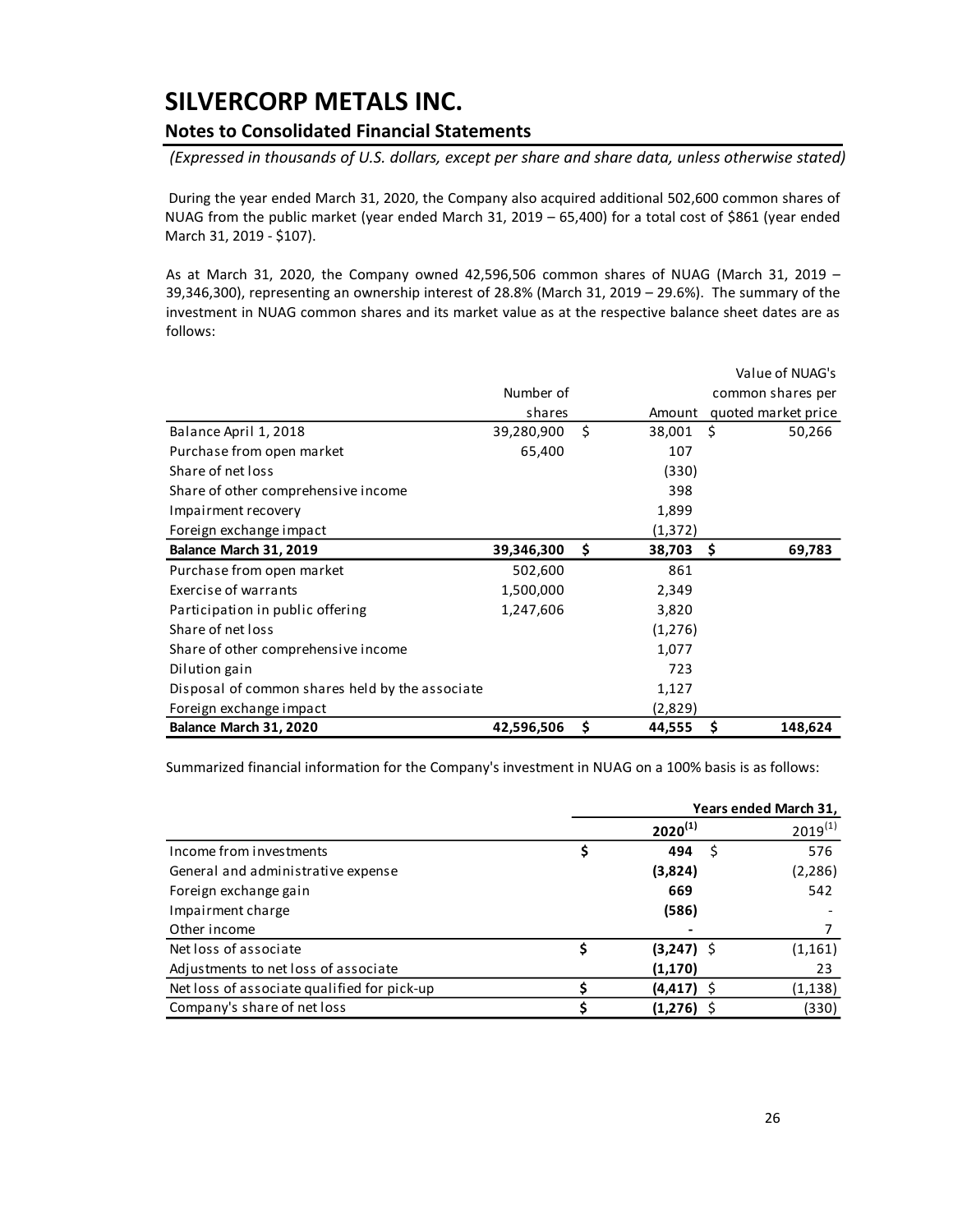# SILVERCORP METALS INC.

## Notes to Consolidated Financial Statements

*(Expressed in thousands of U.S. dollars, except per share and share data, unless otherwise stated)*

During the year ended March 31, 2020, the Company also acquired additional 502,600 common shares of NUAG from the public market (year ended March 31, 2019 – 65,400) for a total cost of $861 (year ended March 31, 2019 - $107).

As at March 31, 2020, the Company owned 42,596,506 common shares of NUAG (March 31, 2019 – 39,346,300), representing an ownership interest of 28.8% (March 31, 2019 – 29.6%). The summary of the investment in NUAG common shares and its market value as at the respective balance sheet dates are as follows:

| | Number of shares | Amount | Value of NUAG's common shares per quoted market price |
|---|---|---|---|
| Balance April 1, 2018 | 39,280,900 | $ 38,001 | $ 50,266 |
| Purchase from open market | 65,400 | 107 | |
| Share of net loss | | (330) | |
| Share of other comprehensive income | | 398 | |
| Impairment recovery | | 1,899 | |
| Foreign exchange impact | | (1,372) | |
| **Balance March 31, 2019** | **39,346,300** | **$ 38,703** | **$ 69,783** |
| Purchase from open market | 502,600 | 861 | |
| Exercise of warrants | 1,500,000 | 2,349 | |
| Participation in public offering | 1,247,606 | 3,820 | |
| Share of net loss | | (1,276) | |
| Share of other comprehensive income | | 1,077 | |
| Dilution gain | | 723 | |
| Disposal of common shares held by the associate | | 1,127 | |
| Foreign exchange impact | | (2,829) | |
| **Balance March 31, 2020** | **42,596,506** | **$ 44,555** | **$ 148,624** |

Summarized financial information for the Company's investment in NUAG on a 100% basis is as follows:

| | Years ended March 31, | |
|---|---|---|
| | **2020**[(1)] | 2019[(1)] |
| Income from investments | **$ 494** | $ 576 |
| General and administrative expense | **(3,824)** | (2,286) |
| Foreign exchange gain | **669** | 542 |
| Impairment charge | **(586)** | - |
| Other income | **-** | 7 |
| Net loss of associate | **$ (3,247)** | $ (1,161) |
| Adjustments to net loss of associate | **(1,170)** | 23 |
| Net loss of associate qualified for pick-up | **$ (4,417)** | $ (1,138) |
| Company's share of net loss | **$ (1,276)** | $ (330) |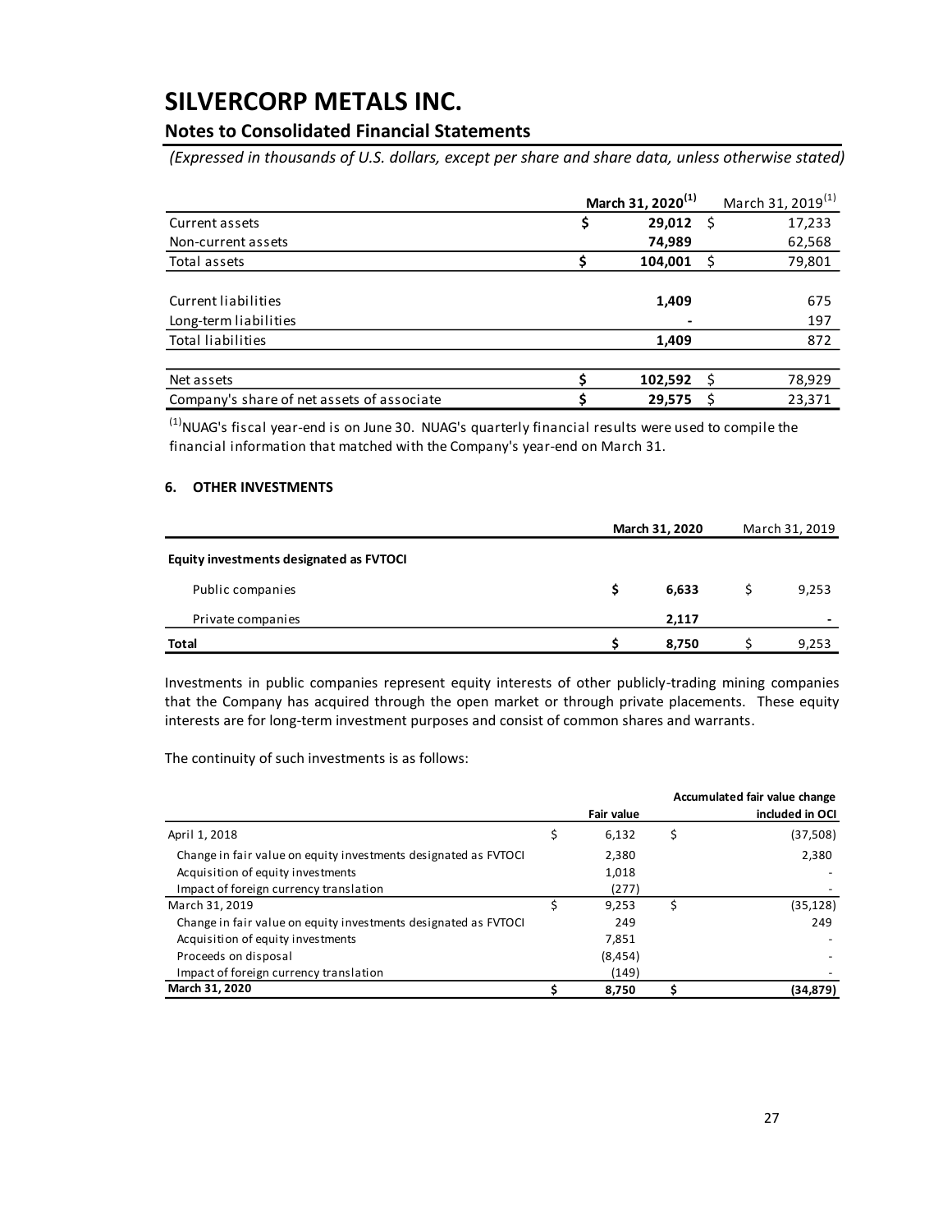# SILVERCORP METALS INC.

## Notes to Consolidated Financial Statements

*(Expressed in thousands of U.S. dollars, except per share and share data, unless otherwise stated)*

| | March 31, 2020[(1)] | March 31, 2019[(1)] |
|---|---|---|
| Current assets | $ 29,012 | $ 17,233 |
| Non-current assets | 74,989 | 62,568 |
| Total assets | $ 104,001 | $ 79,801 |
| | | |
| Current liabilities | 1,409 | 675 |
| Long-term liabilities | - | 197 |
| Total liabilities | 1,409 | 872 |
| | | |
| Net assets | $ 102,592 | $ 78,929 |
| Company's share of net assets of associate | $ 29,575 | $ 23,371 |

[(1)] NUAG's fiscal year-end is on June 30. NUAG's quarterly financial results were used to compile the financial information that matched with the Company's year-end on March 31.

### 6. OTHER INVESTMENTS

| | March 31, 2020 | March 31, 2019 |
|---|---|---|
| **Equity investments designated as FVTOCI** | | |
| Public companies | $ 6,633 | $ 9,253 |
| Private companies | 2,117 | - |
| **Total** | $ 8,750 | $ 9,253 |

Investments in public companies represent equity interests of other publicly-trading mining companies that the Company has acquired through the open market or through private placements. These equity interests are for long-term investment purposes and consist of common shares and warrants.

The continuity of such investments is as follows:

| | Fair value | Accumulated fair value change included in OCI |
|---|---|---|
| April 1, 2018 | $ 6,132 | $ (37,508) |
| Change in fair value on equity investments designated as FVTOCI | 2,380 | 2,380 |
| Acquisition of equity investments | 1,018 | - |
| Impact of foreign currency translation | (277) | - |
| March 31, 2019 | $ 9,253 | $ (35,128) |
| Change in fair value on equity investments designated as FVTOCI | 249 | 249 |
| Acquisition of equity investments | 7,851 | - |
| Proceeds on disposal | (8,454) | - |
| Impact of foreign currency translation | (149) | - |
| **March 31, 2020** | $ 8,750 | $ (34,879) |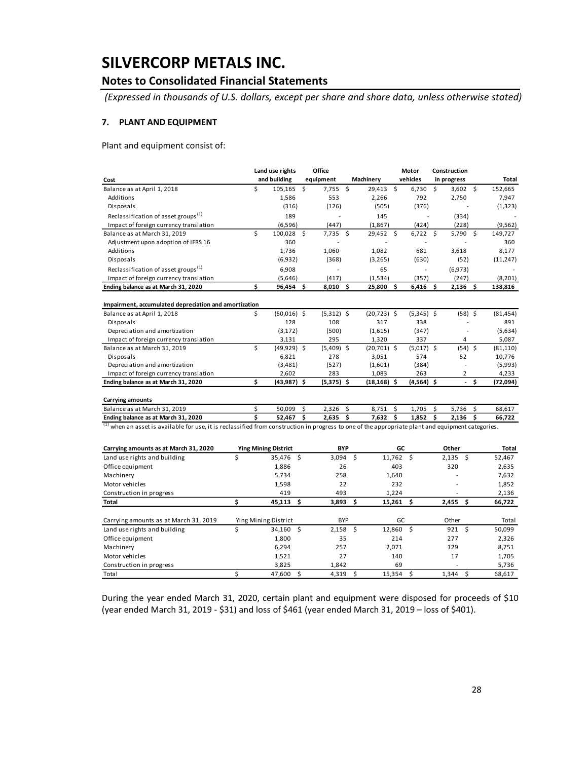# SILVERCORP METALS INC.

## Notes to Consolidated Financial Statements

*(Expressed in thousands of U.S. dollars, except per share and share data, unless otherwise stated)*

### 7. PLANT AND EQUIPMENT

Plant and equipment consist of:

| Cost | Land use rights and building | Office equipment | Machinery | Motor vehicles | Construction in progress | Total |
|---|---|---|---|---|---|---|
| Balance as at April 1, 2018 | $ 105,165 | $ 7,755 | $ 29,413 | $ 6,730 | $ 3,602 | $ 152,665 |
| Additions | 1,586 | 553 | 2,266 | 792 | 2,750 | 7,947 |
| Disposals | (316) | (126) | (505) | (376) | - | (1,323) |
| Reclassification of asset groups [(1)] | 189 | - | 145 | - | (334) | - |
| Impact of foreign currency translation | (6,596) | (447) | (1,867) | (424) | (228) | (9,562) |
| Balance as at March 31, 2019 | $ 100,028 | $ 7,735 | $ 29,452 | $ 6,722 | $ 5,790 | $ 149,727 |
| Adjustment upon adoption of IFRS 16 | 360 | - | - | - | - | 360 |
| Additions | 1,736 | 1,060 | 1,082 | 681 | 3,618 | 8,177 |
| Disposals | (6,932) | (368) | (3,265) | (630) | (52) | (11,247) |
| Reclassification of asset groups [(1)] | 6,908 | - | 65 | - | (6,973) | - |
| Impact of foreign currency translation | (5,646) | (417) | (1,534) | (357) | (247) | (8,201) |
| **Ending balance as at March 31, 2020** | **$ 96,454** | **$ 8,010** | **$ 25,800** | **$ 6,416** | **$ 2,136** | **$ 138,816** |
| **Impairment, accumulated depreciation and amortization** | | | | | | |
| Balance as at April 1, 2018 | $ (50,016) | $ (5,312) | $ (20,723) | $ (5,345) | $ (58) | $ (81,454) |
| Disposals | 128 | 108 | 317 | 338 | - | 891 |
| Depreciation and amortization | (3,172) | (500) | (1,615) | (347) | - | (5,634) |
| Impact of foreign currency translation | 3,131 | 295 | 1,320 | 337 | 4 | 5,087 |
| Balance as at March 31, 2019 | $ (49,929) | $ (5,409) | $ (20,701) | $ (5,017) | $ (54) | $ (81,110) |
| Disposals | 6,821 | 278 | 3,051 | 574 | 52 | 10,776 |
| Depreciation and amortization | (3,481) | (527) | (1,601) | (384) | - | (5,993) |
| Impact of foreign currency translation | 2,602 | 283 | 1,083 | 263 | 2 | 4,233 |
| **Ending balance as at March 31, 2020** | **$ (43,987)** | **$ (5,375)** | **$ (18,168)** | **$ (4,564)** | **$ -** | **$ (72,094)** |
| **Carrying amounts** | | | | | | |
| Balance as at March 31, 2019 | $ 50,099 | $ 2,326 | $ 8,751 | $ 1,705 | $ 5,736 | $ 68,617 |
| **Ending balance as at March 31, 2020** | **$ 52,467** | **$ 2,635** | **$ 7,632** | **$ 1,852** | **$ 2,136** | **$ 66,722** |

[(1)] when an asset is available for use, it is reclassified from construction in progress to one of the appropriate plant and equipment categories.

| **Carrying amounts as at March 31, 2020** | **Ying Mining District** | **BYP** | **GC** | **Other** | **Total** |
|---|---|---|---|---|---|
| Land use rights and building | $ 35,476 | $ 3,094 | $ 11,762 | $ 2,135 | $ 52,467 |
| Office equipment | 1,886 | 26 | 403 | 320 | 2,635 |
| Machinery | 5,734 | 258 | 1,640 | - | 7,632 |
| Motor vehicles | 1,598 | 22 | 232 | - | 1,852 |
| Construction in progress | 419 | 493 | 1,224 | - | 2,136 |
| **Total** | **$ 45,113** | **$ 3,893** | **$ 15,261** | **$ 2,455** | **$ 66,722** |

| Carrying amounts as at March 31, 2019 | Ying Mining District | BYP | GC | Other | Total |
|---|---|---|---|---|---|
| Land use rights and building | $ 34,160 | $ 2,158 | $ 12,860 | $ 921 | $ 50,099 |
| Office equipment | 1,800 | 35 | 214 | 277 | 2,326 |
| Machinery | 6,294 | 257 | 2,071 | 129 | 8,751 |
| Motor vehicles | 1,521 | 27 | 140 | 17 | 1,705 |
| Construction in progress | 3,825 | 1,842 | 69 | - | 5,736 |
| Total | $ 47,600 | $ 4,319 | $ 15,354 | $ 1,344 | $ 68,617 |

During the year ended March 31, 2020, certain plant and equipment were disposed for proceeds of $10 (year ended March 31, 2019 - $31) and loss of $461 (year ended March 31, 2019 – loss of $401).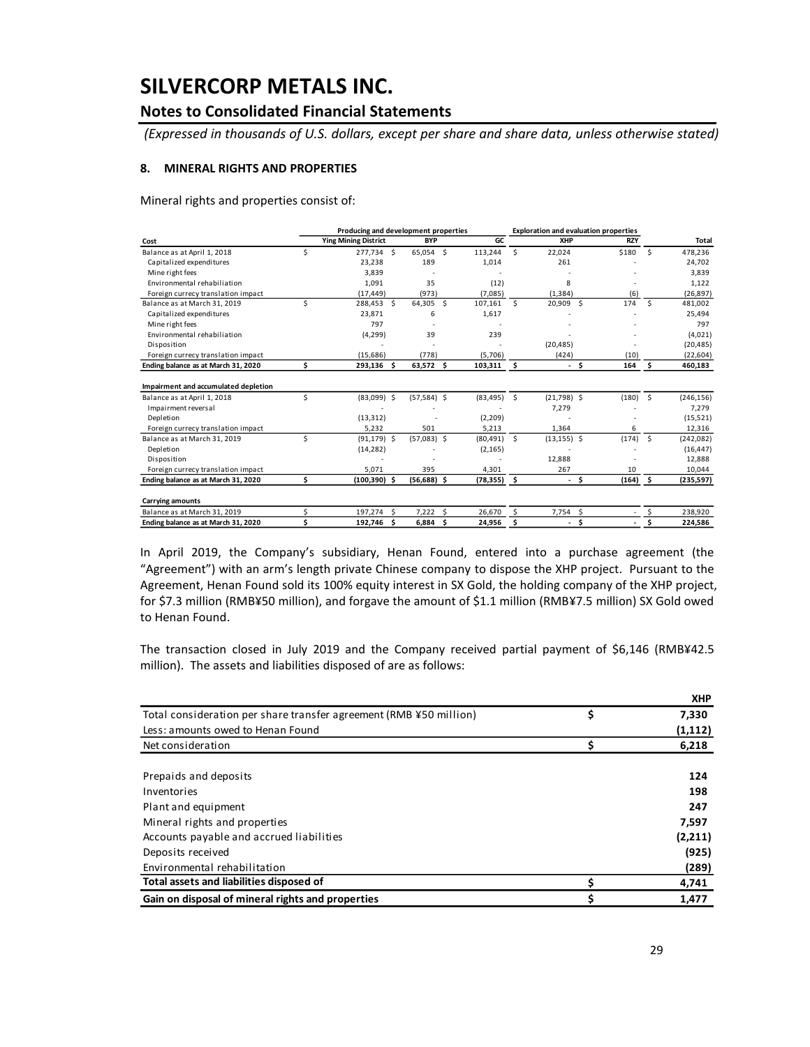# SILVERCORP METALS INC.

## Notes to Consolidated Financial Statements

*(Expressed in thousands of U.S. dollars, except per share and share data, unless otherwise stated)*

### 8. MINERAL RIGHTS AND PROPERTIES

Mineral rights and properties consist of:

| | Producing and development properties | | | Exploration and evaluation properties | | |
|---|---|---|---|---|---|---|
| **Cost** | **Ying Mining District** | **BYP** | **GC** | **XHP** | **RZY** | **Total** |
| Balance as at April 1, 2018 | $ 277,734 | $ 65,054 | $ 113,244 | $ 22,024 | $180 | $ 478,236 |
| Capitalized expenditures | 23,238 | 189 | 1,014 | 261 | - | 24,702 |
| Mine right fees | 3,839 | - | - | - | - | 3,839 |
| Environmental rehabiliation | 1,091 | 35 | (12) | 8 | - | 1,122 |
| Foreign currecy translation impact | (17,449) | (973) | (7,085) | (1,384) | (6) | (26,897) |
| Balance as at March 31, 2019 | $ 288,453 | $ 64,305 | $ 107,161 | $ 20,909 | $ 174 | $ 481,002 |
| Capitalized expenditures | 23,871 | 6 | 1,617 | - | - | 25,494 |
| Mine right fees | 797 | - | - | - | - | 797 |
| Environmental rehabiliation | (4,299) | 39 | 239 | - | - | (4,021) |
| Disposition | - | - | - | (20,485) | - | (20,485) |
| Foreign currecy translation impact | (15,686) | (778) | (5,706) | (424) | (10) | (22,604) |
| **Ending balance as at March 31, 2020** | **$ 293,136** | **$ 63,572** | **$ 103,311** | **$ -** | **$ 164** | **$ 460,183** |
| | | | | | | |
| **Impairment and accumulated depletion** | | | | | | |
| Balance as at April 1, 2018 | $ (83,099) | $ (57,584) | $ (83,495) | $ (21,798) | $ (180) | $ (246,156) |
| Impairment reversal | - | - | - | 7,279 | - | 7,279 |
| Depletion | (13,312) | - | (2,209) | - | - | (15,521) |
| Foreign currecy translation impact | 5,232 | 501 | 5,213 | 1,364 | 6 | 12,316 |
| Balance as at March 31, 2019 | $ (91,179) | $ (57,083) | $ (80,491) | $ (13,155) | $ (174) | $ (242,082) |
| Depletion | (14,282) | - | (2,165) | - | - | (16,447) |
| Disposition | - | - | - | 12,888 | - | 12,888 |
| Foreign currecy translation impact | 5,071 | 395 | 4,301 | 267 | 10 | 10,044 |
| **Ending balance as at March 31, 2020** | **$ (100,390)** | **$ (56,688)** | **$ (78,355)** | **$ -** | **$ (164)** | **$ (235,597)** |
| | | | | | | |
| **Carrying amounts** | | | | | | |
| Balance as at March 31, 2019 | $ 197,274 | $ 7,222 | $ 26,670 | $ 7,754 | $ - | $ 238,920 |
| **Ending balance as at March 31, 2020** | **$ 192,746** | **$ 6,884** | **$ 24,956** | **$ -** | **$ -** | **$ 224,586** |

In April 2019, the Company's subsidiary, Henan Found, entered into a purchase agreement (the "Agreement") with an arm's length private Chinese company to dispose the XHP project. Pursuant to the Agreement, Henan Found sold its 100% equity interest in SX Gold, the holding company of the XHP project, for $7.3 million (RMB¥50 million), and forgave the amount of $1.1 million (RMB¥7.5 million) SX Gold owed to Henan Found.

The transaction closed in July 2019 and the Company received partial payment of $6,146 (RMB¥42.5 million). The assets and liabilities disposed of are as follows:

| | | **XHP** |
|---|---|---|
| Total consideration per share transfer agreement (RMB ¥50 million) | $ | 7,330 |
| Less: amounts owed to Henan Found | | (1,112) |
| Net consideration | $ | 6,218 |
| | | |
| Prepaids and deposits | | 124 |
| Inventories | | 198 |
| Plant and equipment | | 247 |
| Mineral rights and properties | | 7,597 |
| Accounts payable and accrued liabilities | | (2,211) |
| Deposits received | | (925) |
| Environmental rehabilitation | | (289) |
| **Total assets and liabilities disposed of** | **$** | **4,741** |
| **Gain on disposal of mineral rights and properties** | **$** | **1,477** |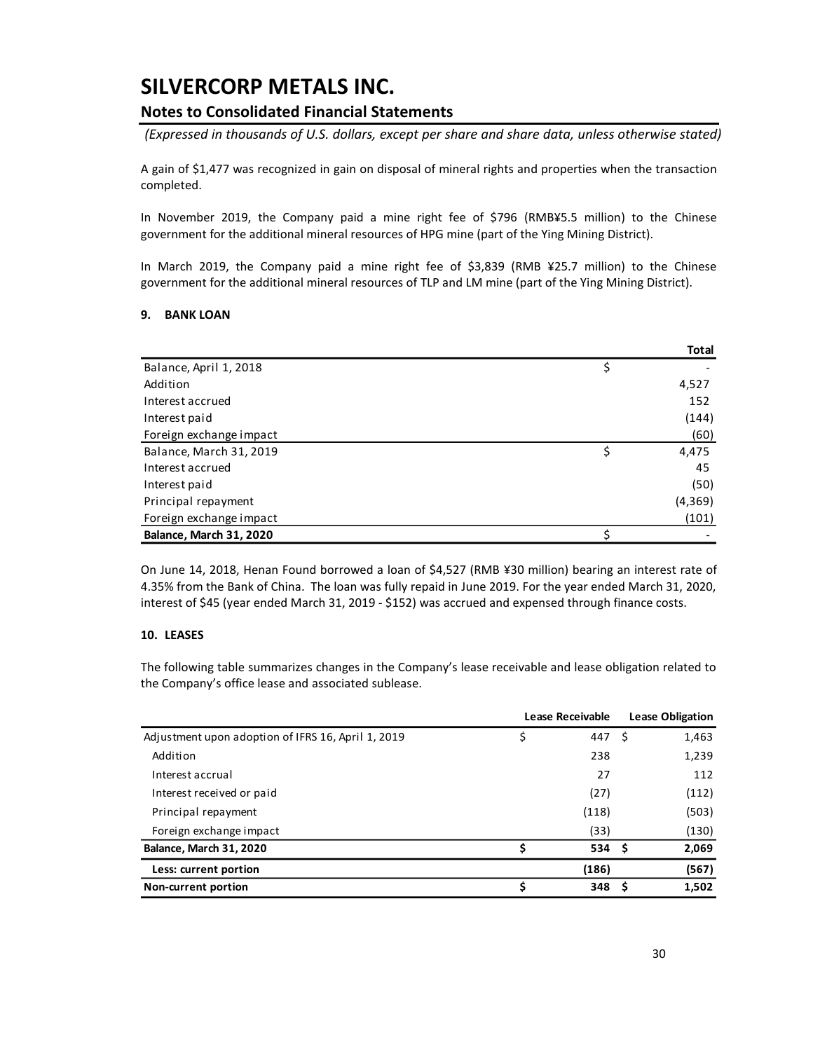# SILVERCORP METALS INC.

## Notes to Consolidated Financial Statements

*(Expressed in thousands of U.S. dollars, except per share and share data, unless otherwise stated)*

A gain of $1,477 was recognized in gain on disposal of mineral rights and properties when the transaction completed.

In November 2019, the Company paid a mine right fee of $796 (RMB¥5.5 million) to the Chinese government for the additional mineral resources of HPG mine (part of the Ying Mining District).

In March 2019, the Company paid a mine right fee of $3,839 (RMB ¥25.7 million) to the Chinese government for the additional mineral resources of TLP and LM mine (part of the Ying Mining District).

### 9. BANK LOAN

| | | Total |
|---|---|---|
| Balance, April 1, 2018 | $ | - |
| Addition | | 4,527 |
| Interest accrued | | 152 |
| Interest paid | | (144) |
| Foreign exchange impact | | (60) |
| Balance, March 31, 2019 | $ | 4,475 |
| Interest accrued | | 45 |
| Interest paid | | (50) |
| Principal repayment | | (4,369) |
| Foreign exchange impact | | (101) |
| **Balance, March 31, 2020** | $ | - |

On June 14, 2018, Henan Found borrowed a loan of $4,527 (RMB ¥30 million) bearing an interest rate of 4.35% from the Bank of China. The loan was fully repaid in June 2019. For the year ended March 31, 2020, interest of $45 (year ended March 31, 2019 - $152) was accrued and expensed through finance costs.

### 10. LEASES

The following table summarizes changes in the Company's lease receivable and lease obligation related to the Company's office lease and associated sublease.

| | Lease Receivable | Lease Obligation |
|---|---|---|
| Adjustment upon adoption of IFRS 16, April 1, 2019 | $ 447 | $ 1,463 |
| Addition | 238 | 1,239 |
| Interest accrual | 27 | 112 |
| Interest received or paid | (27) | (112) |
| Principal repayment | (118) | (503) |
| Foreign exchange impact | (33) | (130) |
| **Balance, March 31, 2020** | **$ 534** | **$ 2,069** |
| **Less: current portion** | **(186)** | **(567)** |
| **Non-current portion** | **$ 348** | **$ 1,502** |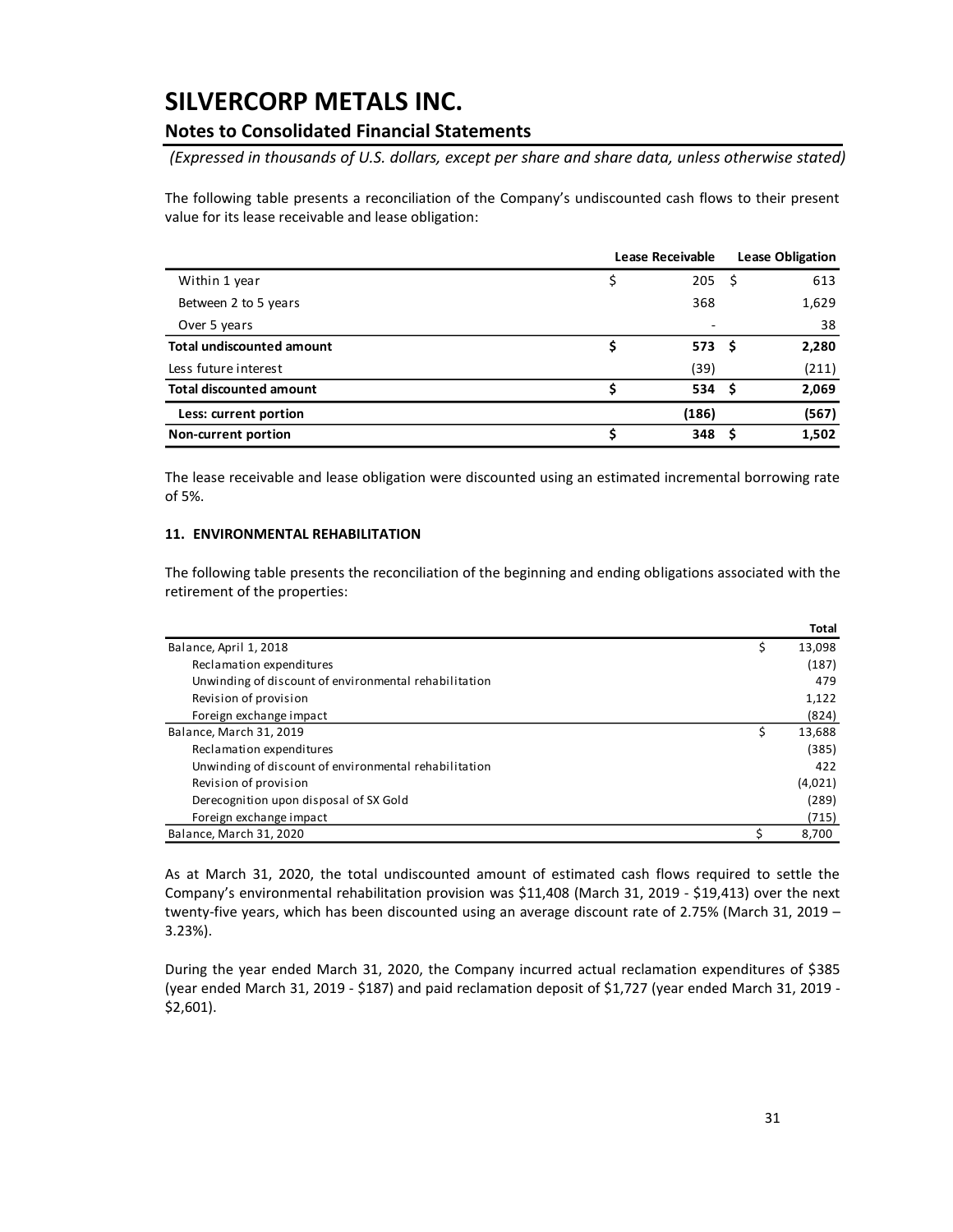# SILVERCORP METALS INC.

## Notes to Consolidated Financial Statements

*(Expressed in thousands of U.S. dollars, except per share and share data, unless otherwise stated)*

The following table presents a reconciliation of the Company's undiscounted cash flows to their present value for its lease receivable and lease obligation:

| | Lease Receivable | Lease Obligation |
|---|---|---|
| Within 1 year | $ 205 | $ 613 |
| Between 2 to 5 years | 368 | 1,629 |
| Over 5 years | - | 38 |
| **Total undiscounted amount** | **$ 573** | **$ 2,280** |
| Less future interest | (39) | (211) |
| **Total discounted amount** | **$ 534** | **$ 2,069** |
| **Less: current portion** | **(186)** | **(567)** |
| **Non-current portion** | **$ 348** | **$ 1,502** |

The lease receivable and lease obligation were discounted using an estimated incremental borrowing rate of 5%.

### 11. ENVIRONMENTAL REHABILITATION

The following table presents the reconciliation of the beginning and ending obligations associated with the retirement of the properties:

| | Total |
|---|---|
| Balance, April 1, 2018 | $ 13,098 |
| Reclamation expenditures | (187) |
| Unwinding of discount of environmental rehabilitation | 479 |
| Revision of provision | 1,122 |
| Foreign exchange impact | (824) |
| Balance, March 31, 2019 | $ 13,688 |
| Reclamation expenditures | (385) |
| Unwinding of discount of environmental rehabilitation | 422 |
| Revision of provision | (4,021) |
| Derecognition upon disposal of SX Gold | (289) |
| Foreign exchange impact | (715) |
| Balance, March 31, 2020 | $ 8,700 |

As at March 31, 2020, the total undiscounted amount of estimated cash flows required to settle the Company's environmental rehabilitation provision was $11,408 (March 31, 2019 - $19,413) over the next twenty-five years, which has been discounted using an average discount rate of 2.75% (March 31, 2019 – 3.23%).

During the year ended March 31, 2020, the Company incurred actual reclamation expenditures of $385 (year ended March 31, 2019 - $187) and paid reclamation deposit of $1,727 (year ended March 31, 2019 - $2,601).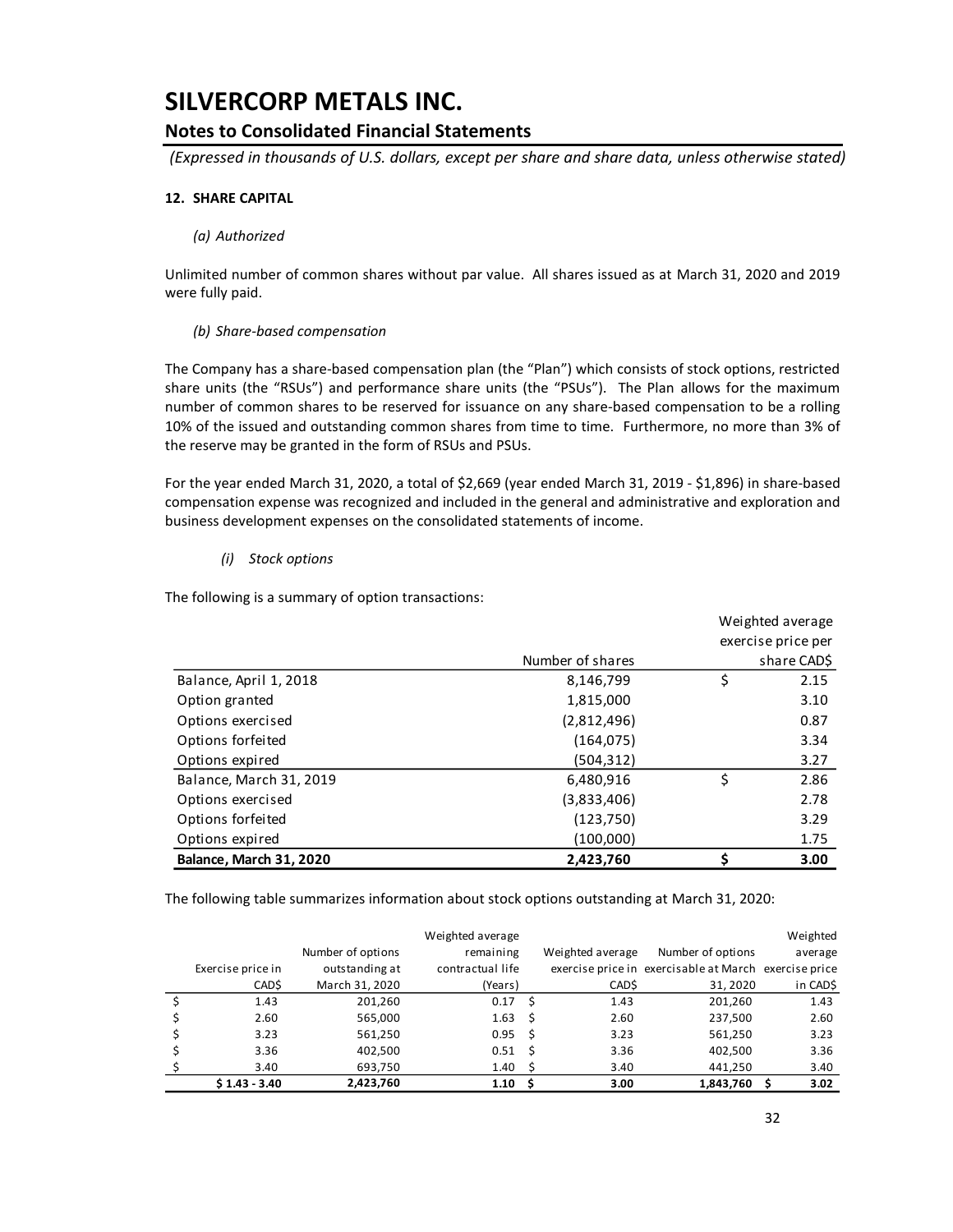# SILVERCORP METALS INC.

## Notes to Consolidated Financial Statements

*(Expressed in thousands of U.S. dollars, except per share and share data, unless otherwise stated)*

### 12. SHARE CAPITAL

*(a) Authorized*

Unlimited number of common shares without par value. All shares issued as at March 31, 2020 and 2019 were fully paid.

*(b) Share-based compensation*

The Company has a share-based compensation plan (the "Plan") which consists of stock options, restricted share units (the "RSUs") and performance share units (the "PSUs"). The Plan allows for the maximum number of common shares to be reserved for issuance on any share-based compensation to be a rolling 10% of the issued and outstanding common shares from time to time. Furthermore, no more than 3% of the reserve may be granted in the form of RSUs and PSUs.

For the year ended March 31, 2020, a total of $2,669 (year ended March 31, 2019 - $1,896) in share-based compensation expense was recognized and included in the general and administrative and exploration and business development expenses on the consolidated statements of income.

*(i) Stock options*

The following is a summary of option transactions:

| | Number of shares | Weighted average exercise price per share CAD$ |
|---|---|---|
| Balance, April 1, 2018 | 8,146,799 | $ 2.15 |
| Option granted | 1,815,000 | 3.10 |
| Options exercised | (2,812,496) | 0.87 |
| Options forfeited | (164,075) | 3.34 |
| Options expired | (504,312) | 3.27 |
| Balance, March 31, 2019 | 6,480,916 | $ 2.86 |
| Options exercised | (3,833,406) | 2.78 |
| Options forfeited | (123,750) | 3.29 |
| Options expired | (100,000) | 1.75 |
| **Balance, March 31, 2020** | **2,423,760** | **$ 3.00** |

The following table summarizes information about stock options outstanding at March 31, 2020:

| Exercise price in CAD$ | Number of options outstanding at March 31, 2020 | Weighted average remaining contractual life (Years) | Weighted average exercise price in CAD$ | Number of options exercisable at March 31, 2020 | Weighted average exercise price in CAD$ |
|---|---|---|---|---|---|
| $ 1.43 | 201,260 | 0.17 | $ 1.43 | 201,260 | 1.43 |
| $ 2.60 | 565,000 | 1.63 | $ 2.60 | 237,500 | 2.60 |
| $ 3.23 | 561,250 | 0.95 | $ 3.23 | 561,250 | 3.23 |
| $ 3.36 | 402,500 | 0.51 | $ 3.36 | 402,500 | 3.36 |
| $ 3.40 | 693,750 | 1.40 | $ 3.40 | 441,250 | 3.40 |
| **$ 1.43 - 3.40** | **2,423,760** | **1.10** | **$ 3.00** | **1,843,760** | **$ 3.02** |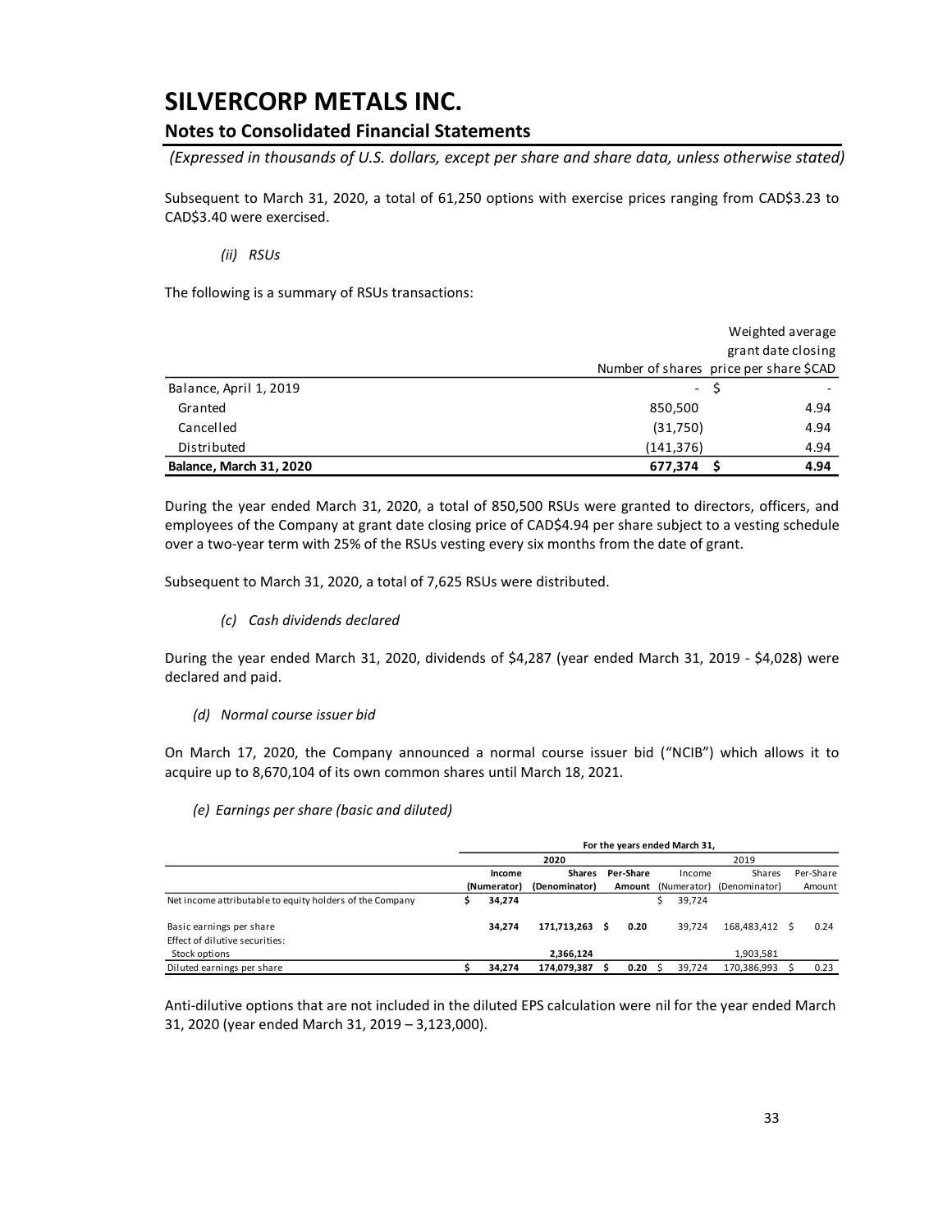# SILVERCORP METALS INC.

## Notes to Consolidated Financial Statements

*(Expressed in thousands of U.S. dollars, except per share and share data, unless otherwise stated)*

Subsequent to March 31, 2020, a total of 61,250 options with exercise prices ranging from CAD$3.23 to CAD$3.40 were exercised.

*(ii) RSUs*

The following is a summary of RSUs transactions:

| | Number of shares | Weighted average grant date closing price per share $CAD |
|---|---|---|
| Balance, April 1, 2019 | - | $ - |
| Granted | 850,500 | 4.94 |
| Cancelled | (31,750) | 4.94 |
| Distributed | (141,376) | 4.94 |
| **Balance, March 31, 2020** | **677,374** | **$ 4.94** |

During the year ended March 31, 2020, a total of 850,500 RSUs were granted to directors, officers, and employees of the Company at grant date closing price of CAD$4.94 per share subject to a vesting schedule over a two-year term with 25% of the RSUs vesting every six months from the date of grant.

Subsequent to March 31, 2020, a total of 7,625 RSUs were distributed.

*(c) Cash dividends declared*

During the year ended March 31, 2020, dividends of $4,287 (year ended March 31, 2019 - $4,028) were declared and paid.

*(d) Normal course issuer bid*

On March 17, 2020, the Company announced a normal course issuer bid ("NCIB") which allows it to acquire up to 8,670,104 of its own common shares until March 18, 2021.

*(e) Earnings per share (basic and diluted)*

| | **For the years ended March 31,** | | | | | |
|---|---|---|---|---|---|---|
| | **2020** | | | 2019 | | |
| | **Income (Numerator)** | **Shares (Denominator)** | **Per-Share Amount** | Income (Numerator) | Shares (Denominator) | Per-Share Amount |
| Net income attributable to equity holders of the Company | **$ 34,274** | | | $ 39,724 | | |
| Basic earnings per share | **34,274** | **171,713,263** | **$ 0.20** | 39,724 | 168,483,412 | $ 0.24 |
| Effect of dilutive securities: | | | | | | |
| Stock options | | **2,366,124** | | | 1,903,581 | |
| Diluted earnings per share | **$ 34,274** | **174,079,387** | **$ 0.20** | $ 39,724 | 170,386,993 | $ 0.23 |

Anti-dilutive options that are not included in the diluted EPS calculation were nil for the year ended March 31, 2020 (year ended March 31, 2019 – 3,123,000).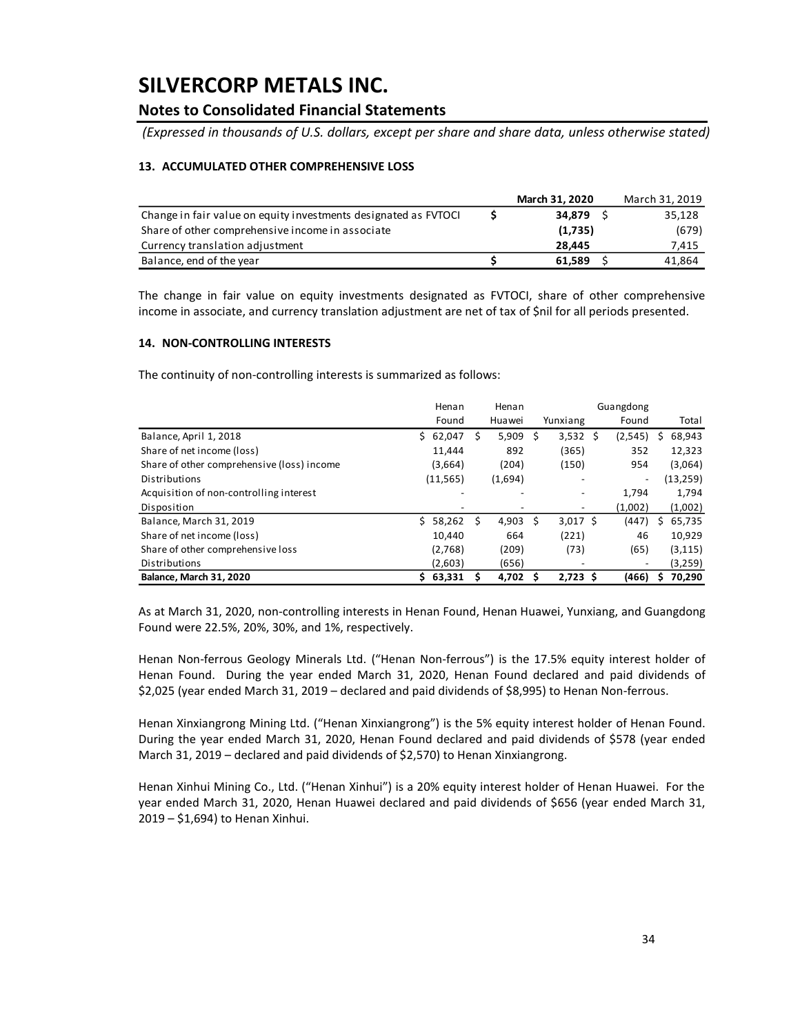# SILVERCORP METALS INC.

## Notes to Consolidated Financial Statements

*(Expressed in thousands of U.S. dollars, except per share and share data, unless otherwise stated)*

### 13. ACCUMULATED OTHER COMPREHENSIVE LOSS

| | March 31, 2020 | March 31, 2019 |
|---|---|---|
| Change in fair value on equity investments designated as FVTOCI | **$ 34,879** | $ 35,128 |
| Share of other comprehensive income in associate | **(1,735)** | (679) |
| Currency translation adjustment | **28,445** | 7,415 |
| Balance, end of the year | **$ 61,589** | $ 41,864 |

The change in fair value on equity investments designated as FVTOCI, share of other comprehensive income in associate, and currency translation adjustment are net of tax of $nil for all periods presented.

### 14. NON-CONTROLLING INTERESTS

The continuity of non-controlling interests is summarized as follows:

| | Henan Found | Henan Huawei | Yunxiang | Guangdong Found | Total |
|---|---|---|---|---|---|
| Balance, April 1, 2018 | $ 62,047 | $ 5,909 | $ 3,532 | $ (2,545) | $ 68,943 |
| Share of net income (loss) | 11,444 | 892 | (365) | 352 | 12,323 |
| Share of other comprehensive (loss) income | (3,664) | (204) | (150) | 954 | (3,064) |
| Distributions | (11,565) | (1,694) | - | - | (13,259) |
| Acquisition of non-controlling interest | - | - | - | 1,794 | 1,794 |
| Disposition | - | - | - | (1,002) | (1,002) |
| Balance, March 31, 2019 | $ 58,262 | $ 4,903 | $ 3,017 | $ (447) | $ 65,735 |
| Share of net income (loss) | 10,440 | 664 | (221) | 46 | 10,929 |
| Share of other comprehensive loss | (2,768) | (209) | (73) | (65) | (3,115) |
| Distributions | (2,603) | (656) | - | - | (3,259) |
| **Balance, March 31, 2020** | **$ 63,331** | **$ 4,702** | **$ 2,723** | **$ (466)** | **$ 70,290** |

As at March 31, 2020, non-controlling interests in Henan Found, Henan Huawei, Yunxiang, and Guangdong Found were 22.5%, 20%, 30%, and 1%, respectively.

Henan Non-ferrous Geology Minerals Ltd. ("Henan Non-ferrous") is the 17.5% equity interest holder of Henan Found. During the year ended March 31, 2020, Henan Found declared and paid dividends of $2,025 (year ended March 31, 2019 – declared and paid dividends of $8,995) to Henan Non-ferrous.

Henan Xinxiangrong Mining Ltd. ("Henan Xinxiangrong") is the 5% equity interest holder of Henan Found. During the year ended March 31, 2020, Henan Found declared and paid dividends of $578 (year ended March 31, 2019 – declared and paid dividends of $2,570) to Henan Xinxiangrong.

Henan Xinhui Mining Co., Ltd. ("Henan Xinhui") is a 20% equity interest holder of Henan Huawei. For the year ended March 31, 2020, Henan Huawei declared and paid dividends of $656 (year ended March 31, 2019 – $1,694) to Henan Xinhui.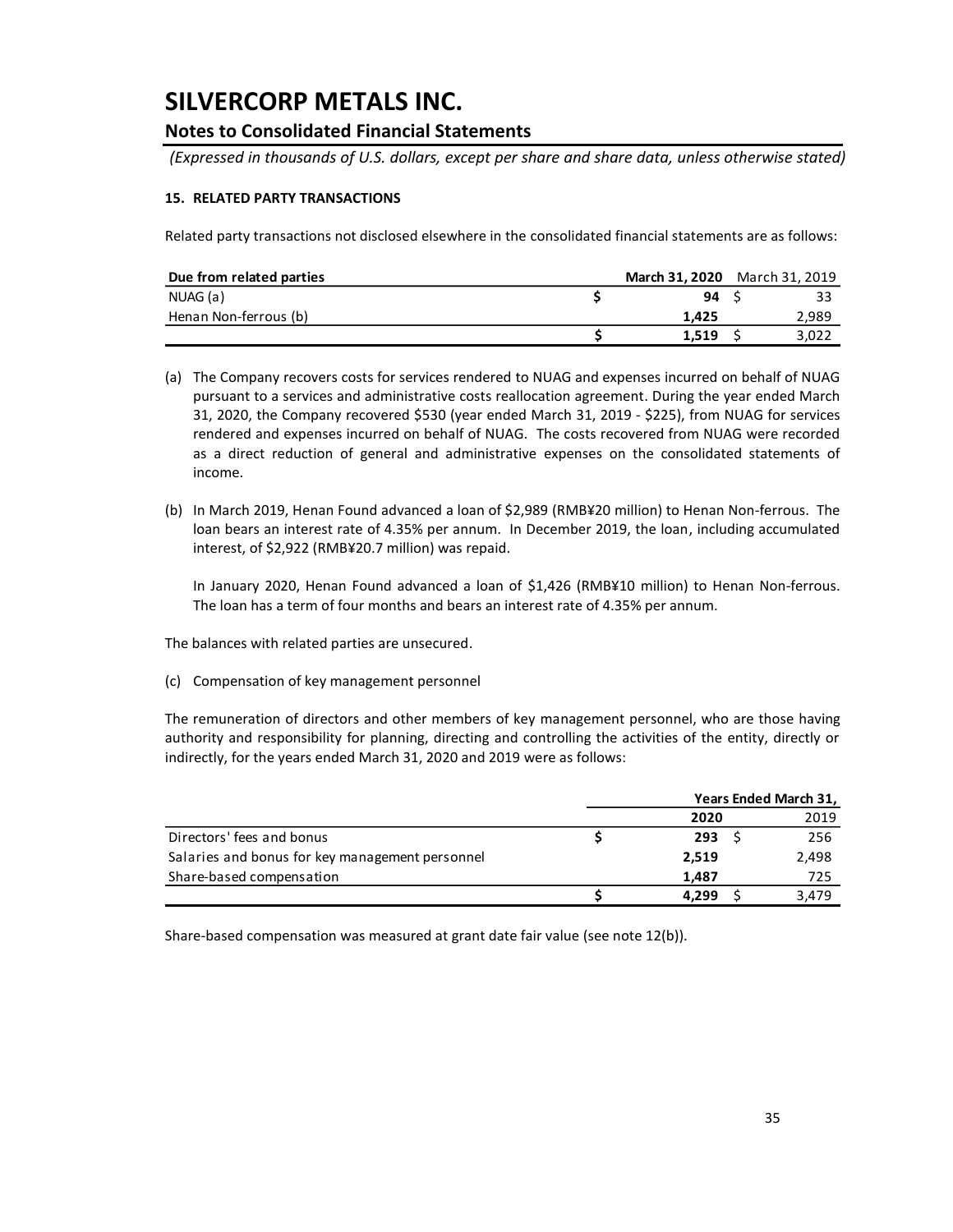# SILVERCORP METALS INC.

## Notes to Consolidated Financial Statements

*(Expressed in thousands of U.S. dollars, except per share and share data, unless otherwise stated)*

### 15. RELATED PARTY TRANSACTIONS

Related party transactions not disclosed elsewhere in the consolidated financial statements are as follows:

| Due from related parties | March 31, 2020 | March 31, 2019 |
|---|---|---|
| NUAG (a) | $ 94 | $ 33 |
| Henan Non-ferrous (b) | 1,425 | 2,989 |
| | $ 1,519 | $ 3,022 |

(a) The Company recovers costs for services rendered to NUAG and expenses incurred on behalf of NUAG pursuant to a services and administrative costs reallocation agreement. During the year ended March 31, 2020, the Company recovered $530 (year ended March 31, 2019 - $225), from NUAG for services rendered and expenses incurred on behalf of NUAG. The costs recovered from NUAG were recorded as a direct reduction of general and administrative expenses on the consolidated statements of income.

(b) In March 2019, Henan Found advanced a loan of $2,989 (RMB¥20 million) to Henan Non-ferrous. The loan bears an interest rate of 4.35% per annum. In December 2019, the loan, including accumulated interest, of $2,922 (RMB¥20.7 million) was repaid.

In January 2020, Henan Found advanced a loan of $1,426 (RMB¥10 million) to Henan Non-ferrous. The loan has a term of four months and bears an interest rate of 4.35% per annum.

The balances with related parties are unsecured.

(c) Compensation of key management personnel

The remuneration of directors and other members of key management personnel, who are those having authority and responsibility for planning, directing and controlling the activities of the entity, directly or indirectly, for the years ended March 31, 2020 and 2019 were as follows:

| | Years Ended March 31, | |
|---|---|---|
| | 2020 | 2019 |
| Directors' fees and bonus | $ 293 | $ 256 |
| Salaries and bonus for key management personnel | 2,519 | 2,498 |
| Share-based compensation | 1,487 | 725 |
| | $ 4,299 | $ 3,479 |

Share-based compensation was measured at grant date fair value (see note 12(b)).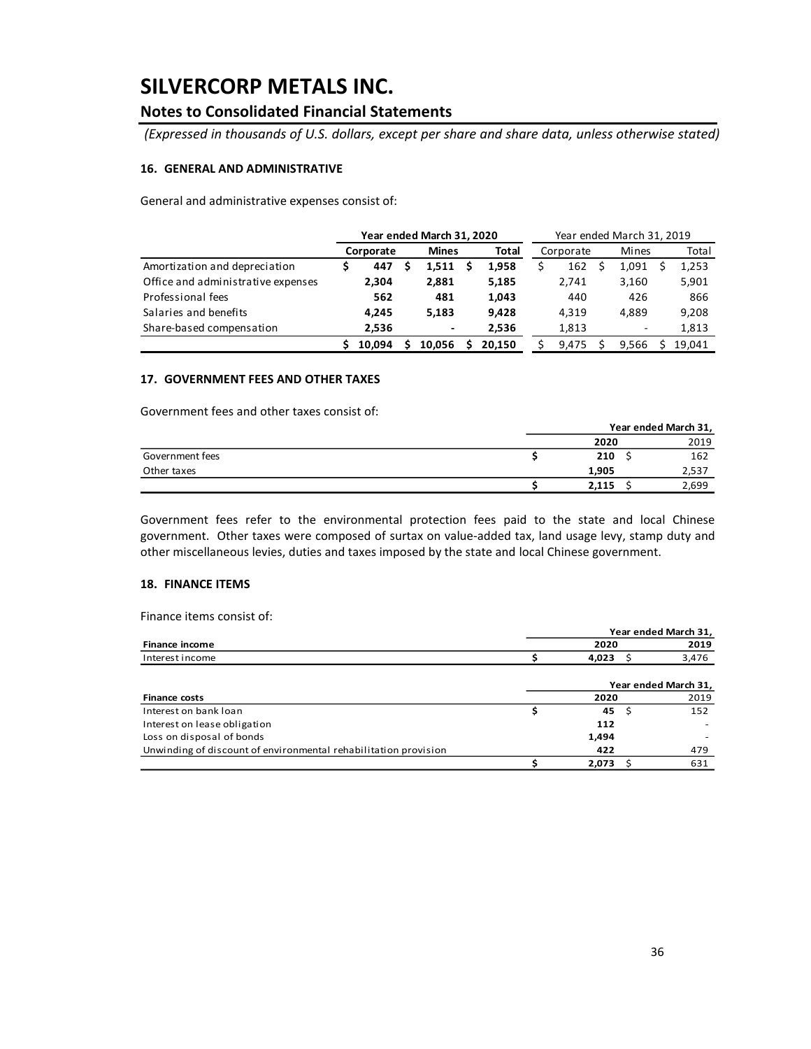# SILVERCORP METALS INC.

## Notes to Consolidated Financial Statements

*(Expressed in thousands of U.S. dollars, except per share and share data, unless otherwise stated)*

### 16. GENERAL AND ADMINISTRATIVE

General and administrative expenses consist of:

| | Year ended March 31, 2020 | | | Year ended March 31, 2019 | | |
|---|---|---|---|---|---|---|
| | **Corporate** | **Mines** | **Total** | Corporate | Mines | Total |
| Amortization and depreciation | **$ 447** | **$ 1,511** | **$ 1,958** | $ 162 | $ 1,091 | $ 1,253 |
| Office and administrative expenses | **2,304** | **2,881** | **5,185** | 2,741 | 3,160 | 5,901 |
| Professional fees | **562** | **481** | **1,043** | 440 | 426 | 866 |
| Salaries and benefits | **4,245** | **5,183** | **9,428** | 4,319 | 4,889 | 9,208 |
| Share-based compensation | **2,536** | **-** | **2,536** | 1,813 | - | 1,813 |
| | **$ 10,094** | **$ 10,056** | **$ 20,150** | $ 9,475 | $ 9,566 | $ 19,041 |

### 17. GOVERNMENT FEES AND OTHER TAXES

Government fees and other taxes consist of:

| | Year ended March 31, | |
|---|---|---|
| | **2020** | 2019 |
| Government fees | **$ 210** | $ 162 |
| Other taxes | **1,905** | 2,537 |
| | **$ 2,115** | $ 2,699 |

Government fees refer to the environmental protection fees paid to the state and local Chinese government. Other taxes were composed of surtax on value-added tax, land usage levy, stamp duty and other miscellaneous levies, duties and taxes imposed by the state and local Chinese government.

### 18. FINANCE ITEMS

Finance items consist of:

| | Year ended March 31, | |
|---|---|---|
| **Finance income** | **2020** | **2019** |
| Interest income | **$ 4,023** | $ 3,476 |

| | Year ended March 31, | |
|---|---|---|
| **Finance costs** | **2020** | 2019 |
| Interest on bank loan | **$ 45** | $ 152 |
| Interest on lease obligation | **112** | - |
| Loss on disposal of bonds | **1,494** | - |
| Unwinding of discount of environmental rehabilitation provision | **422** | 479 |
| | **$ 2,073** | $ 631 |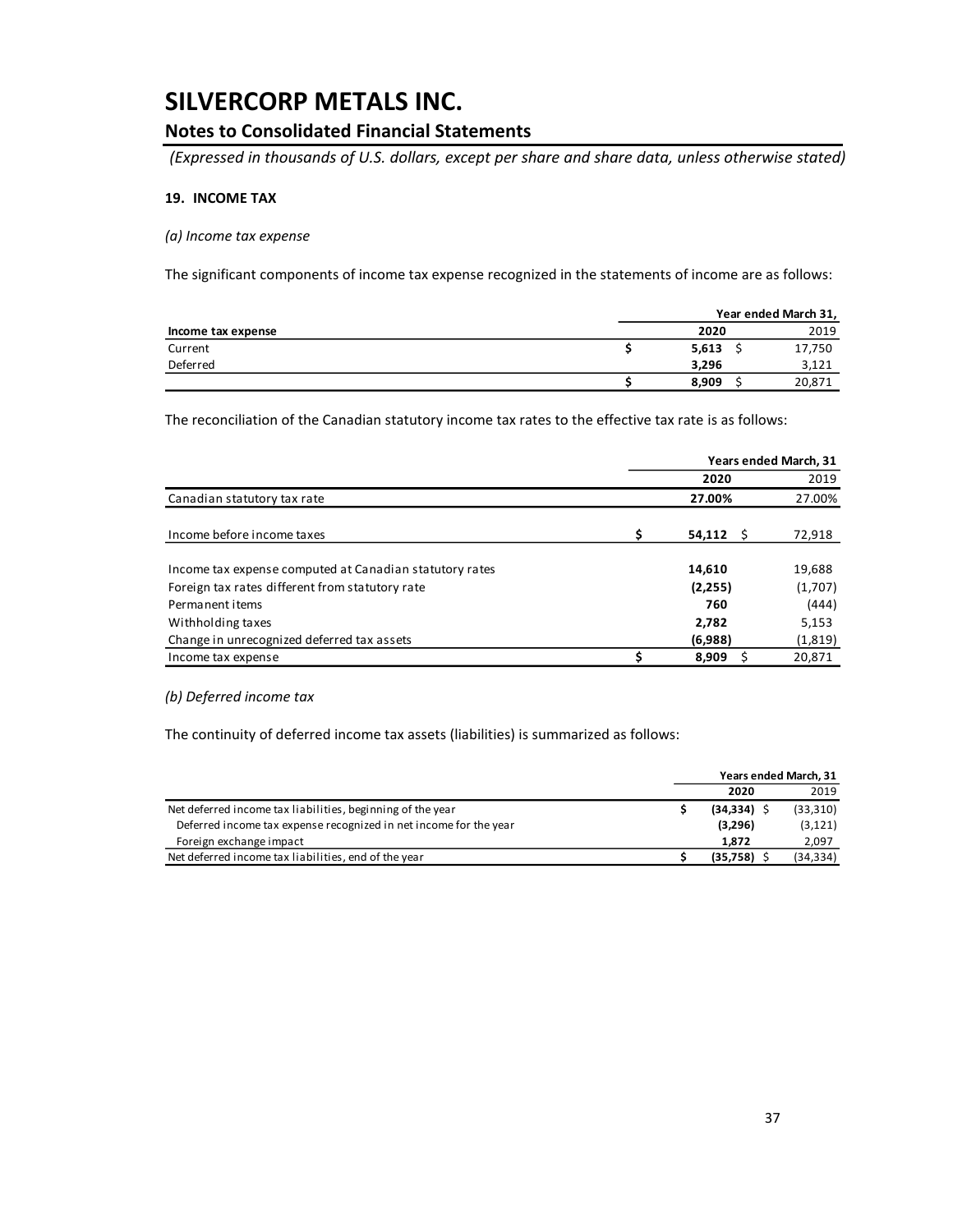# SILVERCORP METALS INC.

## Notes to Consolidated Financial Statements

*(Expressed in thousands of U.S. dollars, except per share and share data, unless otherwise stated)*

**19. INCOME TAX**

*(a) Income tax expense*

The significant components of income tax expense recognized in the statements of income are as follows:

| | Year ended March 31, | |
|---|---|---|
| **Income tax expense** | **2020** | 2019 |
| Current | **$ 5,613** | $ 17,750 |
| Deferred | **3,296** | 3,121 |
| | **$ 8,909** | $ 20,871 |

The reconciliation of the Canadian statutory income tax rates to the effective tax rate is as follows:

| | Years ended March, 31 | |
|---|---|---|
| | **2020** | 2019 |
| Canadian statutory tax rate | **27.00%** | 27.00% |
| Income before income taxes | **$ 54,112** | $ 72,918 |
| Income tax expense computed at Canadian statutory rates | **14,610** | 19,688 |
| Foreign tax rates different from statutory rate | **(2,255)** | (1,707) |
| Permanent items | **760** | (444) |
| Withholding taxes | **2,782** | 5,153 |
| Change in unrecognized deferred tax assets | **(6,988)** | (1,819) |
| Income tax expense | **$ 8,909** | $ 20,871 |

*(b) Deferred income tax*

The continuity of deferred income tax assets (liabilities) is summarized as follows:

| | Years ended March, 31 | |
|---|---|---|
| | **2020** | 2019 |
| Net deferred income tax liabilities, beginning of the year | **$ (34,334)** | $ (33,310) |
| Deferred income tax expense recognized in net income for the year | **(3,296)** | (3,121) |
| Foreign exchange impact | **1,872** | 2,097 |
| Net deferred income tax liabilities, end of the year | **$ (35,758)** | $ (34,334) |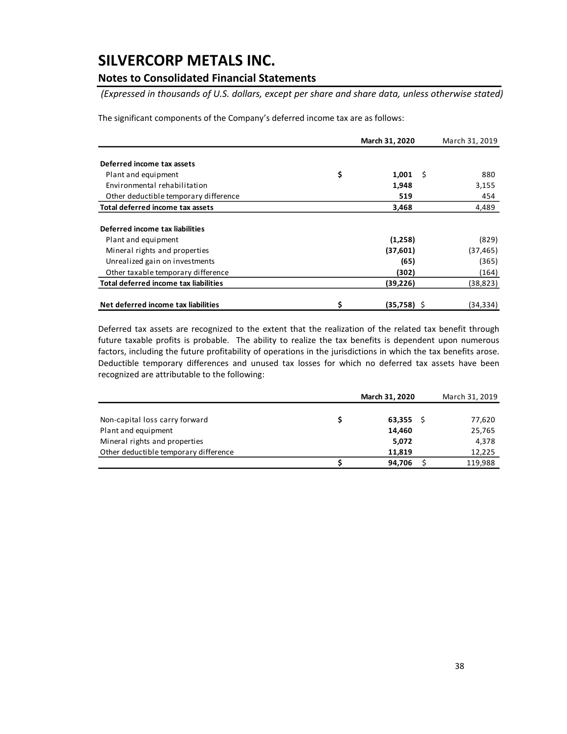# SILVERCORP METALS INC.

## Notes to Consolidated Financial Statements

*(Expressed in thousands of U.S. dollars, except per share and share data, unless otherwise stated)*

The significant components of the Company's deferred income tax are as follows:

| | **March 31, 2020** | March 31, 2019 |
|---|---|---|
| **Deferred income tax assets** | | |
| Plant and equipment | $ **1,001** | $ 880 |
| Environmental rehabilitation | **1,948** | 3,155 |
| Other deductible temporary difference | **519** | 454 |
| **Total deferred income tax assets** | **3,468** | 4,489 |
| **Deferred income tax liabilities** | | |
| Plant and equipment | **(1,258)** | (829) |
| Mineral rights and properties | **(37,601)** | (37,465) |
| Unrealized gain on investments | **(65)** | (365) |
| Other taxable temporary difference | **(302)** | (164) |
| **Total deferred income tax liabilities** | **(39,226)** | (38,823) |
| **Net deferred income tax liabilities** | $ **(35,758)** | $ (34,334) |

Deferred tax assets are recognized to the extent that the realization of the related tax benefit through future taxable profits is probable. The ability to realize the tax benefits is dependent upon numerous factors, including the future profitability of operations in the jurisdictions in which the tax benefits arose. Deductible temporary differences and unused tax losses for which no deferred tax assets have been recognized are attributable to the following:

| | **March 31, 2020** | March 31, 2019 |
|---|---|---|
| Non-capital loss carry forward | $ **63,355** | $ 77,620 |
| Plant and equipment | **14,460** | 25,765 |
| Mineral rights and properties | **5,072** | 4,378 |
| Other deductible temporary difference | **11,819** | 12,225 |
| | $ **94,706** | $ 119,988 |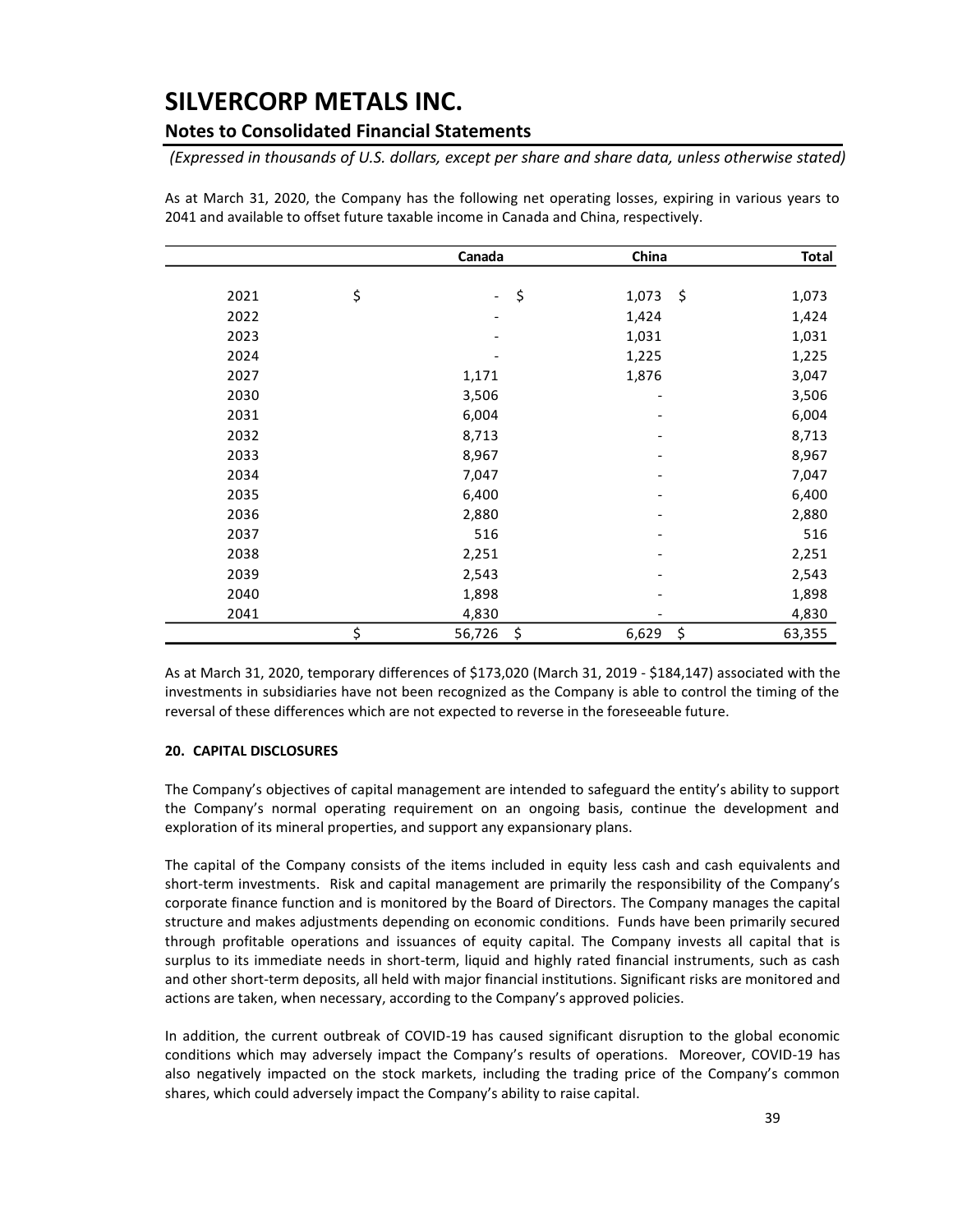# SILVERCORP METALS INC.

## Notes to Consolidated Financial Statements

*(Expressed in thousands of U.S. dollars, except per share and share data, unless otherwise stated)*

As at March 31, 2020, the Company has the following net operating losses, expiring in various years to 2041 and available to offset future taxable income in Canada and China, respectively.

| | Canada | China | Total |
|---|---|---|---|
| 2021 | $ - | $ 1,073 | $ 1,073 |
| 2022 | - | 1,424 | 1,424 |
| 2023 | - | 1,031 | 1,031 |
| 2024 | - | 1,225 | 1,225 |
| 2027 | 1,171 | 1,876 | 3,047 |
| 2030 | 3,506 | - | 3,506 |
| 2031 | 6,004 | - | 6,004 |
| 2032 | 8,713 | - | 8,713 |
| 2033 | 8,967 | - | 8,967 |
| 2034 | 7,047 | - | 7,047 |
| 2035 | 6,400 | - | 6,400 |
| 2036 | 2,880 | - | 2,880 |
| 2037 | 516 | - | 516 |
| 2038 | 2,251 | - | 2,251 |
| 2039 | 2,543 | - | 2,543 |
| 2040 | 1,898 | - | 1,898 |
| 2041 | 4,830 | - | 4,830 |
| | $ 56,726 | $ 6,629 | $ 63,355 |

As at March 31, 2020, temporary differences of $173,020 (March 31, 2019 - $184,147) associated with the investments in subsidiaries have not been recognized as the Company is able to control the timing of the reversal of these differences which are not expected to reverse in the foreseeable future.

**20. CAPITAL DISCLOSURES**

The Company's objectives of capital management are intended to safeguard the entity's ability to support the Company's normal operating requirement on an ongoing basis, continue the development and exploration of its mineral properties, and support any expansionary plans.

The capital of the Company consists of the items included in equity less cash and cash equivalents and short-term investments. Risk and capital management are primarily the responsibility of the Company's corporate finance function and is monitored by the Board of Directors. The Company manages the capital structure and makes adjustments depending on economic conditions. Funds have been primarily secured through profitable operations and issuances of equity capital. The Company invests all capital that is surplus to its immediate needs in short-term, liquid and highly rated financial instruments, such as cash and other short-term deposits, all held with major financial institutions. Significant risks are monitored and actions are taken, when necessary, according to the Company's approved policies.

In addition, the current outbreak of COVID-19 has caused significant disruption to the global economic conditions which may adversely impact the Company's results of operations. Moreover, COVID-19 has also negatively impacted on the stock markets, including the trading price of the Company's common shares, which could adversely impact the Company's ability to raise capital.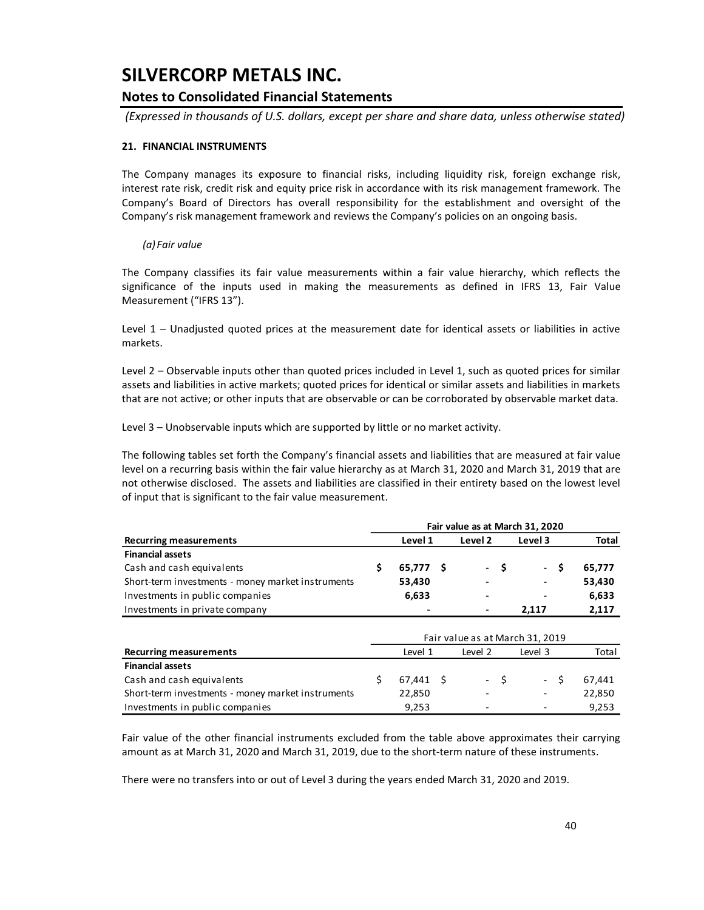# SILVERCORP METALS INC.

## Notes to Consolidated Financial Statements

*(Expressed in thousands of U.S. dollars, except per share and share data, unless otherwise stated)*

### 21. FINANCIAL INSTRUMENTS

The Company manages its exposure to financial risks, including liquidity risk, foreign exchange risk, interest rate risk, credit risk and equity price risk in accordance with its risk management framework. The Company's Board of Directors has overall responsibility for the establishment and oversight of the Company's risk management framework and reviews the Company's policies on an ongoing basis.

*(a) Fair value*

The Company classifies its fair value measurements within a fair value hierarchy, which reflects the significance of the inputs used in making the measurements as defined in IFRS 13, Fair Value Measurement ("IFRS 13").

Level 1 – Unadjusted quoted prices at the measurement date for identical assets or liabilities in active markets.

Level 2 – Observable inputs other than quoted prices included in Level 1, such as quoted prices for similar assets and liabilities in active markets; quoted prices for identical or similar assets and liabilities in markets that are not active; or other inputs that are observable or can be corroborated by observable market data.

Level 3 – Unobservable inputs which are supported by little or no market activity.

The following tables set forth the Company's financial assets and liabilities that are measured at fair value level on a recurring basis within the fair value hierarchy as at March 31, 2020 and March 31, 2019 that are not otherwise disclosed. The assets and liabilities are classified in their entirety based on the lowest level of input that is significant to the fair value measurement.

| | **Fair value as at March 31, 2020** | | | |
|---|---|---|---|---|
| **Recurring measurements** | **Level 1** | **Level 2** | **Level 3** | **Total** |
| **Financial assets** | | | | |
| Cash and cash equivalents | **$ 65,777** | **$ -** | **$ -** | **$ 65,777** |
| Short-term investments - money market instruments | **53,430** | **-** | **-** | **53,430** |
| Investments in public companies | **6,633** | **-** | **-** | **6,633** |
| Investments in private company | **-** | **-** | **2,117** | **2,117** |

| | Fair value as at March 31, 2019 | | | |
|---|---|---|---|---|
| **Recurring measurements** | Level 1 | Level 2 | Level 3 | Total |
| **Financial assets** | | | | |
| Cash and cash equivalents | $ 67,441 | $ - | $ - | $ 67,441 |
| Short-term investments - money market instruments | 22,850 | - | - | 22,850 |
| Investments in public companies | 9,253 | - | - | 9,253 |

Fair value of the other financial instruments excluded from the table above approximates their carrying amount as at March 31, 2020 and March 31, 2019, due to the short-term nature of these instruments.

There were no transfers into or out of Level 3 during the years ended March 31, 2020 and 2019.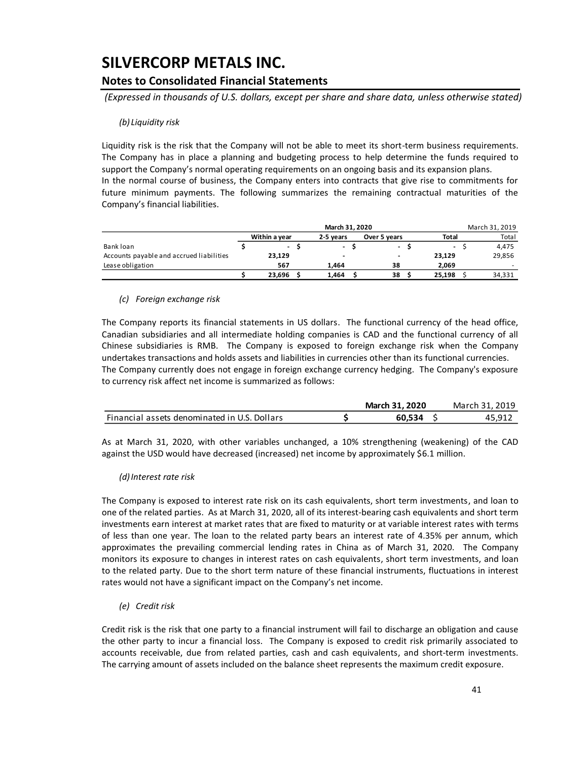# SILVERCORP METALS INC.

## Notes to Consolidated Financial Statements

*(Expressed in thousands of U.S. dollars, except per share and share data, unless otherwise stated)*

*(b) Liquidity risk*

Liquidity risk is the risk that the Company will not be able to meet its short-term business requirements. The Company has in place a planning and budgeting process to help determine the funds required to support the Company's normal operating requirements on an ongoing basis and its expansion plans.
In the normal course of business, the Company enters into contracts that give rise to commitments for future minimum payments. The following summarizes the remaining contractual maturities of the Company's financial liabilities.

| | **March 31, 2020** | | | | March 31, 2019 |
|---|---|---|---|---|---|
| | **Within a year** | **2-5 years** | **Over 5 years** | **Total** | Total |
| Bank loan | $ - | $ - | $ - | $ - | $ 4,475 |
| Accounts payable and accrued liabilities | **23,129** | **-** | **-** | **23,129** | 29,856 |
| Lease obligation | **567** | **1,464** | **38** | **2,069** | - |
| | **$ 23,696** | **$ 1,464** | **$ 38** | **$ 25,198** | $ 34,331 |

*(c) Foreign exchange risk*

The Company reports its financial statements in US dollars. The functional currency of the head office, Canadian subsidiaries and all intermediate holding companies is CAD and the functional currency of all Chinese subsidiaries is RMB. The Company is exposed to foreign exchange risk when the Company undertakes transactions and holds assets and liabilities in currencies other than its functional currencies.
The Company currently does not engage in foreign exchange currency hedging. The Company's exposure to currency risk affect net income is summarized as follows:

| | **March 31, 2020** | March 31, 2019 |
|---|---|---|
| Financial assets denominated in U.S. Dollars | **$ 60,534** | $ 45,912 |

As at March 31, 2020, with other variables unchanged, a 10% strengthening (weakening) of the CAD against the USD would have decreased (increased) net income by approximately $6.1 million.

*(d) Interest rate risk*

The Company is exposed to interest rate risk on its cash equivalents, short term investments, and loan to one of the related parties. As at March 31, 2020, all of its interest-bearing cash equivalents and short term investments earn interest at market rates that are fixed to maturity or at variable interest rates with terms of less than one year. The loan to the related party bears an interest rate of 4.35% per annum, which approximates the prevailing commercial lending rates in China as of March 31, 2020. The Company monitors its exposure to changes in interest rates on cash equivalents, short term investments, and loan to the related party. Due to the short term nature of these financial instruments, fluctuations in interest rates would not have a significant impact on the Company's net income.

*(e) Credit risk*

Credit risk is the risk that one party to a financial instrument will fail to discharge an obligation and cause the other party to incur a financial loss. The Company is exposed to credit risk primarily associated to accounts receivable, due from related parties, cash and cash equivalents, and short-term investments. The carrying amount of assets included on the balance sheet represents the maximum credit exposure.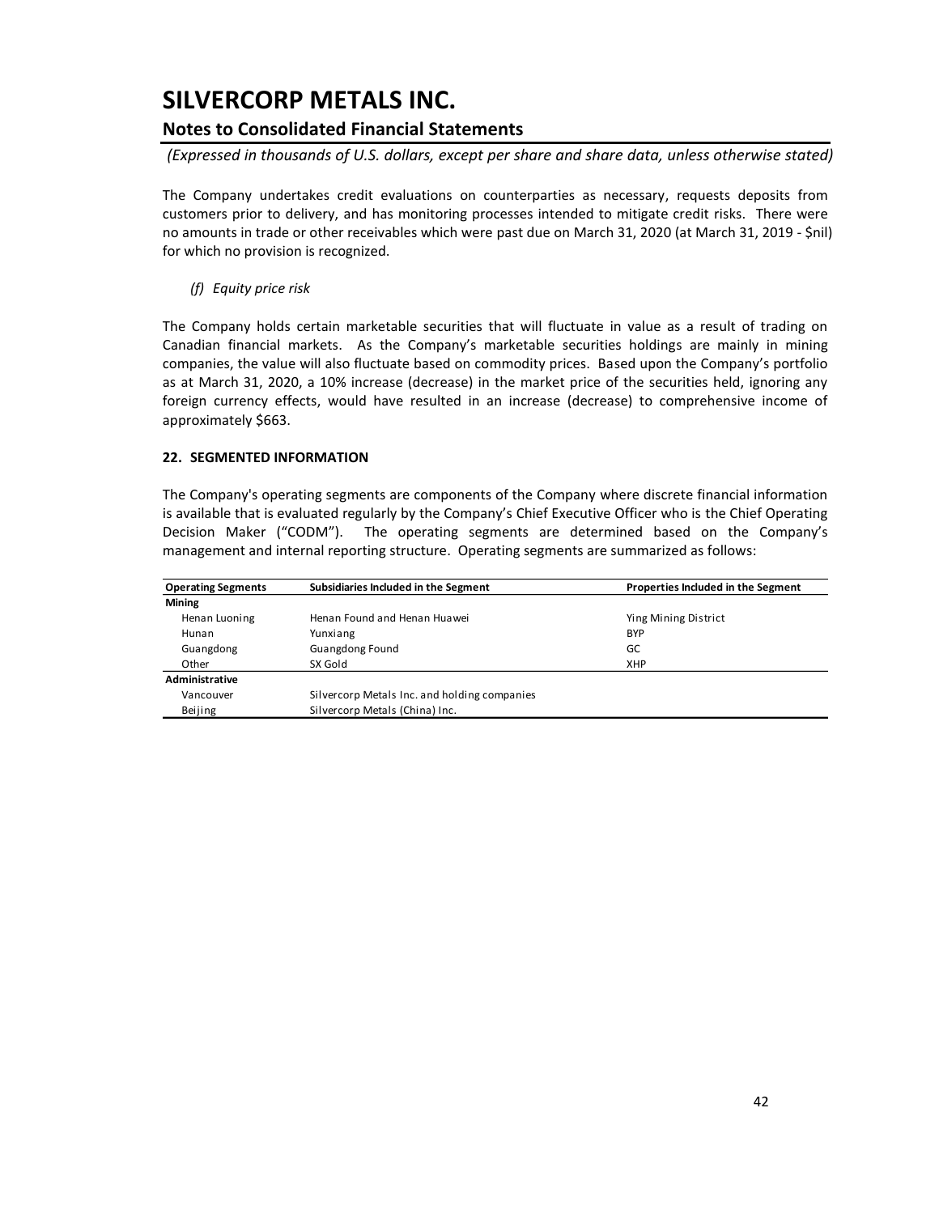# SILVERCORP METALS INC.

## Notes to Consolidated Financial Statements

*(Expressed in thousands of U.S. dollars, except per share and share data, unless otherwise stated)*

The Company undertakes credit evaluations on counterparties as necessary, requests deposits from customers prior to delivery, and has monitoring processes intended to mitigate credit risks. There were no amounts in trade or other receivables which were past due on March 31, 2020 (at March 31, 2019 - $nil) for which no provision is recognized.

*(f) Equity price risk*

The Company holds certain marketable securities that will fluctuate in value as a result of trading on Canadian financial markets. As the Company's marketable securities holdings are mainly in mining companies, the value will also fluctuate based on commodity prices. Based upon the Company's portfolio as at March 31, 2020, a 10% increase (decrease) in the market price of the securities held, ignoring any foreign currency effects, would have resulted in an increase (decrease) to comprehensive income of approximately $663.

**22. SEGMENTED INFORMATION**

The Company's operating segments are components of the Company where discrete financial information is available that is evaluated regularly by the Company's Chief Executive Officer who is the Chief Operating Decision Maker ("CODM"). The operating segments are determined based on the Company's management and internal reporting structure. Operating segments are summarized as follows:

| Operating Segments | Subsidiaries Included in the Segment | Properties Included in the Segment |
|---|---|---|
| **Mining** | | |
| Henan Luoning | Henan Found and Henan Huawei | Ying Mining District |
| Hunan | Yunxiang | BYP |
| Guangdong | Guangdong Found | GC |
| Other | SX Gold | XHP |
| **Administrative** | | |
| Vancouver | Silvercorp Metals Inc. and holding companies | |
| Beijing | Silvercorp Metals (China) Inc. | |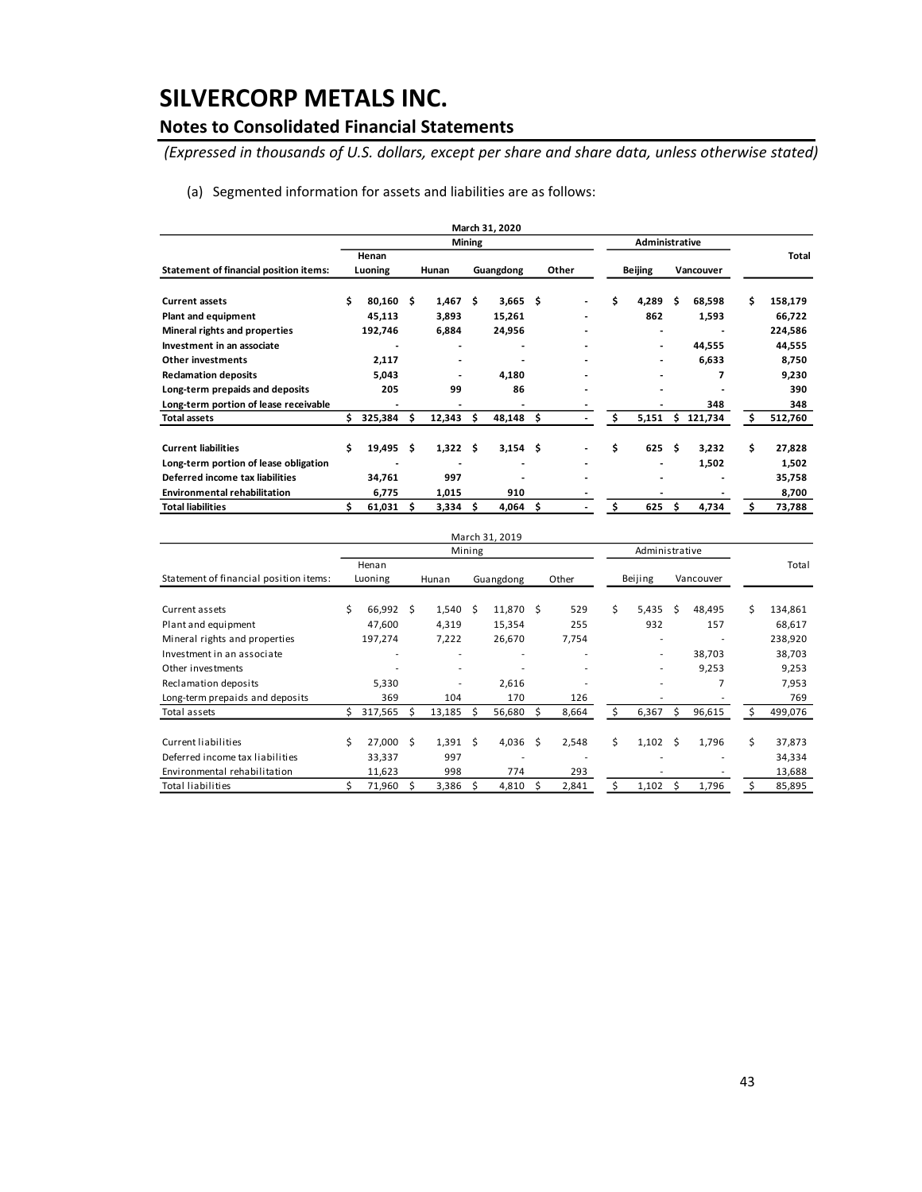# SILVERCORP METALS INC.

## Notes to Consolidated Financial Statements

*(Expressed in thousands of U.S. dollars, except per share and share data, unless otherwise stated)*

(a) Segmented information for assets and liabilities are as follows:

**March 31, 2020**

| | **Mining** | | | | **Administrative** | | |
|---|---|---|---|---|---|---|---|
| **Statement of financial position items:** | **Henan Luoning** | **Hunan** | **Guangdong** | **Other** | **Beijing** | **Vancouver** | **Total** |
| **Current assets** | $ 80,160 | $ 1,467 | $ 3,665 | $ - | $ 4,289 | $ 68,598 | $ 158,179 |
| **Plant and equipment** | 45,113 | 3,893 | 15,261 | - | 862 | 1,593 | 66,722 |
| **Mineral rights and properties** | 192,746 | 6,884 | 24,956 | - | - | - | 224,586 |
| **Investment in an associate** | - | - | - | - | - | 44,555 | 44,555 |
| **Other investments** | 2,117 | - | - | - | - | 6,633 | 8,750 |
| **Reclamation deposits** | 5,043 | - | 4,180 | - | - | 7 | 9,230 |
| **Long-term prepaids and deposits** | 205 | 99 | 86 | - | - | - | 390 |
| **Long-term portion of lease receivable** | - | - | - | - | - | 348 | 348 |
| **Total assets** | $ 325,384 | $ 12,343 | $ 48,148 | $ - | $ 5,151 | $ 121,734 | $ 512,760 |
| | | | | | | | |
| **Current liabilities** | $ 19,495 | $ 1,322 | $ 3,154 | $ - | $ 625 | $ 3,232 | $ 27,828 |
| **Long-term portion of lease obligation** | - | - | - | - | - | 1,502 | 1,502 |
| **Deferred income tax liabilities** | 34,761 | 997 | - | - | - | - | 35,758 |
| **Environmental rehabilitation** | 6,775 | 1,015 | 910 | - | - | - | 8,700 |
| **Total liabilities** | $ 61,031 | $ 3,334 | $ 4,064 | $ - | $ 625 | $ 4,734 | $ 73,788 |

March 31, 2019

| | Mining | | | | Administrative | | |
|---|---|---|---|---|---|---|---|
| Statement of financial position items: | Henan Luoning | Hunan | Guangdong | Other | Beijing | Vancouver | Total |
| Current assets | $ 66,992 | $ 1,540 | $ 11,870 | $ 529 | $ 5,435 | $ 48,495 | $ 134,861 |
| Plant and equipment | 47,600 | 4,319 | 15,354 | 255 | 932 | 157 | 68,617 |
| Mineral rights and properties | 197,274 | 7,222 | 26,670 | 7,754 | - | - | 238,920 |
| Investment in an associate | - | - | - | - | - | 38,703 | 38,703 |
| Other investments | - | - | - | - | - | 9,253 | 9,253 |
| Reclamation deposits | 5,330 | - | 2,616 | - | - | 7 | 7,953 |
| Long-term prepaids and deposits | 369 | 104 | 170 | 126 | - | - | 769 |
| Total assets | $ 317,565 | $ 13,185 | $ 56,680 | $ 8,664 | $ 6,367 | $ 96,615 | $ 499,076 |
| | | | | | | | |
| Current liabilities | $ 27,000 | $ 1,391 | $ 4,036 | $ 2,548 | $ 1,102 | $ 1,796 | $ 37,873 |
| Deferred income tax liabilities | 33,337 | 997 | - | - | - | - | 34,334 |
| Environmental rehabilitation | 11,623 | 998 | 774 | 293 | - | - | 13,688 |
| Total liabilities | $ 71,960 | $ 3,386 | $ 4,810 | $ 2,841 | $ 1,102 | $ 1,796 | $ 85,895 |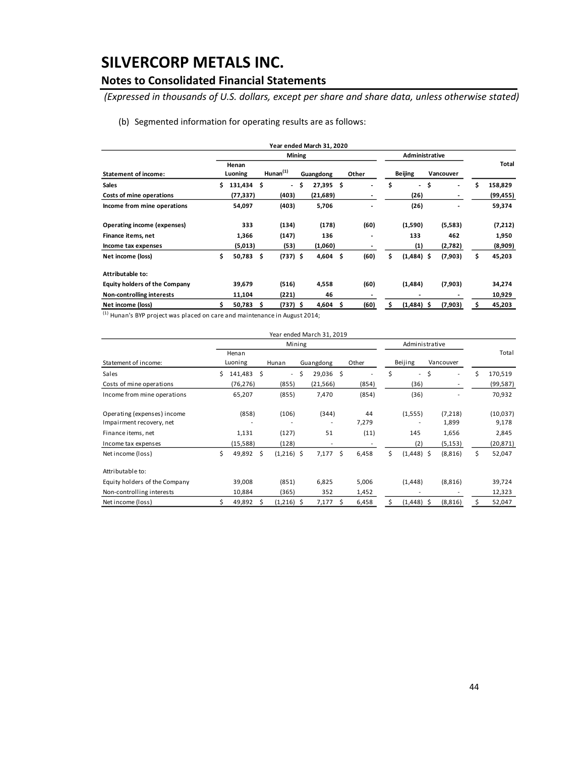# SILVERCORP METALS INC.

## Notes to Consolidated Financial Statements

*(Expressed in thousands of U.S. dollars, except per share and share data, unless otherwise stated)*

(b) Segmented information for operating results are as follows:

| | Year ended March 31, 2020 | | | | | | |
|---|---|---|---|---|---|---|---|
| | Mining | | | | Administrative | | |
| **Statement of income:** | **Henan Luoning** | **Hunan[(1)]** | **Guangdong** | **Other** | **Beijing** | **Vancouver** | **Total** |
| **Sales** | **$ 131,434** | **$ -** | **$ 27,395** | **$ -** | **$ -** | **$ -** | **$ 158,829** |
| **Costs of mine operations** | **(77,337)** | **(403)** | **(21,689)** | **-** | **(26)** | **-** | **(99,455)** |
| **Income from mine operations** | **54,097** | **(403)** | **5,706** | **-** | **(26)** | **-** | **59,374** |
| **Operating income (expenses)** | **333** | **(134)** | **(178)** | **(60)** | **(1,590)** | **(5,583)** | **(7,212)** |
| **Finance items, net** | **1,366** | **(147)** | **136** | **-** | **133** | **462** | **1,950** |
| **Income tax expenses** | **(5,013)** | **(53)** | **(1,060)** | **-** | **(1)** | **(2,782)** | **(8,909)** |
| **Net income (loss)** | **$ 50,783** | **$ (737)** | **$ 4,604** | **$ (60)** | **$ (1,484)** | **$ (7,903)** | **$ 45,203** |
| **Attributable to:** | | | | | | | |
| **Equity holders of the Company** | **39,679** | **(516)** | **4,558** | **(60)** | **(1,484)** | **(7,903)** | **34,274** |
| **Non-controlling interests** | **11,104** | **(221)** | **46** | **-** | **-** | **-** | **10,929** |
| **Net income (loss)** | **$ 50,783** | **$ (737)** | **$ 4,604** | **$ (60)** | **$ (1,484)** | **$ (7,903)** | **$ 45,203** |

[(1)] Hunan's BYP project was placed on care and maintenance in August 2014;

| | Year ended March 31, 2019 | | | | | | |
|---|---|---|---|---|---|---|---|
| | Mining | | | | Administrative | | |
| Statement of income: | Henan Luoning | Hunan | Guangdong | Other | Beijing | Vancouver | Total |
| Sales | $ 141,483 | $ - | $ 29,036 | $ - | $ - | $ - | $ 170,519 |
| Costs of mine operations | (76,276) | (855) | (21,566) | (854) | (36) | - | (99,587) |
| Income from mine operations | 65,207 | (855) | 7,470 | (854) | (36) | - | 70,932 |
| Operating (expenses) income | (858) | (106) | (344) | 44 | (1,555) | (7,218) | (10,037) |
| Impairment recovery, net | - | - | - | 7,279 | - | 1,899 | 9,178 |
| Finance items, net | 1,131 | (127) | 51 | (11) | 145 | 1,656 | 2,845 |
| Income tax expenses | (15,588) | (128) | - | - | (2) | (5,153) | (20,871) |
| Net income (loss) | $ 49,892 | $ (1,216) | $ 7,177 | $ 6,458 | $ (1,448) | $ (8,816) | $ 52,047 |
| Attributable to: | | | | | | | |
| Equity holders of the Company | 39,008 | (851) | 6,825 | 5,006 | (1,448) | (8,816) | 39,724 |
| Non-controlling interests | 10,884 | (365) | 352 | 1,452 | - | - | 12,323 |
| Net income (loss) | $ 49,892 | $ (1,216) | $ 7,177 | $ 6,458 | $ (1,448) | $ (8,816) | $ 52,047 |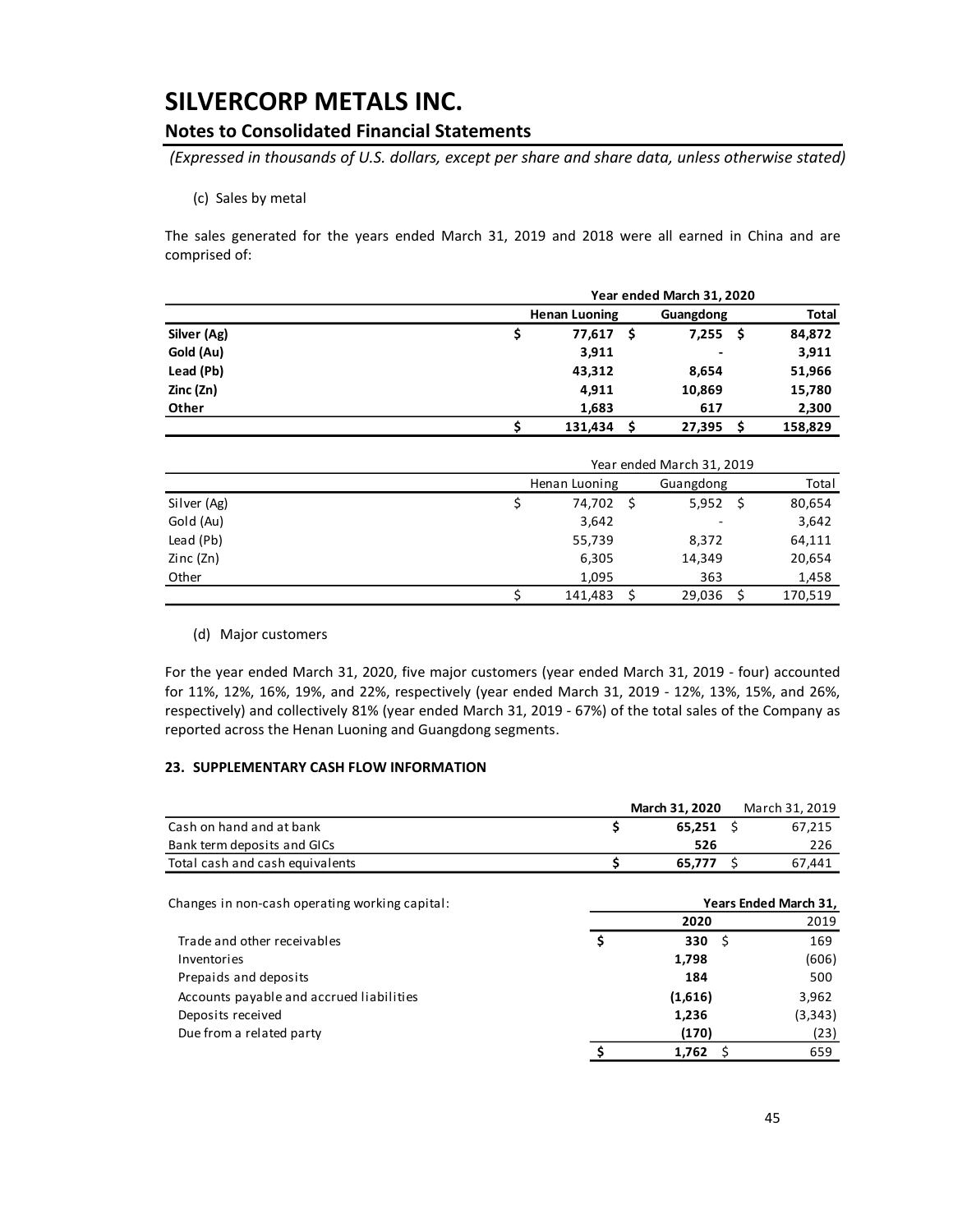# SILVERCORP METALS INC.

## Notes to Consolidated Financial Statements

*(Expressed in thousands of U.S. dollars, except per share and share data, unless otherwise stated)*

(c) Sales by metal

The sales generated for the years ended March 31, 2019 and 2018 were all earned in China and are comprised of:

| | **Year ended March 31, 2020** | | |
|---|---|---|---|
| | **Henan Luoning** | **Guangdong** | **Total** |
| **Silver (Ag)** | **$ 77,617** | **$ 7,255** | **$ 84,872** |
| **Gold (Au)** | **3,911** | **-** | **3,911** |
| **Lead (Pb)** | **43,312** | **8,654** | **51,966** |
| **Zinc (Zn)** | **4,911** | **10,869** | **15,780** |
| **Other** | **1,683** | **617** | **2,300** |
| | **$ 131,434** | **$ 27,395** | **$ 158,829** |

| | Year ended March 31, 2019 | | |
|---|---|---|---|
| | Henan Luoning | Guangdong | Total |
| Silver (Ag) | $ 74,702 | $ 5,952 | $ 80,654 |
| Gold (Au) | 3,642 | - | 3,642 |
| Lead (Pb) | 55,739 | 8,372 | 64,111 |
| Zinc (Zn) | 6,305 | 14,349 | 20,654 |
| Other | 1,095 | 363 | 1,458 |
| | $ 141,483 | $ 29,036 | $ 170,519 |

(d) Major customers

For the year ended March 31, 2020, five major customers (year ended March 31, 2019 - four) accounted for 11%, 12%, 16%, 19%, and 22%, respectively (year ended March 31, 2019 - 12%, 13%, 15%, and 26%, respectively) and collectively 81% (year ended March 31, 2019 - 67%) of the total sales of the Company as reported across the Henan Luoning and Guangdong segments.

### 23. SUPPLEMENTARY CASH FLOW INFORMATION

| | **March 31, 2020** | March 31, 2019 |
|---|---|---|
| Cash on hand and at bank | **$ 65,251** | $ 67,215 |
| Bank term deposits and GICs | **526** | 226 |
| Total cash and cash equivalents | **$ 65,777** | $ 67,441 |

| Changes in non-cash operating working capital: | **Years Ended March 31,** | |
|---|---|---|
| | **2020** | 2019 |
| Trade and other receivables | **$ 330** | $ 169 |
| Inventories | **1,798** | (606) |
| Prepaids and deposits | **184** | 500 |
| Accounts payable and accrued liabilities | **(1,616)** | 3,962 |
| Deposits received | **1,236** | (3,343) |
| Due from a related party | **(170)** | (23) |
| | **$ 1,762** | $ 659 |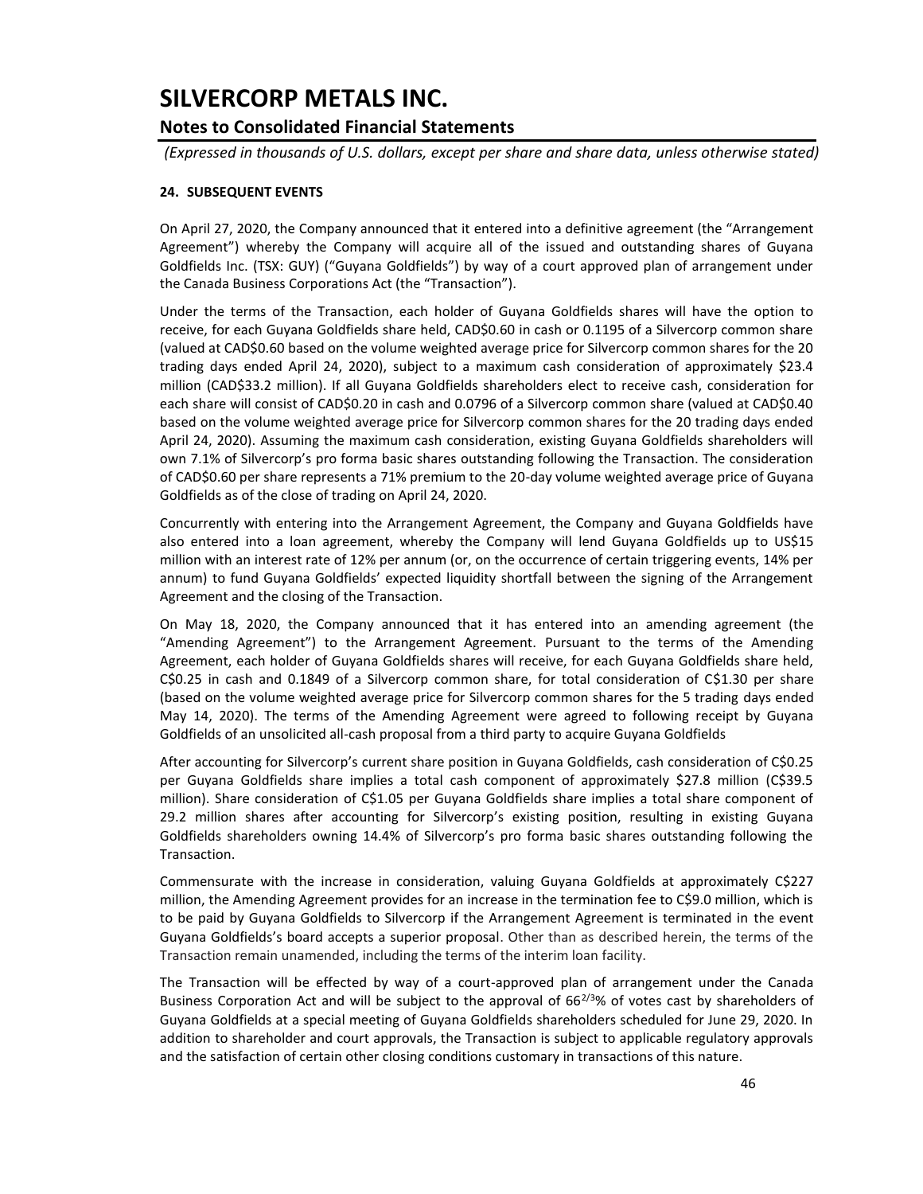# SILVERCORP METALS INC.

## Notes to Consolidated Financial Statements

*(Expressed in thousands of U.S. dollars, except per share and share data, unless otherwise stated)*

### 24. SUBSEQUENT EVENTS

On April 27, 2020, the Company announced that it entered into a definitive agreement (the "Arrangement Agreement") whereby the Company will acquire all of the issued and outstanding shares of Guyana Goldfields Inc. (TSX: GUY) ("Guyana Goldfields") by way of a court approved plan of arrangement under the Canada Business Corporations Act (the "Transaction").

Under the terms of the Transaction, each holder of Guyana Goldfields shares will have the option to receive, for each Guyana Goldfields share held, CAD$0.60 in cash or 0.1195 of a Silvercorp common share (valued at CAD$0.60 based on the volume weighted average price for Silvercorp common shares for the 20 trading days ended April 24, 2020), subject to a maximum cash consideration of approximately $23.4 million (CAD$33.2 million). If all Guyana Goldfields shareholders elect to receive cash, consideration for each share will consist of CAD$0.20 in cash and 0.0796 of a Silvercorp common share (valued at CAD$0.40 based on the volume weighted average price for Silvercorp common shares for the 20 trading days ended April 24, 2020). Assuming the maximum cash consideration, existing Guyana Goldfields shareholders will own 7.1% of Silvercorp's pro forma basic shares outstanding following the Transaction. The consideration of CAD$0.60 per share represents a 71% premium to the 20-day volume weighted average price of Guyana Goldfields as of the close of trading on April 24, 2020.

Concurrently with entering into the Arrangement Agreement, the Company and Guyana Goldfields have also entered into a loan agreement, whereby the Company will lend Guyana Goldfields up to US$15 million with an interest rate of 12% per annum (or, on the occurrence of certain triggering events, 14% per annum) to fund Guyana Goldfields' expected liquidity shortfall between the signing of the Arrangement Agreement and the closing of the Transaction.

On May 18, 2020, the Company announced that it has entered into an amending agreement (the "Amending Agreement") to the Arrangement Agreement. Pursuant to the terms of the Amending Agreement, each holder of Guyana Goldfields shares will receive, for each Guyana Goldfields share held, C$0.25 in cash and 0.1849 of a Silvercorp common share, for total consideration of C$1.30 per share (based on the volume weighted average price for Silvercorp common shares for the 5 trading days ended May 14, 2020). The terms of the Amending Agreement were agreed to following receipt by Guyana Goldfields of an unsolicited all-cash proposal from a third party to acquire Guyana Goldfields

After accounting for Silvercorp's current share position in Guyana Goldfields, cash consideration of C$0.25 per Guyana Goldfields share implies a total cash component of approximately $27.8 million (C$39.5 million). Share consideration of C$1.05 per Guyana Goldfields share implies a total share component of 29.2 million shares after accounting for Silvercorp's existing position, resulting in existing Guyana Goldfields shareholders owning 14.4% of Silvercorp's pro forma basic shares outstanding following the Transaction.

Commensurate with the increase in consideration, valuing Guyana Goldfields at approximately C$227 million, the Amending Agreement provides for an increase in the termination fee to C$9.0 million, which is to be paid by Guyana Goldfields to Silvercorp if the Arrangement Agreement is terminated in the event Guyana Goldfields's board accepts a superior proposal. Other than as described herein, the terms of the Transaction remain unamended, including the terms of the interim loan facility.

The Transaction will be effected by way of a court-approved plan of arrangement under the Canada Business Corporation Act and will be subject to the approval of $66^{2/3}$% of votes cast by shareholders of Guyana Goldfields at a special meeting of Guyana Goldfields shareholders scheduled for June 29, 2020. In addition to shareholder and court approvals, the Transaction is subject to applicable regulatory approvals and the satisfaction of certain other closing conditions customary in transactions of this nature.